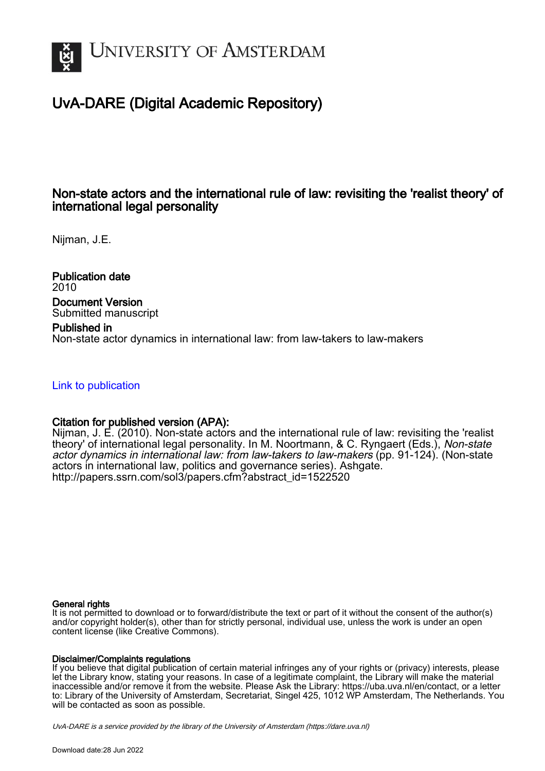# UvA-DARE (Digital Academic Repository)

## Non-state actors and the international rule of law: revisiting the 'realist theory' of international legal personality

Nijman, J.E.

**Publication date**
2010

**Document Version**
Submitted manuscript

**Published in**
Non-state actor dynamics in international law: from law-takers to law-makers

Link to publication

**Citation for published version (APA):**
Nijman, J. E. (2010). Non-state actors and the international rule of law: revisiting the 'realist theory' of international legal personality. In M. Noortmann, & C. Ryngaert (Eds.), *Non-state actor dynamics in international law: from law-takers to law-makers* (pp. 91-124). (Non-state actors in international law, politics and governance series). Ashgate. http://papers.ssrn.com/sol3/papers.cfm?abstract_id=1522520

**General rights**
It is not permitted to download or to forward/distribute the text or part of it without the consent of the author(s) and/or copyright holder(s), other than for strictly personal, individual use, unless the work is under an open content license (like Creative Commons).

**Disclaimer/Complaints regulations**
If you believe that digital publication of certain material infringes any of your rights or (privacy) interests, please let the Library know, stating your reasons. In case of a legitimate complaint, the Library will make the material inaccessible and/or remove it from the website. Please Ask the Library: https://uba.uva.nl/en/contact, or a letter to: Library of the University of Amsterdam, Secretariat, Singel 425, 1012 WP Amsterdam, The Netherlands. You will be contacted as soon as possible.

UvA-DARE is a service provided by the library of the University of Amsterdam (https://dare.uva.nl)

Download date:28 Jun 2022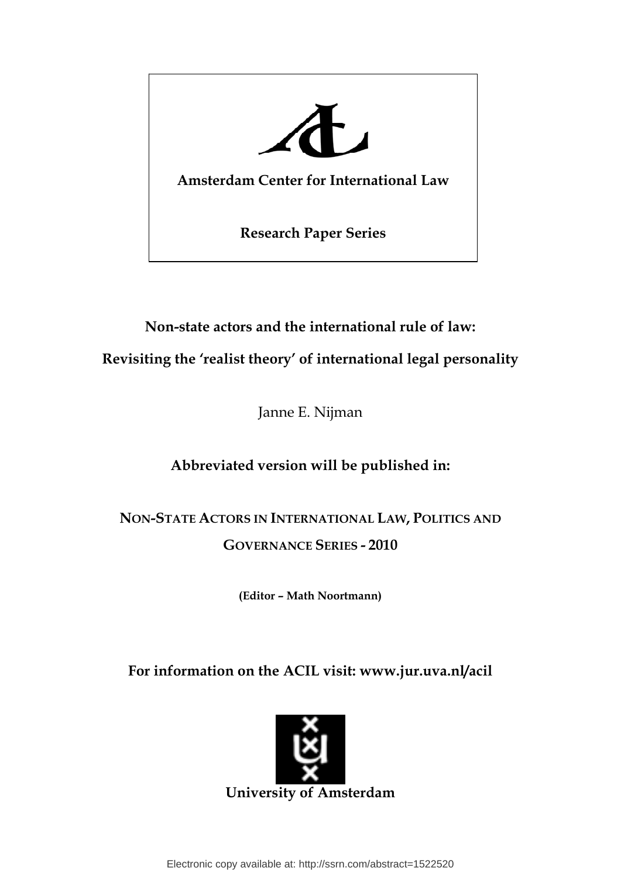**Amsterdam Center for International Law**

**Research Paper Series**

**Non-state actors and the international rule of law:**

**Revisiting the 'realist theory' of international legal personality**

Janne E. Nijman

**Abbreviated version will be published in:**

**NON-STATE ACTORS IN INTERNATIONAL LAW, POLITICS AND GOVERNANCE SERIES - 2010**

**(Editor – Math Noortmann)**

**For information on the ACIL visit: www.jur.uva.nl/acil**

**University of Amsterdam**

Electronic copy available at: http://ssrn.com/abstract=1522520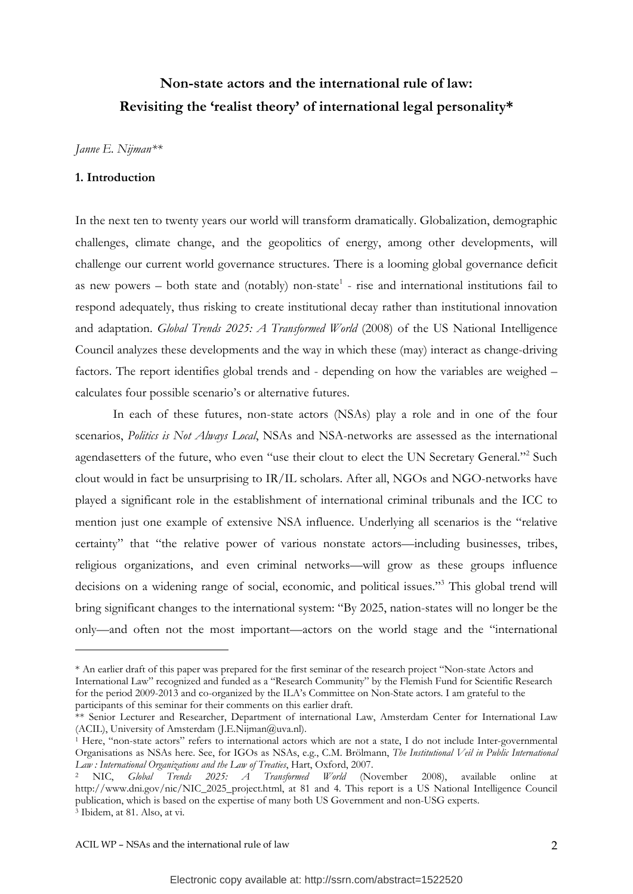# Non-state actors and the international rule of law: Revisiting the 'realist theory' of international legal personality*

*Janne E. Nijman***

## 1. Introduction

In the next ten to twenty years our world will transform dramatically. Globalization, demographic challenges, climate change, and the geopolitics of energy, among other developments, will challenge our current world governance structures. There is a looming global governance deficit as new powers – both state and (notably) non-state[1] - rise and international institutions fail to respond adequately, thus risking to create institutional decay rather than institutional innovation and adaptation. *Global Trends 2025: A Transformed World* (2008) of the US National Intelligence Council analyzes these developments and the way in which these (may) interact as change-driving factors. The report identifies global trends and - depending on how the variables are weighed – calculates four possible scenario's or alternative futures.

In each of these futures, non-state actors (NSAs) play a role and in one of the four scenarios, *Politics is Not Always Local*, NSAs and NSA-networks are assessed as the international agendasetters of the future, who even "use their clout to elect the UN Secretary General."[2] Such clout would in fact be unsurprising to IR/IL scholars. After all, NGOs and NGO-networks have played a significant role in the establishment of international criminal tribunals and the ICC to mention just one example of extensive NSA influence. Underlying all scenarios is the "relative certainty" that "the relative power of various nonstate actors—including businesses, tribes, religious organizations, and even criminal networks—will grow as these groups influence decisions on a widening range of social, economic, and political issues."[3] This global trend will bring significant changes to the international system: "By 2025, nation-states will no longer be the only—and often not the most important—actors on the world stage and the "international

---

\* An earlier draft of this paper was prepared for the first seminar of the research project "Non-state Actors and International Law" recognized and funded as a "Research Community" by the Flemish Fund for Scientific Research for the period 2009-2013 and co-organized by the ILA's Committee on Non-State actors. I am grateful to the participants of this seminar for their comments on this earlier draft.

\*\* Senior Lecturer and Researcher, Department of international Law, Amsterdam Center for International Law (ACIL), University of Amsterdam (J.E.Nijman@uva.nl).

[1] Here, "non-state actors" refers to international actors which are not a state, I do not include Inter-governmental Organisations as NSAs here. See, for IGOs as NSAs, e.g., C.M. Brölmann, *The Institutional Veil in Public International Law : International Organizations and the Law of Treaties*, Hart, Oxford, 2007.

[2] NIC, *Global Trends 2025: A Transformed World* (November 2008), available online at http://www.dni.gov/nic/NIC_2025_project.html, at 81 and 4. This report is a US National Intelligence Council publication, which is based on the expertise of many both US Government and non-USG experts.

[3] Ibidem, at 81. Also, at vi.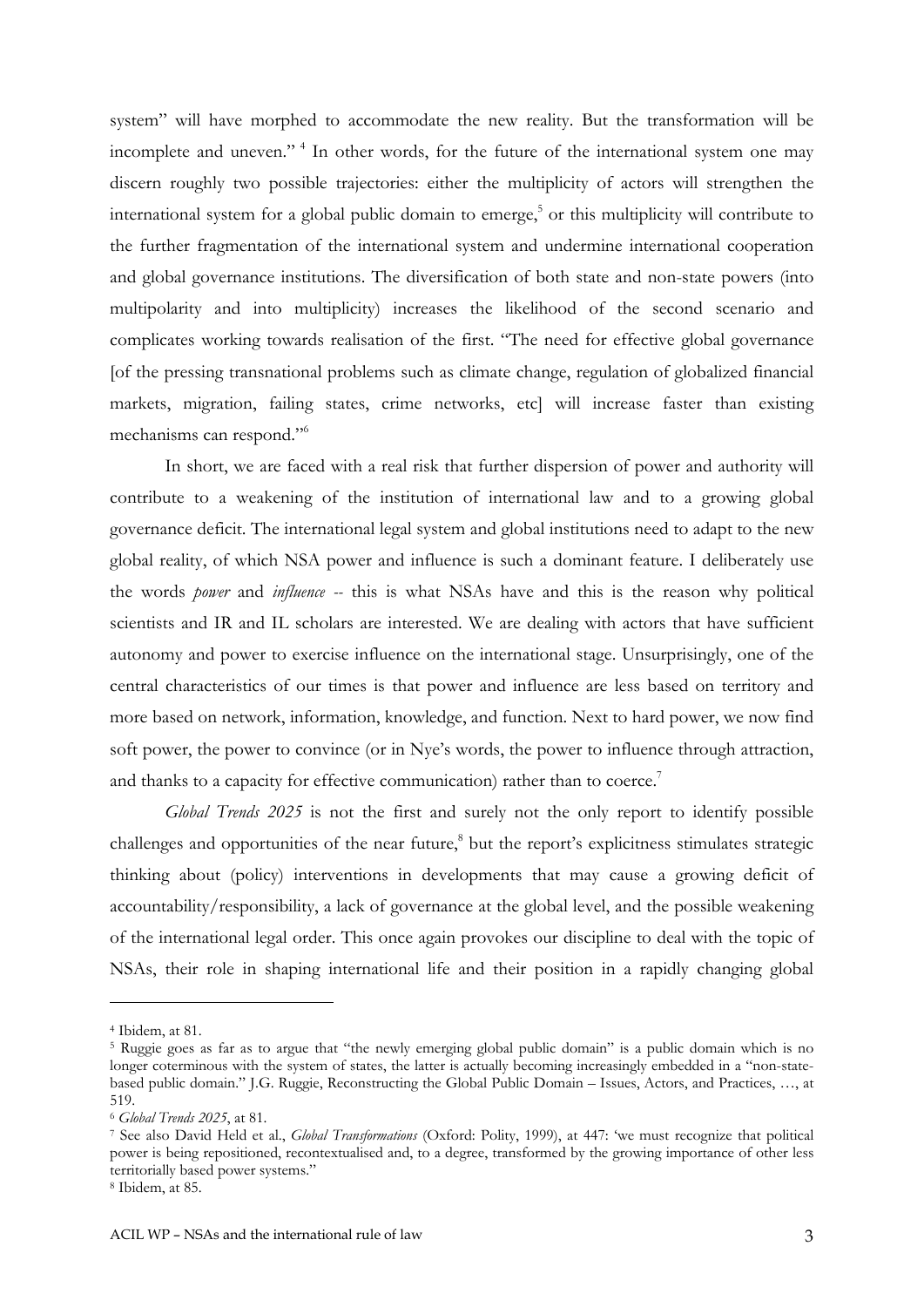system" will have morphed to accommodate the new reality. But the transformation will be incomplete and uneven." [4] In other words, for the future of the international system one may discern roughly two possible trajectories: either the multiplicity of actors will strengthen the international system for a global public domain to emerge,[5] or this multiplicity will contribute to the further fragmentation of the international system and undermine international cooperation and global governance institutions. The diversification of both state and non-state powers (into multipolarity and into multiplicity) increases the likelihood of the second scenario and complicates working towards realisation of the first. "The need for effective global governance [of the pressing transnational problems such as climate change, regulation of globalized financial markets, migration, failing states, crime networks, etc] will increase faster than existing mechanisms can respond."[6]

In short, we are faced with a real risk that further dispersion of power and authority will contribute to a weakening of the institution of international law and to a growing global governance deficit. The international legal system and global institutions need to adapt to the new global reality, of which NSA power and influence is such a dominant feature. I deliberately use the words *power* and *influence* -- this is what NSAs have and this is the reason why political scientists and IR and IL scholars are interested. We are dealing with actors that have sufficient autonomy and power to exercise influence on the international stage. Unsurprisingly, one of the central characteristics of our times is that power and influence are less based on territory and more based on network, information, knowledge, and function. Next to hard power, we now find soft power, the power to convince (or in Nye's words, the power to influence through attraction, and thanks to a capacity for effective communication) rather than to coerce.[7]

*Global Trends 2025* is not the first and surely not the only report to identify possible challenges and opportunities of the near future,[8] but the report's explicitness stimulates strategic thinking about (policy) interventions in developments that may cause a growing deficit of accountability/responsibility, a lack of governance at the global level, and the possible weakening of the international legal order. This once again provokes our discipline to deal with the topic of NSAs, their role in shaping international life and their position in a rapidly changing global

---

[4] Ibidem, at 81.

[5] Ruggie goes as far as to argue that "the newly emerging global public domain" is a public domain which is no longer coterminous with the system of states, the latter is actually becoming increasingly embedded in a "non-state-based public domain." J.G. Ruggie, Reconstructing the Global Public Domain – Issues, Actors, and Practices, …, at 519.

[6] *Global Trends 2025*, at 81.

[7] See also David Held et al., *Global Transformations* (Oxford: Polity, 1999), at 447: 'we must recognize that political power is being repositioned, recontextualised and, to a degree, transformed by the growing importance of other less territorially based power systems."

[8] Ibidem, at 85.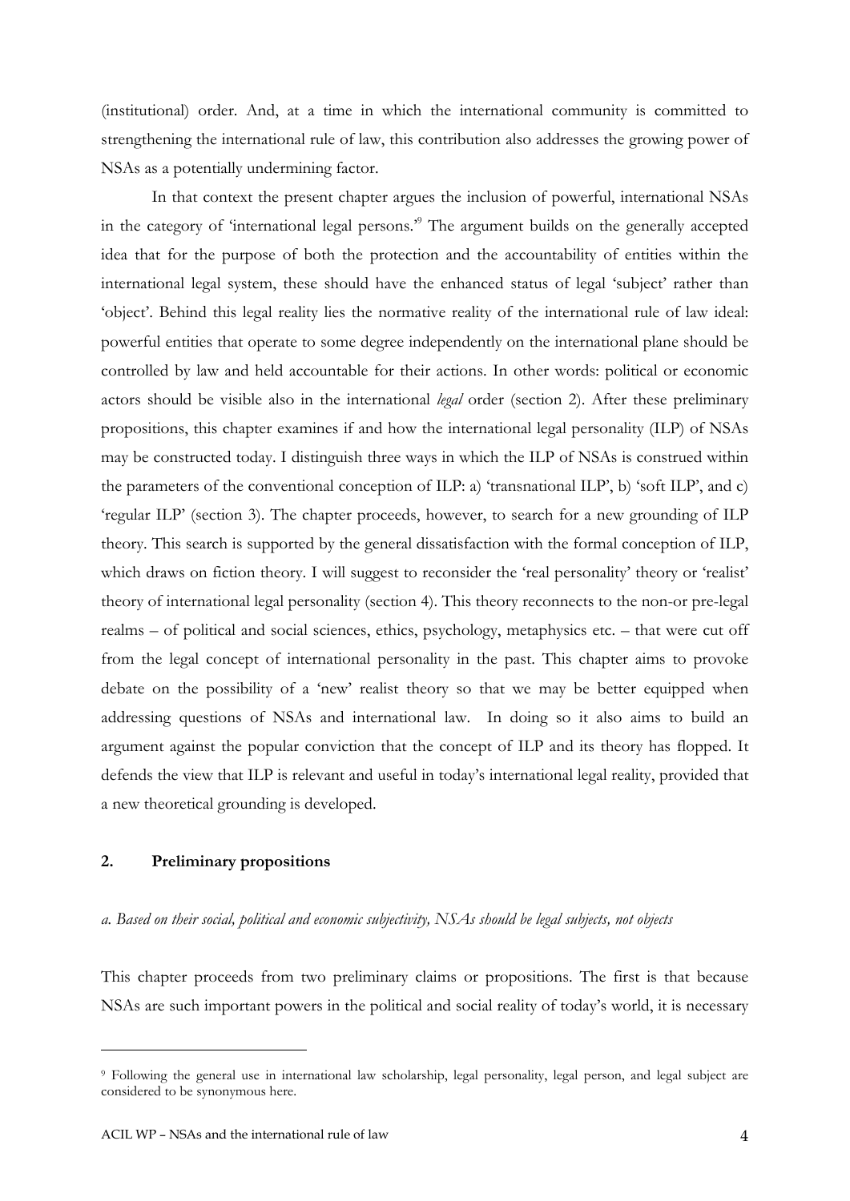(institutional) order. And, at a time in which the international community is committed to strengthening the international rule of law, this contribution also addresses the growing power of NSAs as a potentially undermining factor.

In that context the present chapter argues the inclusion of powerful, international NSAs in the category of 'international legal persons.'[9] The argument builds on the generally accepted idea that for the purpose of both the protection and the accountability of entities within the international legal system, these should have the enhanced status of legal 'subject' rather than 'object'. Behind this legal reality lies the normative reality of the international rule of law ideal: powerful entities that operate to some degree independently on the international plane should be controlled by law and held accountable for their actions. In other words: political or economic actors should be visible also in the international *legal* order (section 2). After these preliminary propositions, this chapter examines if and how the international legal personality (ILP) of NSAs may be constructed today. I distinguish three ways in which the ILP of NSAs is construed within the parameters of the conventional conception of ILP: a) 'transnational ILP', b) 'soft ILP', and c) 'regular ILP' (section 3). The chapter proceeds, however, to search for a new grounding of ILP theory. This search is supported by the general dissatisfaction with the formal conception of ILP, which draws on fiction theory. I will suggest to reconsider the 'real personality' theory or 'realist' theory of international legal personality (section 4). This theory reconnects to the non-or pre-legal realms – of political and social sciences, ethics, psychology, metaphysics etc. – that were cut off from the legal concept of international personality in the past. This chapter aims to provoke debate on the possibility of a 'new' realist theory so that we may be better equipped when addressing questions of NSAs and international law. In doing so it also aims to build an argument against the popular conviction that the concept of ILP and its theory has flopped. It defends the view that ILP is relevant and useful in today's international legal reality, provided that a new theoretical grounding is developed.

## 2. Preliminary propositions

### *a. Based on their social, political and economic subjectivity, NSAs should be legal subjects, not objects*

This chapter proceeds from two preliminary claims or propositions. The first is that because NSAs are such important powers in the political and social reality of today's world, it is necessary

---

[9] Following the general use in international law scholarship, legal personality, legal person, and legal subject are considered to be synonymous here.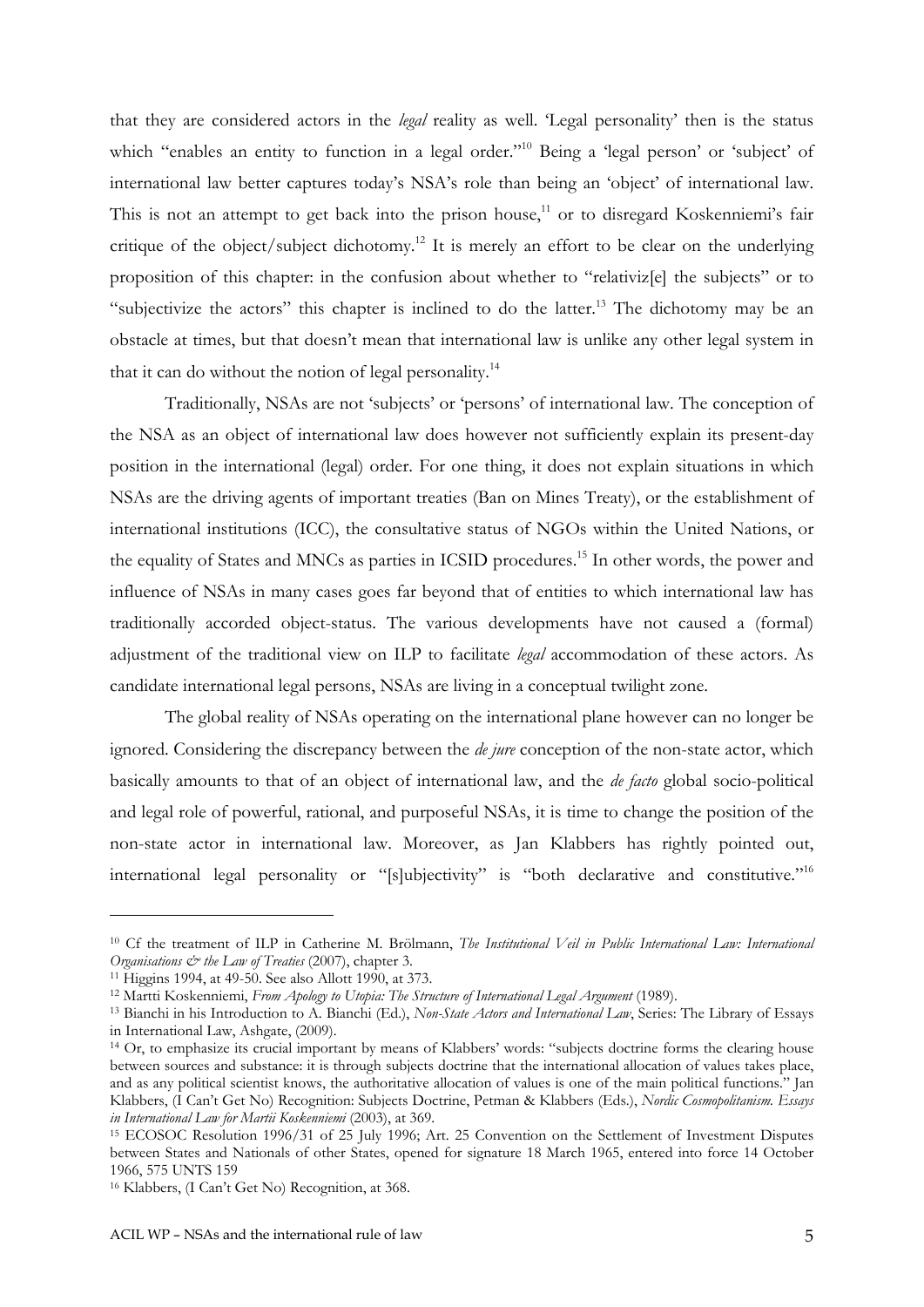that they are considered actors in the *legal* reality as well. 'Legal personality' then is the status which "enables an entity to function in a legal order."[10] Being a 'legal person' or 'subject' of international law better captures today's NSA's role than being an 'object' of international law. This is not an attempt to get back into the prison house,[11] or to disregard Koskenniemi's fair critique of the object/subject dichotomy.[12] It is merely an effort to be clear on the underlying proposition of this chapter: in the confusion about whether to "relativiz[e] the subjects" or to "subjectivize the actors" this chapter is inclined to do the latter.[13] The dichotomy may be an obstacle at times, but that doesn't mean that international law is unlike any other legal system in that it can do without the notion of legal personality.[14]

Traditionally, NSAs are not 'subjects' or 'persons' of international law. The conception of the NSA as an object of international law does however not sufficiently explain its present-day position in the international (legal) order. For one thing, it does not explain situations in which NSAs are the driving agents of important treaties (Ban on Mines Treaty), or the establishment of international institutions (ICC), the consultative status of NGOs within the United Nations, or the equality of States and MNCs as parties in ICSID procedures.[15] In other words, the power and influence of NSAs in many cases goes far beyond that of entities to which international law has traditionally accorded object-status. The various developments have not caused a (formal) adjustment of the traditional view on ILP to facilitate *legal* accommodation of these actors. As candidate international legal persons, NSAs are living in a conceptual twilight zone.

The global reality of NSAs operating on the international plane however can no longer be ignored. Considering the discrepancy between the *de jure* conception of the non-state actor, which basically amounts to that of an object of international law, and the *de facto* global socio-political and legal role of powerful, rational, and purposeful NSAs, it is time to change the position of the non-state actor in international law. Moreover, as Jan Klabbers has rightly pointed out, international legal personality or "[s]ubjectivity" is "both declarative and constitutive."[16]

---

[10] Cf the treatment of ILP in Catherine M. Brölmann, *The Institutional Veil in Public International Law: International Organisations & the Law of Treaties* (2007), chapter 3.

[11] Higgins 1994, at 49-50. See also Allott 1990, at 373.

[12] Martti Koskenniemi, *From Apology to Utopia: The Structure of International Legal Argument* (1989).

[13] Bianchi in his Introduction to A. Bianchi (Ed.), *Non-State Actors and International Law*, Series: The Library of Essays in International Law, Ashgate, (2009).

[14] Or, to emphasize its crucial important by means of Klabbers' words: "subjects doctrine forms the clearing house between sources and substance: it is through subjects doctrine that the international allocation of values takes place, and as any political scientist knows, the authoritative allocation of values is one of the main political functions." Jan Klabbers, (I Can't Get No) Recognition: Subjects Doctrine, Petman & Klabbers (Eds.), *Nordic Cosmopolitanism. Essays in International Law for Martii Koskenniemi* (2003), at 369.

[15] ECOSOC Resolution 1996/31 of 25 July 1996; Art. 25 Convention on the Settlement of Investment Disputes between States and Nationals of other States, opened for signature 18 March 1965, entered into force 14 October 1966, 575 UNTS 159

[16] Klabbers, (I Can't Get No) Recognition, at 368.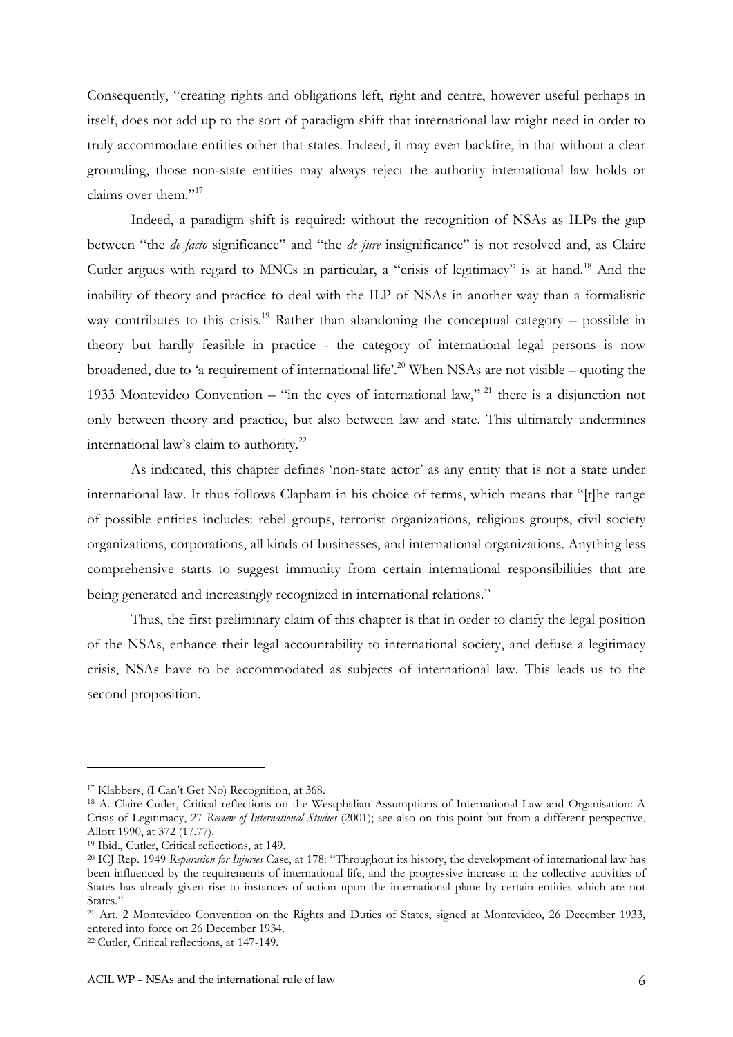Consequently, "creating rights and obligations left, right and centre, however useful perhaps in itself, does not add up to the sort of paradigm shift that international law might need in order to truly accommodate entities other that states. Indeed, it may even backfire, in that without a clear grounding, those non-state entities may always reject the authority international law holds or claims over them."[17]

Indeed, a paradigm shift is required: without the recognition of NSAs as ILPs the gap between "the *de facto* significance" and "the *de jure* insignificance" is not resolved and, as Claire Cutler argues with regard to MNCs in particular, a "crisis of legitimacy" is at hand.[18] And the inability of theory and practice to deal with the ILP of NSAs in another way than a formalistic way contributes to this crisis.[19] Rather than abandoning the conceptual category – possible in theory but hardly feasible in practice - the category of international legal persons is now broadened, due to 'a requirement of international life'.[20] When NSAs are not visible – quoting the 1933 Montevideo Convention – "in the eyes of international law," [21] there is a disjunction not only between theory and practice, but also between law and state. This ultimately undermines international law's claim to authority.[22]

As indicated, this chapter defines 'non-state actor' as any entity that is not a state under international law. It thus follows Clapham in his choice of terms, which means that "[t]he range of possible entities includes: rebel groups, terrorist organizations, religious groups, civil society organizations, corporations, all kinds of businesses, and international organizations. Anything less comprehensive starts to suggest immunity from certain international responsibilities that are being generated and increasingly recognized in international relations."

Thus, the first preliminary claim of this chapter is that in order to clarify the legal position of the NSAs, enhance their legal accountability to international society, and defuse a legitimacy crisis, NSAs have to be accommodated as subjects of international law. This leads us to the second proposition.

---

[17] Klabbers, (I Can't Get No) Recognition, at 368.

[18] A. Claire Cutler, Critical reflections on the Westphalian Assumptions of International Law and Organisation: A Crisis of Legitimacy, 27 *Review of International Studies* (2001); see also on this point but from a different perspective, Allott 1990, at 372 (17.77).

[19] Ibid., Cutler, Critical reflections, at 149.

[20] ICJ Rep. 1949 *Reparation for Injuries* Case, at 178: "Throughout its history, the development of international law has been influenced by the requirements of international life, and the progressive increase in the collective activities of States has already given rise to instances of action upon the international plane by certain entities which are not States."

[21] Art. 2 Montevideo Convention on the Rights and Duties of States, signed at Montevideo, 26 December 1933, entered into force on 26 December 1934.

[22] Cutler, Critical reflections, at 147-149.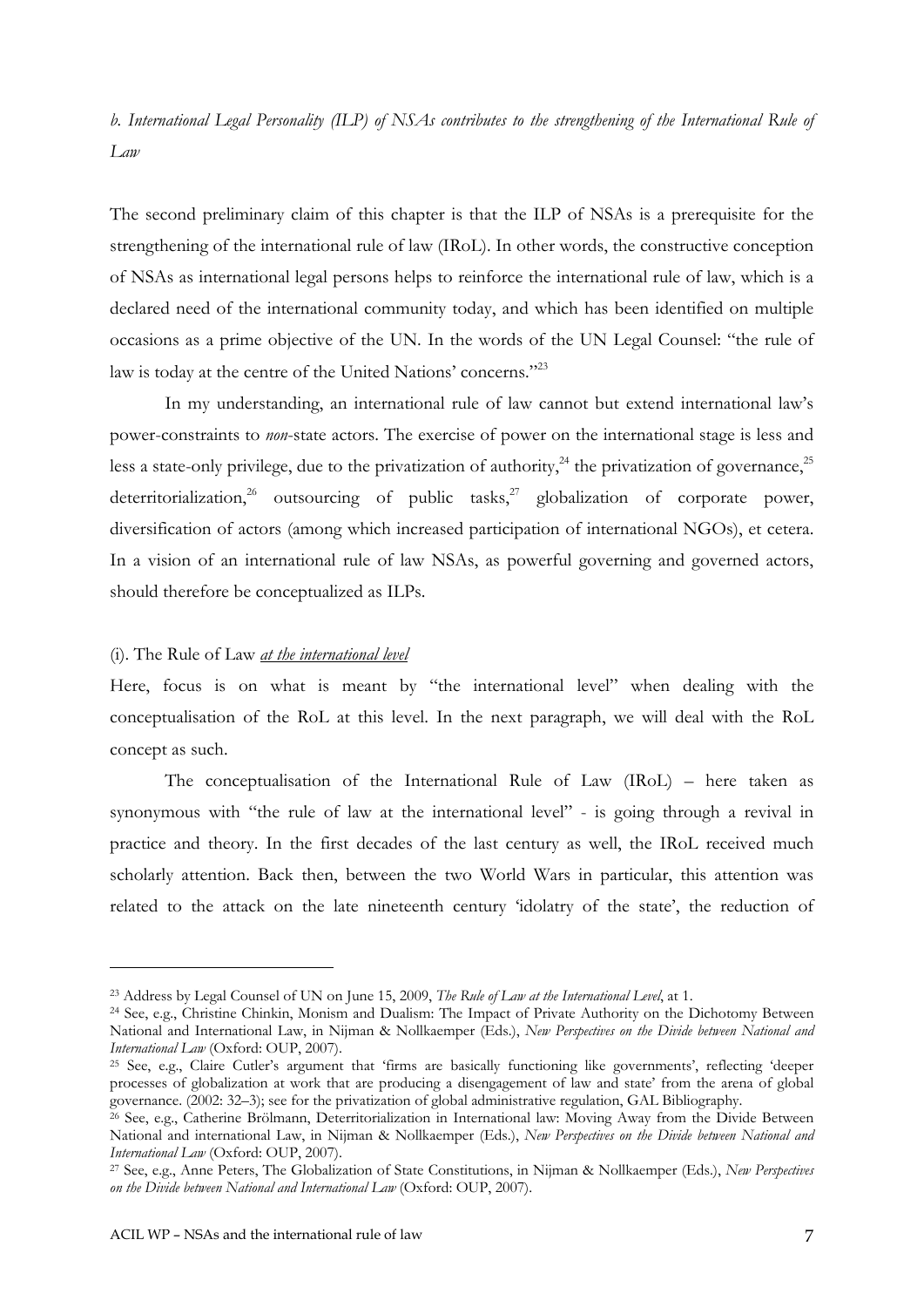*b. International Legal Personality (ILP) of NSAs contributes to the strengthening of the International Rule of Law*

The second preliminary claim of this chapter is that the ILP of NSAs is a prerequisite for the strengthening of the international rule of law (IRoL). In other words, the constructive conception of NSAs as international legal persons helps to reinforce the international rule of law, which is a declared need of the international community today, and which has been identified on multiple occasions as a prime objective of the UN. In the words of the UN Legal Counsel: "the rule of law is today at the centre of the United Nations' concerns."[23]

In my understanding, an international rule of law cannot but extend international law's power-constraints to *non*-state actors. The exercise of power on the international stage is less and less a state-only privilege, due to the privatization of authority,[24] the privatization of governance,[25] deterritorialization,[26] outsourcing of public tasks,[27] globalization of corporate power, diversification of actors (among which increased participation of international NGOs), et cetera. In a vision of an international rule of law NSAs, as powerful governing and governed actors, should therefore be conceptualized as ILPs.

(i). The Rule of Law *at the international level*

Here, focus is on what is meant by "the international level" when dealing with the conceptualisation of the RoL at this level. In the next paragraph, we will deal with the RoL concept as such.

The conceptualisation of the International Rule of Law (IRoL) – here taken as synonymous with "the rule of law at the international level" - is going through a revival in practice and theory. In the first decades of the last century as well, the IRoL received much scholarly attention. Back then, between the two World Wars in particular, this attention was related to the attack on the late nineteenth century 'idolatry of the state', the reduction of

---

[23] Address by Legal Counsel of UN on June 15, 2009, *The Rule of Law at the International Level*, at 1.

[24] See, e.g., Christine Chinkin, Monism and Dualism: The Impact of Private Authority on the Dichotomy Between National and International Law, in Nijman & Nollkaemper (Eds.), *New Perspectives on the Divide between National and International Law* (Oxford: OUP, 2007).

[25] See, e.g., Claire Cutler's argument that 'firms are basically functioning like governments', reflecting 'deeper processes of globalization at work that are producing a disengagement of law and state' from the arena of global governance. (2002: 32–3); see for the privatization of global administrative regulation, GAL Bibliography.

[26] See, e.g., Catherine Brölmann, Deterritorialization in International law: Moving Away from the Divide Between National and international Law, in Nijman & Nollkaemper (Eds.), *New Perspectives on the Divide between National and International Law* (Oxford: OUP, 2007).

[27] See, e.g., Anne Peters, The Globalization of State Constitutions, in Nijman & Nollkaemper (Eds.), *New Perspectives on the Divide between National and International Law* (Oxford: OUP, 2007).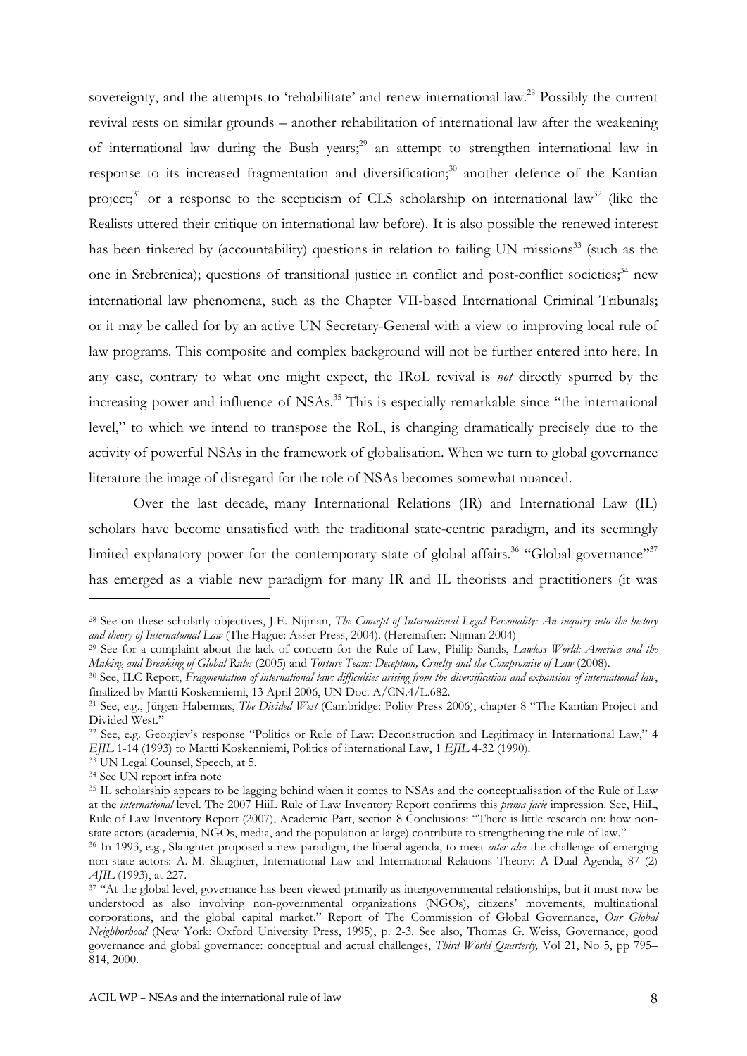sovereignty, and the attempts to 'rehabilitate' and renew international law.[28] Possibly the current revival rests on similar grounds – another rehabilitation of international law after the weakening of international law during the Bush years;[29] an attempt to strengthen international law in response to its increased fragmentation and diversification;[30] another defence of the Kantian project;[31] or a response to the scepticism of CLS scholarship on international law[32] (like the Realists uttered their critique on international law before). It is also possible the renewed interest has been tinkered by (accountability) questions in relation to failing UN missions[33] (such as the one in Srebrenica); questions of transitional justice in conflict and post-conflict societies;[34] new international law phenomena, such as the Chapter VII-based International Criminal Tribunals; or it may be called for by an active UN Secretary-General with a view to improving local rule of law programs. This composite and complex background will not be further entered into here. In any case, contrary to what one might expect, the IRoL revival is *not* directly spurred by the increasing power and influence of NSAs.[35] This is especially remarkable since "the international level," to which we intend to transpose the RoL, is changing dramatically precisely due to the activity of powerful NSAs in the framework of globalisation. When we turn to global governance literature the image of disregard for the role of NSAs becomes somewhat nuanced.

Over the last decade, many International Relations (IR) and International Law (IL) scholars have become unsatisfied with the traditional state-centric paradigm, and its seemingly limited explanatory power for the contemporary state of global affairs.[36] "Global governance"[37] has emerged as a viable new paradigm for many IR and IL theorists and practitioners (it was

---

[28] See on these scholarly objectives, J.E. Nijman, *The Concept of International Legal Personality: An inquiry into the history and theory of International Law* (The Hague: Asser Press, 2004). (Hereinafter: Nijman 2004)

[29] See for a complaint about the lack of concern for the Rule of Law, Philip Sands, *Lawless World: America and the Making and Breaking of Global Rules* (2005) and *Torture Team: Deception, Cruelty and the Compromise of Law* (2008).

[30] See, ILC Report, *Fragmentation of international law: difficulties arising from the diversification and expansion of international law*, finalized by Martti Koskenniemi, 13 April 2006, UN Doc. A/CN.4/L.682.

[31] See, e.g., Jürgen Habermas, *The Divided West* (Cambridge: Polity Press 2006), chapter 8 "The Kantian Project and Divided West."

[32] See, e.g. Georgiev's response "Politics or Rule of Law: Deconstruction and Legitimacy in International Law," 4 *EJIL* 1-14 (1993) to Martti Koskenniemi, Politics of international law, 1 *EJIL* 4-32 (1990).

[33] UN Legal Counsel, Speech, at 5.

[34] See UN report infra note

[35] IL scholarship appears to be lagging behind when it comes to NSAs and the conceptualisation of the Rule of Law at the *international* level. The 2007 HiiL Rule of Law Inventory Report confirms this *prima facie* impression. See, HiiL, Rule of Law Inventory Report (2007), Academic Part, section 8 Conclusions: "There is little research on: how non-state actors (academia, NGOs, media, and the population at large) contribute to strengthening the rule of law."

[36] In 1993, e.g., Slaughter proposed a new paradigm, the liberal agenda, to meet *inter alia* the challenge of emerging non-state actors: A.-M. Slaughter, International Law and International Relations Theory: A Dual Agenda, 87 (2) *AJIL* (1993), at 227.

[37] "At the global level, governance has been viewed primarily as intergovernmental relationships, but it must now be understood as also involving non-governmental organizations (NGOs), citizens' movements, multinational corporations, and the global capital market." Report of The Commission of Global Governance, *Our Global Neighborhood* (New York: Oxford University Press, 1995), p. 2-3. See also, Thomas G. Weiss, Governance, good governance and global governance: conceptual and actual challenges, *Third World Quarterly,* Vol 21, No 5, pp 795–814, 2000.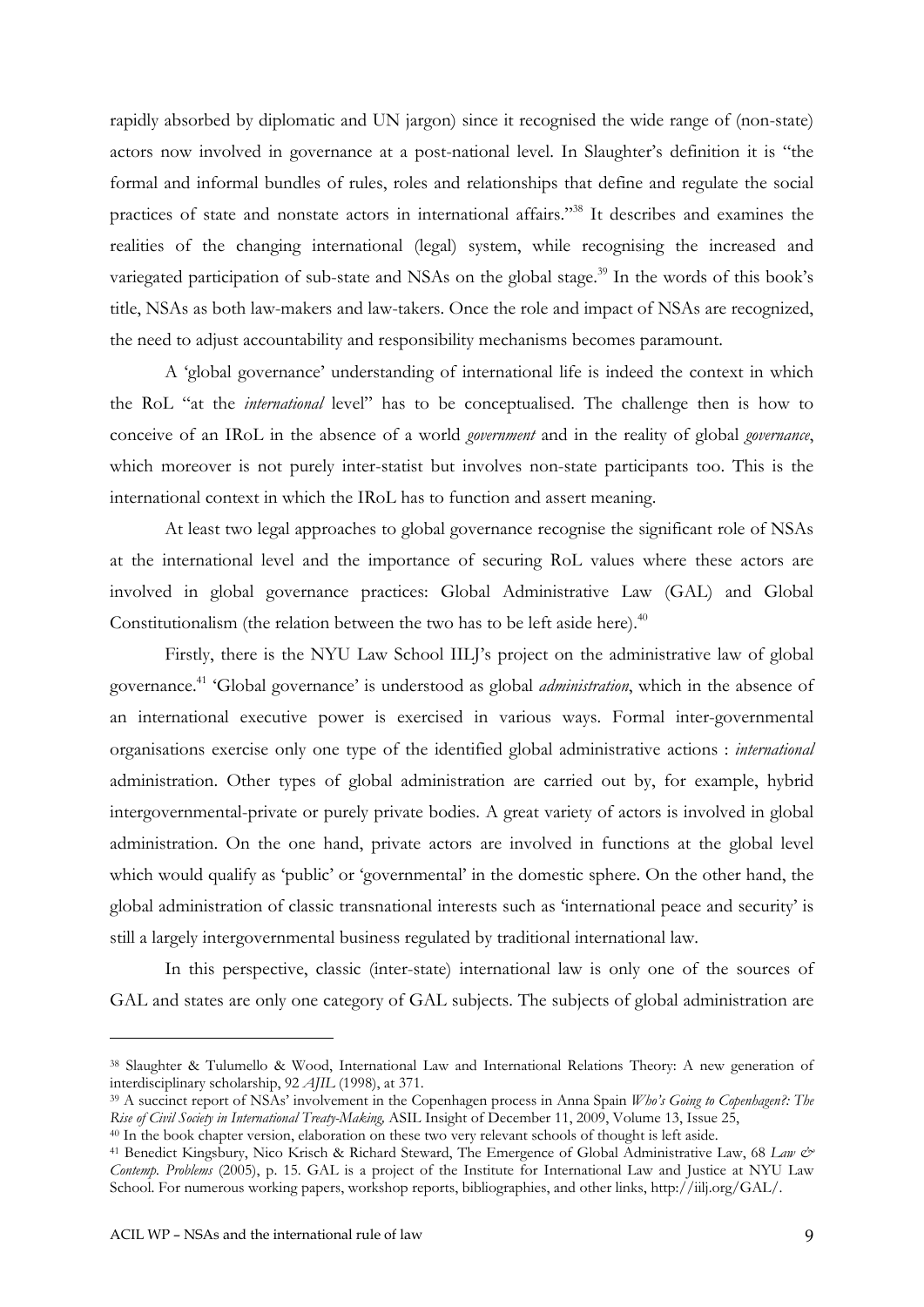rapidly absorbed by diplomatic and UN jargon) since it recognised the wide range of (non-state) actors now involved in governance at a post-national level. In Slaughter's definition it is "the formal and informal bundles of rules, roles and relationships that define and regulate the social practices of state and nonstate actors in international affairs."[38] It describes and examines the realities of the changing international (legal) system, while recognising the increased and variegated participation of sub-state and NSAs on the global stage.[39] In the words of this book's title, NSAs as both law-makers and law-takers. Once the role and impact of NSAs are recognized, the need to adjust accountability and responsibility mechanisms becomes paramount.

A 'global governance' understanding of international life is indeed the context in which the RoL "at the *international* level" has to be conceptualised. The challenge then is how to conceive of an IRoL in the absence of a world *government* and in the reality of global *governance*, which moreover is not purely inter-statist but involves non-state participants too. This is the international context in which the IRoL has to function and assert meaning.

At least two legal approaches to global governance recognise the significant role of NSAs at the international level and the importance of securing RoL values where these actors are involved in global governance practices: Global Administrative Law (GAL) and Global Constitutionalism (the relation between the two has to be left aside here).[40]

Firstly, there is the NYU Law School IILJ's project on the administrative law of global governance.[41] 'Global governance' is understood as global *administration*, which in the absence of an international executive power is exercised in various ways. Formal inter-governmental organisations exercise only one type of the identified global administrative actions : *international* administration. Other types of global administration are carried out by, for example, hybrid intergovernmental-private or purely private bodies. A great variety of actors is involved in global administration. On the one hand, private actors are involved in functions at the global level which would qualify as 'public' or 'governmental' in the domestic sphere. On the other hand, the global administration of classic transnational interests such as 'international peace and security' is still a largely intergovernmental business regulated by traditional international law.

In this perspective, classic (inter-state) international law is only one of the sources of GAL and states are only one category of GAL subjects. The subjects of global administration are

---

[38] Slaughter & Tulumello & Wood, International Law and International Relations Theory: A new generation of interdisciplinary scholarship, 92 *AJIL* (1998), at 371.

[39] A succinct report of NSAs' involvement in the Copenhagen process in Anna Spain *Who's Going to Copenhagen?: The Rise of Civil Society in International Treaty-Making,* ASIL Insight of December 11, 2009, Volume 13, Issue 25,

[40] In the book chapter version, elaboration on these two very relevant schools of thought is left aside.

[41] Benedict Kingsbury, Nico Krisch & Richard Steward, The Emergence of Global Administrative Law, 68 *Law & Contemp. Problems* (2005), p. 15. GAL is a project of the Institute for International Law and Justice at NYU Law School. For numerous working papers, workshop reports, bibliographies, and other links, http://iilj.org/GAL/.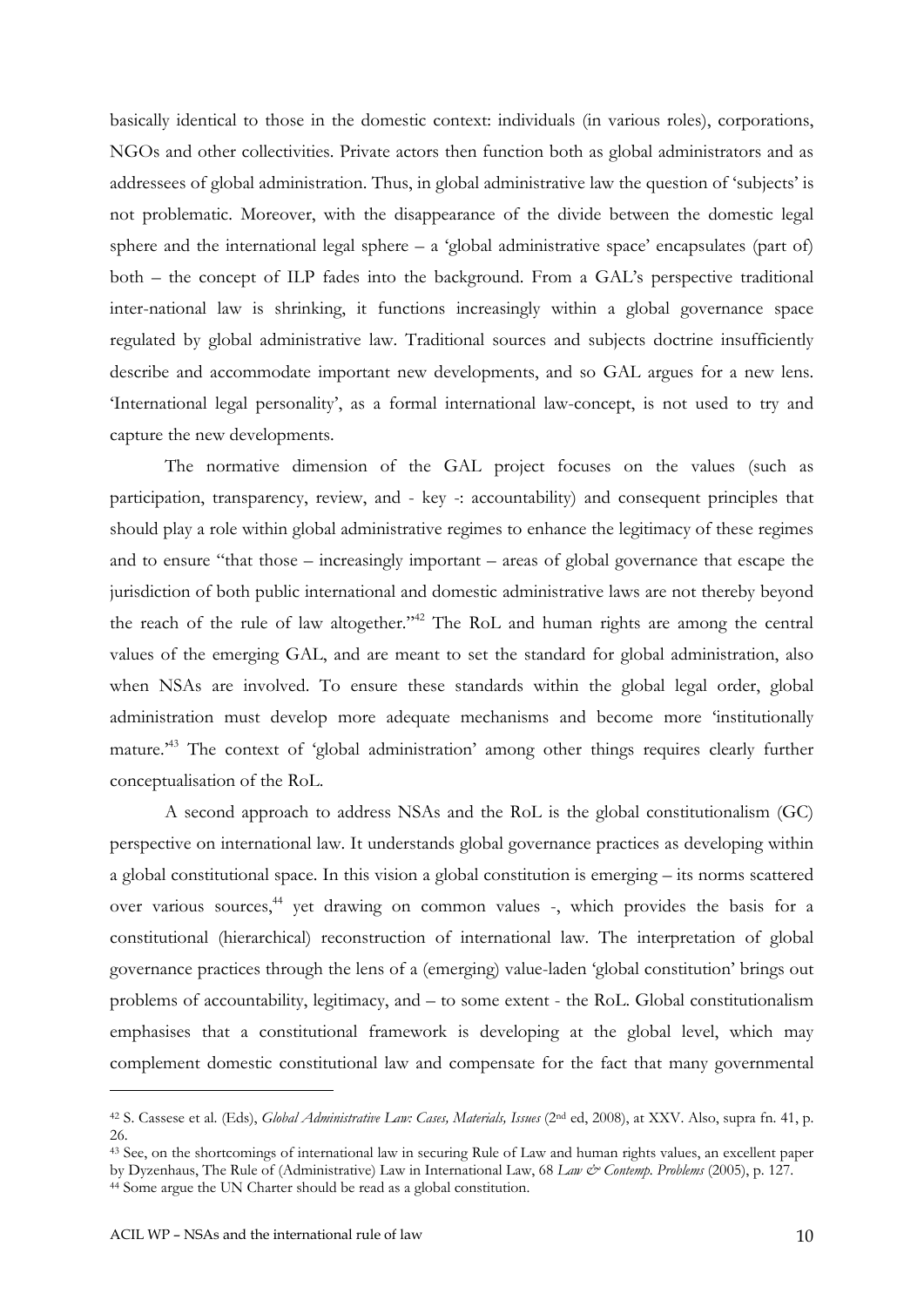basically identical to those in the domestic context: individuals (in various roles), corporations, NGOs and other collectivities. Private actors then function both as global administrators and as addressees of global administration. Thus, in global administrative law the question of 'subjects' is not problematic. Moreover, with the disappearance of the divide between the domestic legal sphere and the international legal sphere – a 'global administrative space' encapsulates (part of) both – the concept of ILP fades into the background. From a GAL's perspective traditional inter-national law is shrinking, it functions increasingly within a global governance space regulated by global administrative law. Traditional sources and subjects doctrine insufficiently describe and accommodate important new developments, and so GAL argues for a new lens. 'International legal personality', as a formal international law-concept, is not used to try and capture the new developments.

The normative dimension of the GAL project focuses on the values (such as participation, transparency, review, and - key -: accountability) and consequent principles that should play a role within global administrative regimes to enhance the legitimacy of these regimes and to ensure "that those – increasingly important – areas of global governance that escape the jurisdiction of both public international and domestic administrative laws are not thereby beyond the reach of the rule of law altogether."[42] The RoL and human rights are among the central values of the emerging GAL, and are meant to set the standard for global administration, also when NSAs are involved. To ensure these standards within the global legal order, global administration must develop more adequate mechanisms and become more 'institutionally mature.'[43] The context of 'global administration' among other things requires clearly further conceptualisation of the RoL.

A second approach to address NSAs and the RoL is the global constitutionalism (GC) perspective on international law. It understands global governance practices as developing within a global constitutional space. In this vision a global constitution is emerging – its norms scattered over various sources,[44] yet drawing on common values -, which provides the basis for a constitutional (hierarchical) reconstruction of international law. The interpretation of global governance practices through the lens of a (emerging) value-laden 'global constitution' brings out problems of accountability, legitimacy, and – to some extent - the RoL. Global constitutionalism emphasises that a constitutional framework is developing at the global level, which may complement domestic constitutional law and compensate for the fact that many governmental

---

[42] S. Cassese et al. (Eds), *Global Administrative Law: Cases, Materials, Issues* (2nd ed, 2008), at XXV. Also, supra fn. 41, p. 26.

[43] See, on the shortcomings of international law in securing Rule of Law and human rights values, an excellent paper by Dyzenhaus, The Rule of (Administrative) Law in International Law, 68 *Law & Contemp. Problems* (2005), p. 127.

[44] Some argue the UN Charter should be read as a global constitution.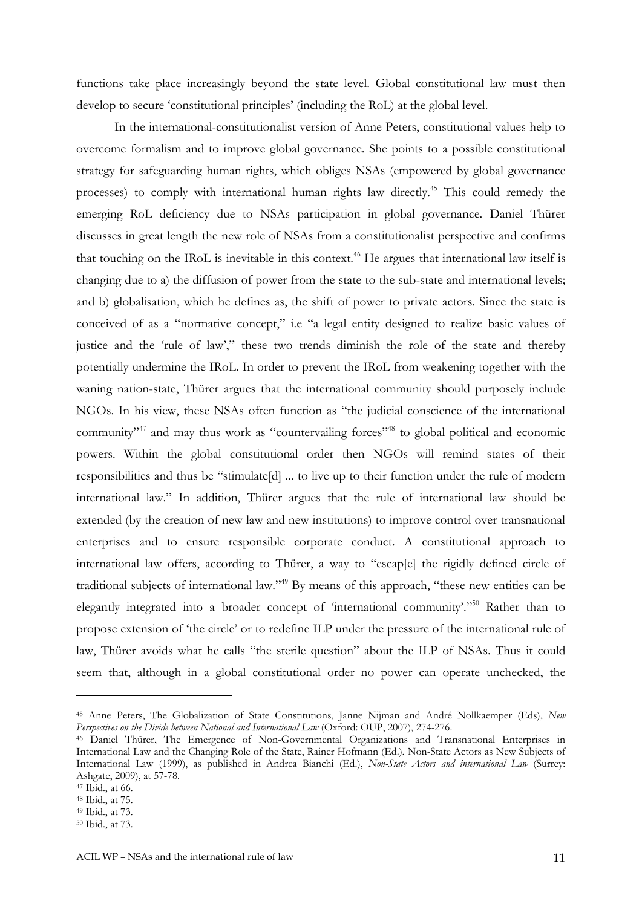functions take place increasingly beyond the state level. Global constitutional law must then develop to secure 'constitutional principles' (including the RoL) at the global level.

In the international-constitutionalist version of Anne Peters, constitutional values help to overcome formalism and to improve global governance. She points to a possible constitutional strategy for safeguarding human rights, which obliges NSAs (empowered by global governance processes) to comply with international human rights law directly.[45] This could remedy the emerging RoL deficiency due to NSAs participation in global governance. Daniel Thürer discusses in great length the new role of NSAs from a constitutionalist perspective and confirms that touching on the IRoL is inevitable in this context.[46] He argues that international law itself is changing due to a) the diffusion of power from the state to the sub-state and international levels; and b) globalisation, which he defines as, the shift of power to private actors. Since the state is conceived of as a "normative concept," i.e "a legal entity designed to realize basic values of justice and the 'rule of law'," these two trends diminish the role of the state and thereby potentially undermine the IRoL. In order to prevent the IRoL from weakening together with the waning nation-state, Thürer argues that the international community should purposely include NGOs. In his view, these NSAs often function as "the judicial conscience of the international community"[47] and may thus work as "countervailing forces"[48] to global political and economic powers. Within the global constitutional order then NGOs will remind states of their responsibilities and thus be "stimulate[d] ... to live up to their function under the rule of modern international law." In addition, Thürer argues that the rule of international law should be extended (by the creation of new law and new institutions) to improve control over transnational enterprises and to ensure responsible corporate conduct. A constitutional approach to international law offers, according to Thürer, a way to "escap[e] the rigidly defined circle of traditional subjects of international law."[49] By means of this approach, "these new entities can be elegantly integrated into a broader concept of 'international community'."[50] Rather than to propose extension of 'the circle' or to redefine ILP under the pressure of the international rule of law, Thürer avoids what he calls "the sterile question" about the ILP of NSAs. Thus it could seem that, although in a global constitutional order no power can operate unchecked, the

---

[45] Anne Peters, The Globalization of State Constitutions, Janne Nijman and André Nollkaemper (Eds), *New Perspectives on the Divide between National and International Law* (Oxford: OUP, 2007), 274-276.

[46] Daniel Thürer, The Emergence of Non-Governmental Organizations and Transnational Enterprises in International Law and the Changing Role of the State, Rainer Hofmann (Ed.), Non-State Actors as New Subjects of International Law (1999), as published in Andrea Bianchi (Ed.), *Non-State Actors and international Law* (Surrey: Ashgate, 2009), at 57-78.

[47] Ibid., at 66.

[48] Ibid., at 75.

[49] Ibid., at 73.

[50] Ibid., at 73.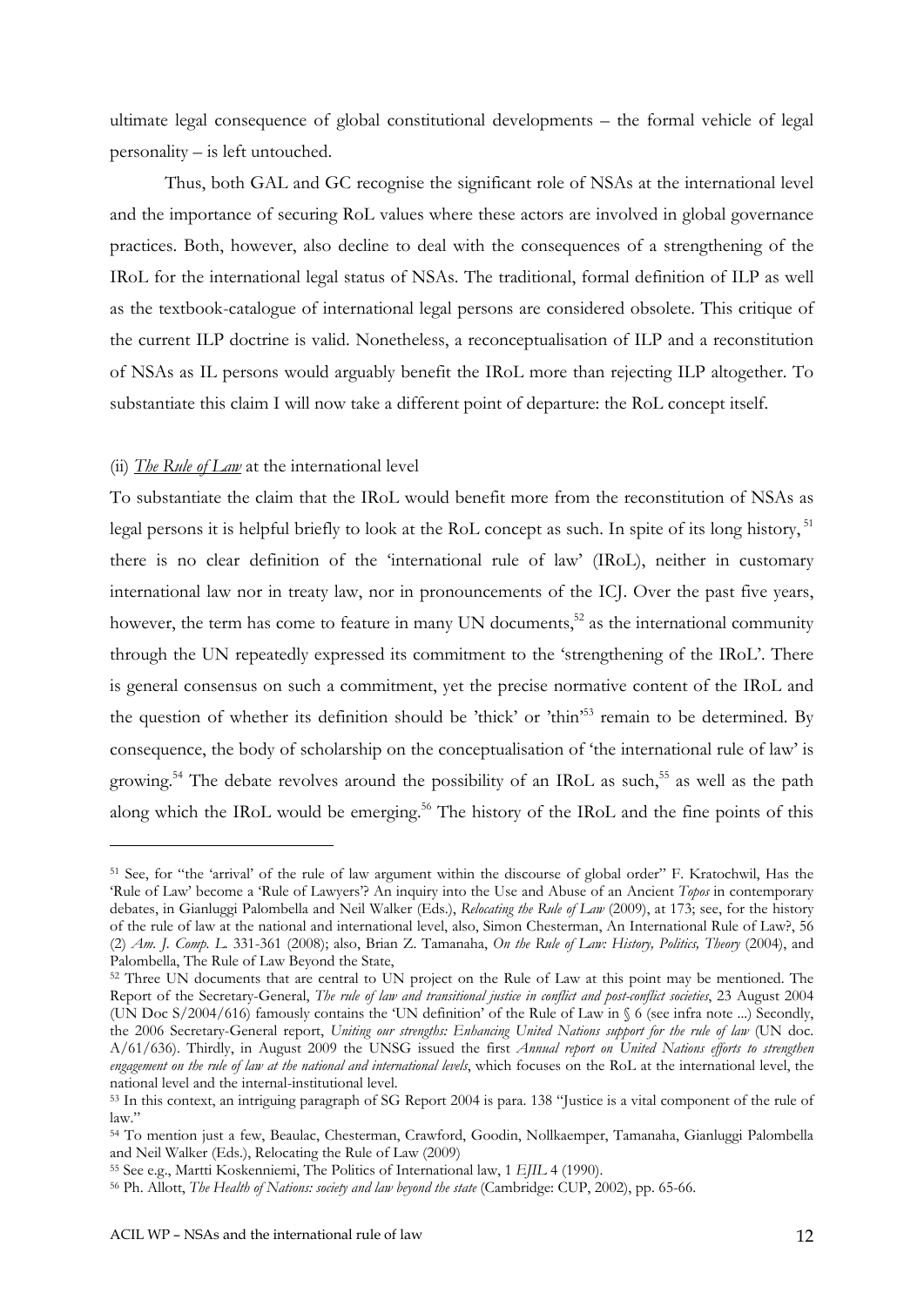ultimate legal consequence of global constitutional developments – the formal vehicle of legal personality – is left untouched.

Thus, both GAL and GC recognise the significant role of NSAs at the international level and the importance of securing RoL values where these actors are involved in global governance practices. Both, however, also decline to deal with the consequences of a strengthening of the IRoL for the international legal status of NSAs. The traditional, formal definition of ILP as well as the textbook-catalogue of international legal persons are considered obsolete. This critique of the current ILP doctrine is valid. Nonetheless, a reconceptualisation of ILP and a reconstitution of NSAs as IL persons would arguably benefit the IRoL more than rejecting ILP altogether. To substantiate this claim I will now take a different point of departure: the RoL concept itself.

(ii) *The Rule of Law* at the international level

To substantiate the claim that the IRoL would benefit more from the reconstitution of NSAs as legal persons it is helpful briefly to look at the RoL concept as such. In spite of its long history,[51] there is no clear definition of the 'international rule of law' (IRoL), neither in customary international law nor in treaty law, nor in pronouncements of the ICJ. Over the past five years, however, the term has come to feature in many UN documents,[52] as the international community through the UN repeatedly expressed its commitment to the 'strengthening of the IRoL'. There is general consensus on such a commitment, yet the precise normative content of the IRoL and the question of whether its definition should be 'thick' or 'thin'[53] remain to be determined. By consequence, the body of scholarship on the conceptualisation of 'the international rule of law' is growing.[54] The debate revolves around the possibility of an IRoL as such,[55] as well as the path along which the IRoL would be emerging.[56] The history of the IRoL and the fine points of this

---

[51] See, for "the 'arrival' of the rule of law argument within the discourse of global order" F. Kratochwil, Has the 'Rule of Law' become a 'Rule of Lawyers'? An inquiry into the Use and Abuse of an Ancient *Topos* in contemporary debates, in Gianluggi Palombella and Neil Walker (Eds.), *Relocating the Rule of Law* (2009), at 173; see, for the history of the rule of law at the national and international level, also, Simon Chesterman, An International Rule of Law?, 56 (2) *Am. J. Comp. L.* 331-361 (2008); also, Brian Z. Tamanaha, *On the Rule of Law: History, Politics, Theory* (2004), and Palombella, The Rule of Law Beyond the State,

[52] Three UN documents that are central to UN project on the Rule of Law at this point may be mentioned. The Report of the Secretary-General, *The rule of law and transitional justice in conflict and post-conflict societies*, 23 August 2004 (UN Doc S/2004/616) famously contains the 'UN definition' of the Rule of Law in § 6 (see infra note ...) Secondly, the 2006 Secretary-General report, *Uniting our strengths: Enhancing United Nations support for the rule of law* (UN doc. A/61/636). Thirdly, in August 2009 the UNSG issued the first *Annual report on United Nations efforts to strengthen engagement on the rule of law at the national and international levels*, which focuses on the RoL at the international level, the national level and the internal-institutional level.

[53] In this context, an intriguing paragraph of SG Report 2004 is para. 138 "Justice is a vital component of the rule of law."

[54] To mention just a few, Beaulac, Chesterman, Crawford, Goodin, Nollkaemper, Tamanaha, Gianluggi Palombella and Neil Walker (Eds.), Relocating the Rule of Law (2009)

[55] See e.g., Martti Koskenniemi, The Politics of International law, 1 *EJIL* 4 (1990).

[56] Ph. Allott, *The Health of Nations: society and law beyond the state* (Cambridge: CUP, 2002), pp. 65-66.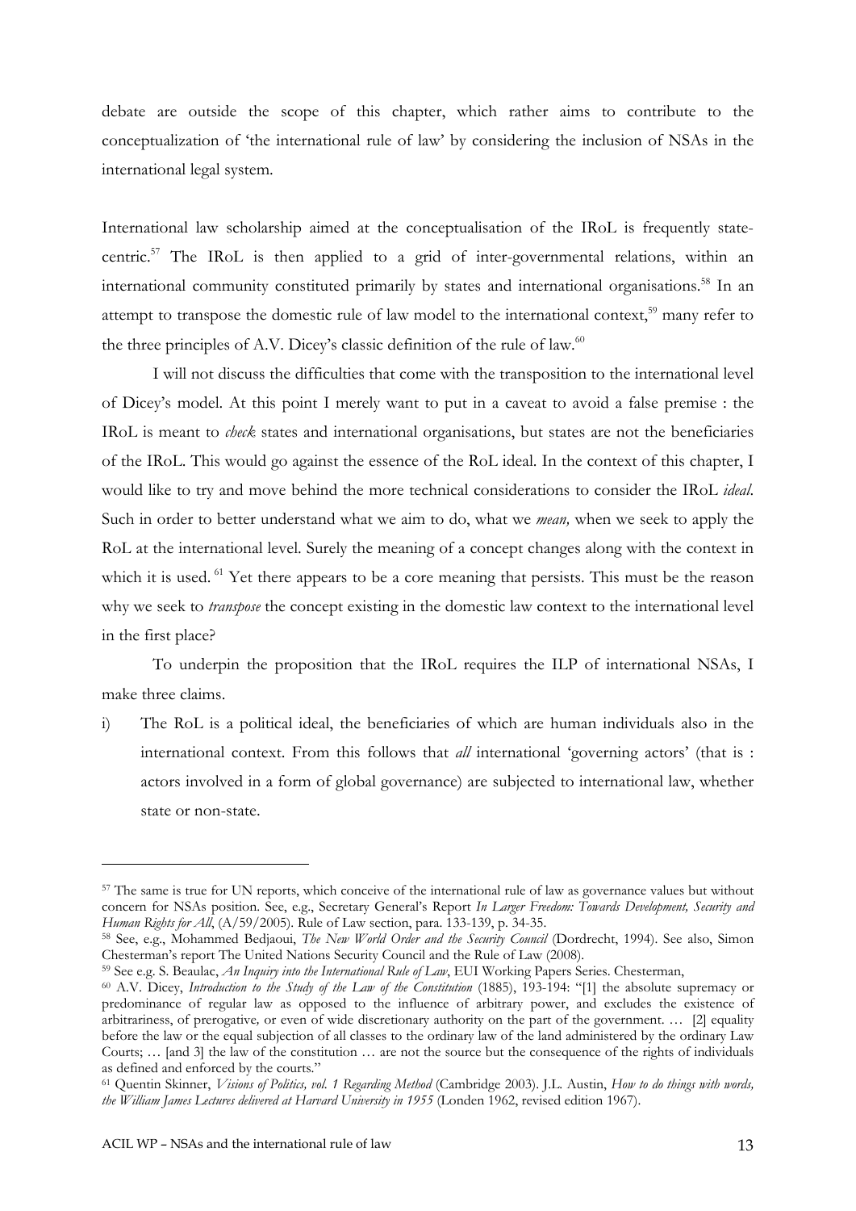debate are outside the scope of this chapter, which rather aims to contribute to the conceptualization of 'the international rule of law' by considering the inclusion of NSAs in the international legal system.

International law scholarship aimed at the conceptualisation of the IRoL is frequently state-centric.[57] The IRoL is then applied to a grid of inter-governmental relations, within an international community constituted primarily by states and international organisations.[58] In an attempt to transpose the domestic rule of law model to the international context,[59] many refer to the three principles of A.V. Dicey's classic definition of the rule of law.[60]

I will not discuss the difficulties that come with the transposition to the international level of Dicey's model. At this point I merely want to put in a caveat to avoid a false premise : the IRoL is meant to *check* states and international organisations, but states are not the beneficiaries of the IRoL. This would go against the essence of the RoL ideal. In the context of this chapter, I would like to try and move behind the more technical considerations to consider the IRoL *ideal*. Such in order to better understand what we aim to do, what we *mean,* when we seek to apply the RoL at the international level. Surely the meaning of a concept changes along with the context in which it is used.[61] Yet there appears to be a core meaning that persists. This must be the reason why we seek to *transpose* the concept existing in the domestic law context to the international level in the first place?

To underpin the proposition that the IRoL requires the ILP of international NSAs, I make three claims.

i) The RoL is a political ideal, the beneficiaries of which are human individuals also in the international context. From this follows that *all* international 'governing actors' (that is : actors involved in a form of global governance) are subjected to international law, whether state or non-state.

---

[57] The same is true for UN reports, which conceive of the international rule of law as governance values but without concern for NSAs position. See, e.g., Secretary General's Report *In Larger Freedom: Towards Development, Security and Human Rights for All*, (A/59/2005). Rule of Law section, para. 133-139, p. 34-35.

[58] See, e.g., Mohammed Bedjaoui, *The New World Order and the Security Council* (Dordrecht, 1994). See also, Simon Chesterman's report The United Nations Security Council and the Rule of Law (2008).

[59] See e.g. S. Beaulac, *An Inquiry into the International Rule of Law*, EUI Working Papers Series. Chesterman,

[60] A.V. Dicey, *Introduction to the Study of the Law of the Constitution* (1885), 193-194: "[1] the absolute supremacy or predominance of regular law as opposed to the influence of arbitrary power, and excludes the existence of arbitrariness, of prerogative, or even of wide discretionary authority on the part of the government. … [2] equality before the law or the equal subjection of all classes to the ordinary law of the land administered by the ordinary Law Courts; … [and 3] the law of the constitution … are not the source but the consequence of the rights of individuals as defined and enforced by the courts."

[61] Quentin Skinner, *Visions of Politics, vol. 1 Regarding Method* (Cambridge 2003). J.L. Austin, *How to do things with words, the William James Lectures delivered at Harvard University in 1955* (Londen 1962, revised edition 1967).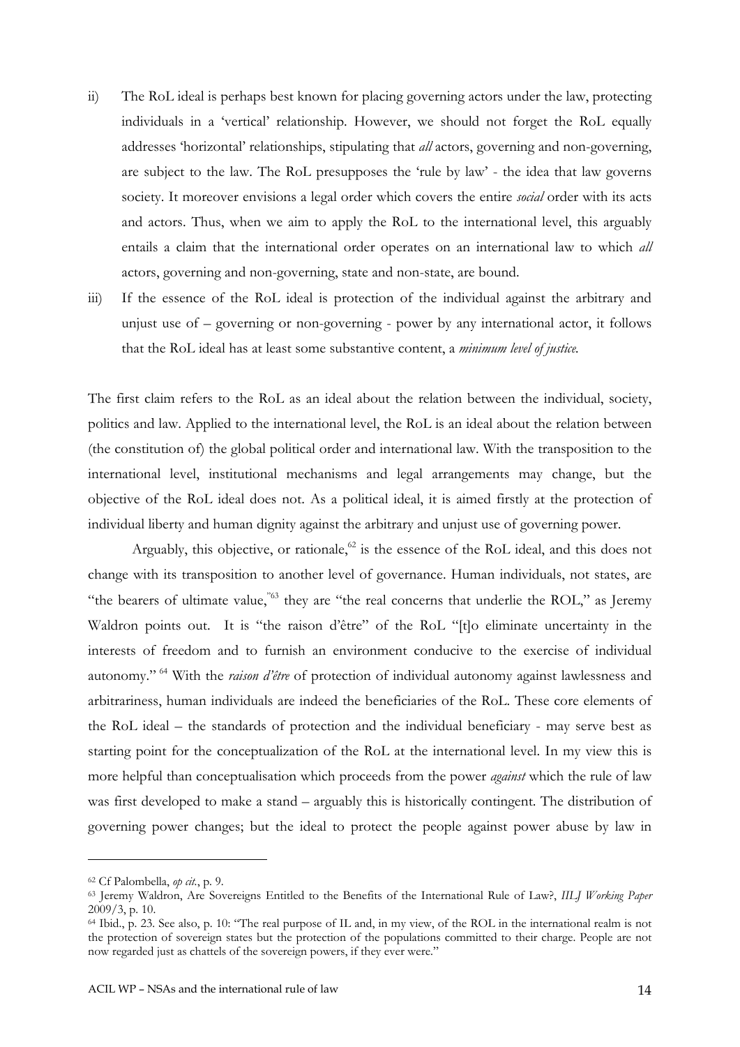ii) The RoL ideal is perhaps best known for placing governing actors under the law, protecting individuals in a 'vertical' relationship. However, we should not forget the RoL equally addresses 'horizontal' relationships, stipulating that *all* actors, governing and non-governing, are subject to the law. The RoL presupposes the 'rule by law' - the idea that law governs society. It moreover envisions a legal order which covers the entire *social* order with its acts and actors. Thus, when we aim to apply the RoL to the international level, this arguably entails a claim that the international order operates on an international law to which *all* actors, governing and non-governing, state and non-state, are bound.

iii) If the essence of the RoL ideal is protection of the individual against the arbitrary and unjust use of – governing or non-governing - power by any international actor, it follows that the RoL ideal has at least some substantive content, a *minimum level of justice.*

The first claim refers to the RoL as an ideal about the relation between the individual, society, politics and law. Applied to the international level, the RoL is an ideal about the relation between (the constitution of) the global political order and international law. With the transposition to the international level, institutional mechanisms and legal arrangements may change, but the objective of the RoL ideal does not. As a political ideal, it is aimed firstly at the protection of individual liberty and human dignity against the arbitrary and unjust use of governing power.

Arguably, this objective, or rationale,[62] is the essence of the RoL ideal, and this does not change with its transposition to another level of governance. Human individuals, not states, are "the bearers of ultimate value,"[63] they are "the real concerns that underlie the ROL," as Jeremy Waldron points out. It is "the raison d'être" of the RoL "[t]o eliminate uncertainty in the interests of freedom and to furnish an environment conducive to the exercise of individual autonomy."[64] With the *raison d'être* of protection of individual autonomy against lawlessness and arbitrariness, human individuals are indeed the beneficiaries of the RoL. These core elements of the RoL ideal – the standards of protection and the individual beneficiary - may serve best as starting point for the conceptualization of the RoL at the international level. In my view this is more helpful than conceptualisation which proceeds from the power *against* which the rule of law was first developed to make a stand – arguably this is historically contingent. The distribution of governing power changes; but the ideal to protect the people against power abuse by law in

---

[62] Cf Palombella, *op cit.*, p. 9.

[63] Jeremy Waldron, Are Sovereigns Entitled to the Benefits of the International Rule of Law?, *IILJ Working Paper* 2009/3, p. 10.

[64] Ibid., p. 23. See also, p. 10: "The real purpose of IL and, in my view, of the ROL in the international realm is not the protection of sovereign states but the protection of the populations committed to their charge. People are not now regarded just as chattels of the sovereign powers, if they ever were."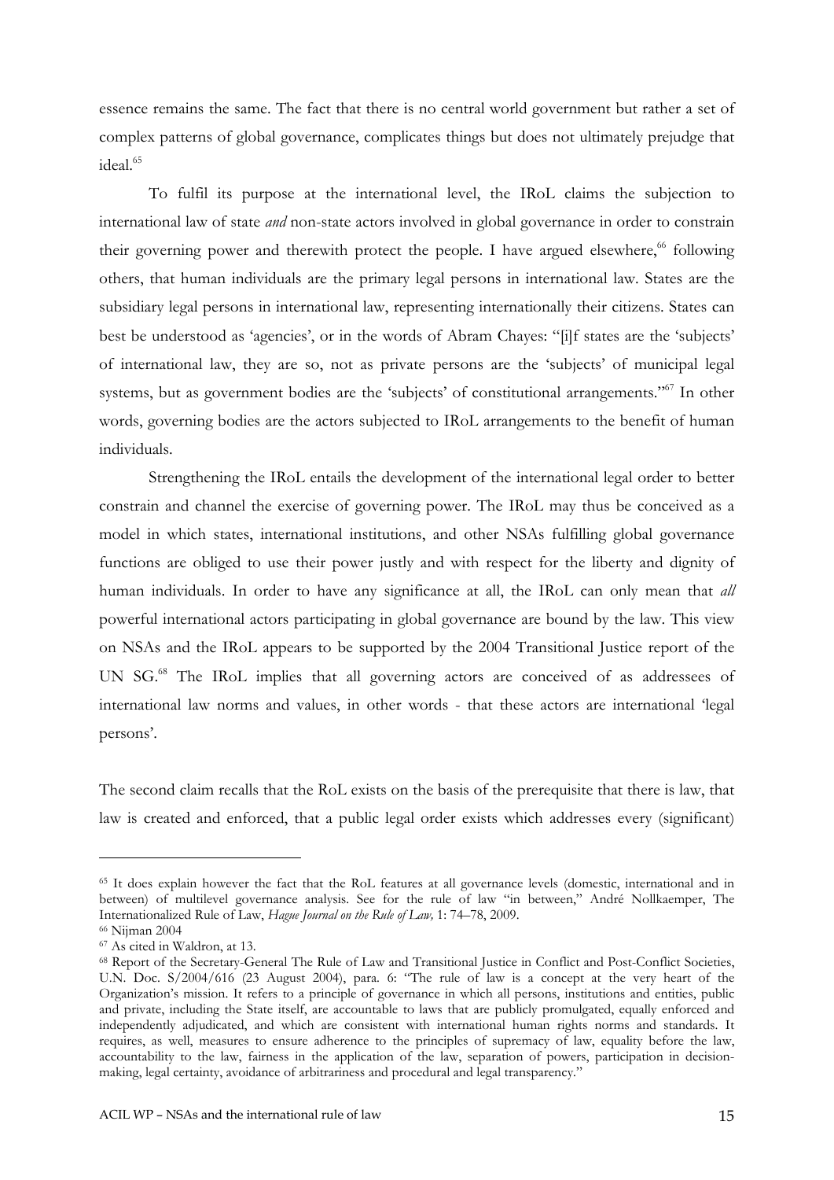essence remains the same. The fact that there is no central world government but rather a set of complex patterns of global governance, complicates things but does not ultimately prejudge that ideal.[65]

To fulfil its purpose at the international level, the IRoL claims the subjection to international law of state *and* non-state actors involved in global governance in order to constrain their governing power and therewith protect the people. I have argued elsewhere,[66] following others, that human individuals are the primary legal persons in international law. States are the subsidiary legal persons in international law, representing internationally their citizens. States can best be understood as 'agencies', or in the words of Abram Chayes: "[i]f states are the 'subjects' of international law, they are so, not as private persons are the 'subjects' of municipal legal systems, but as government bodies are the 'subjects' of constitutional arrangements."[67] In other words, governing bodies are the actors subjected to IRoL arrangements to the benefit of human individuals.

Strengthening the IRoL entails the development of the international legal order to better constrain and channel the exercise of governing power. The IRoL may thus be conceived as a model in which states, international institutions, and other NSAs fulfilling global governance functions are obliged to use their power justly and with respect for the liberty and dignity of human individuals. In order to have any significance at all, the IRoL can only mean that *all* powerful international actors participating in global governance are bound by the law. This view on NSAs and the IRoL appears to be supported by the 2004 Transitional Justice report of the UN SG.[68] The IRoL implies that all governing actors are conceived of as addressees of international law norms and values, in other words - that these actors are international 'legal persons'.

The second claim recalls that the RoL exists on the basis of the prerequisite that there is law, that law is created and enforced, that a public legal order exists which addresses every (significant)

---

[65] It does explain however the fact that the RoL features at all governance levels (domestic, international and in between) of multilevel governance analysis. See for the rule of law "in between," André Nollkaemper, The Internationalized Rule of Law, *Hague Journal on the Rule of Law,* 1: 74–78, 2009.

[66] Nijman 2004

[67] As cited in Waldron, at 13.

[68] Report of the Secretary-General The Rule of Law and Transitional Justice in Conflict and Post-Conflict Societies, U.N. Doc. S/2004/616 (23 August 2004), para. 6: "The rule of law is a concept at the very heart of the Organization's mission. It refers to a principle of governance in which all persons, institutions and entities, public and private, including the State itself, are accountable to laws that are publicly promulgated, equally enforced and independently adjudicated, and which are consistent with international human rights norms and standards. It requires, as well, measures to ensure adherence to the principles of supremacy of law, equality before the law, accountability to the law, fairness in the application of the law, separation of powers, participation in decision-making, legal certainty, avoidance of arbitrariness and procedural and legal transparency."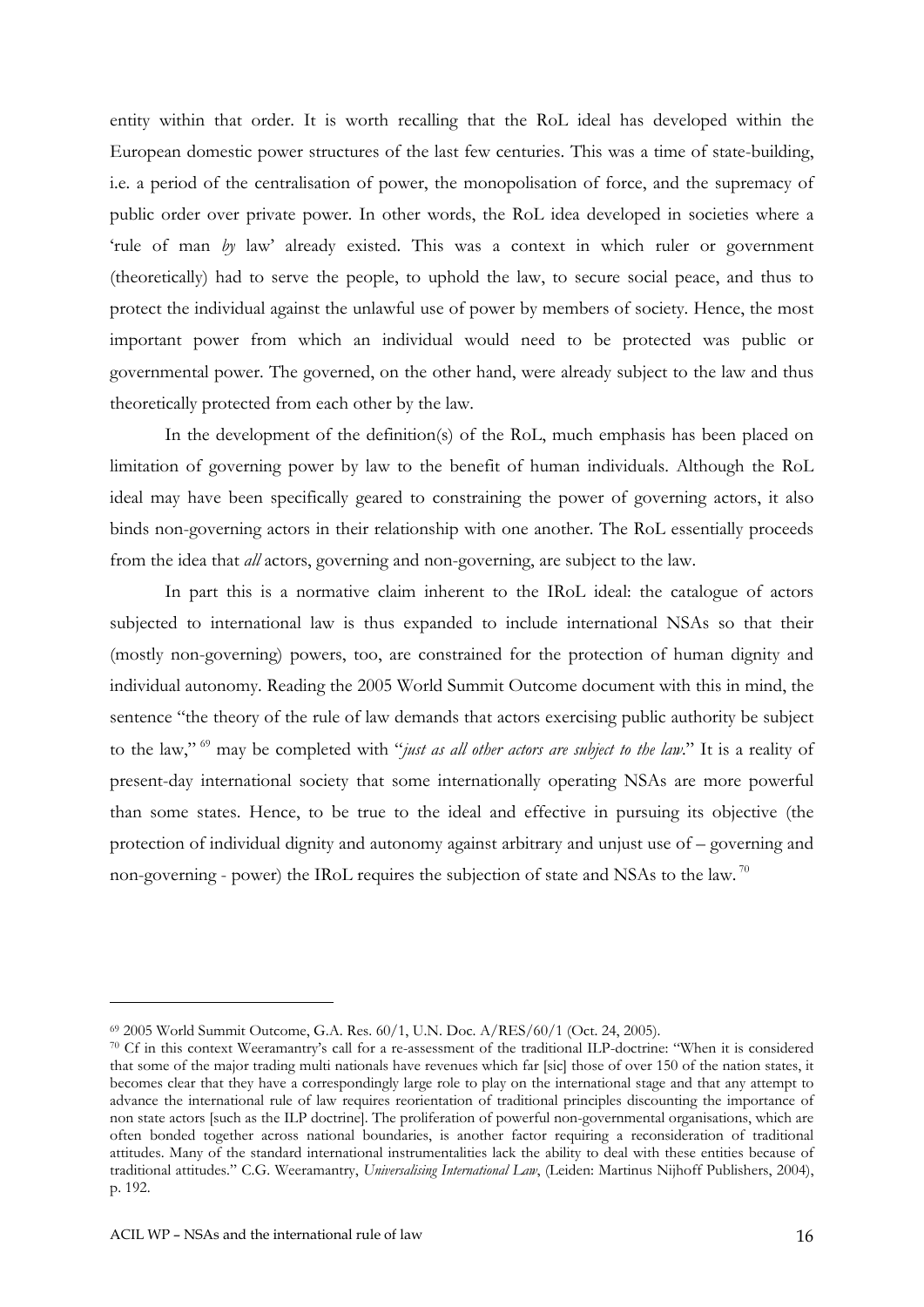entity within that order. It is worth recalling that the RoL ideal has developed within the European domestic power structures of the last few centuries. This was a time of state-building, i.e. a period of the centralisation of power, the monopolisation of force, and the supremacy of public order over private power. In other words, the RoL idea developed in societies where a 'rule of man *by* law' already existed. This was a context in which ruler or government (theoretically) had to serve the people, to uphold the law, to secure social peace, and thus to protect the individual against the unlawful use of power by members of society. Hence, the most important power from which an individual would need to be protected was public or governmental power. The governed, on the other hand, were already subject to the law and thus theoretically protected from each other by the law.

In the development of the definition(s) of the RoL, much emphasis has been placed on limitation of governing power by law to the benefit of human individuals. Although the RoL ideal may have been specifically geared to constraining the power of governing actors, it also binds non-governing actors in their relationship with one another. The RoL essentially proceeds from the idea that *all* actors, governing and non-governing, are subject to the law.

In part this is a normative claim inherent to the IRoL ideal: the catalogue of actors subjected to international law is thus expanded to include international NSAs so that their (mostly non-governing) powers, too, are constrained for the protection of human dignity and individual autonomy. Reading the 2005 World Summit Outcome document with this in mind, the sentence "the theory of the rule of law demands that actors exercising public authority be subject to the law," [69] may be completed with "*just as all other actors are subject to the law*." It is a reality of present-day international society that some internationally operating NSAs are more powerful than some states. Hence, to be true to the ideal and effective in pursuing its objective (the protection of individual dignity and autonomy against arbitrary and unjust use of – governing and non-governing - power) the IRoL requires the subjection of state and NSAs to the law. [70]

---

[69] 2005 World Summit Outcome, G.A. Res. 60/1, U.N. Doc. A/RES/60/1 (Oct. 24, 2005).

[70] Cf in this context Weeramantry's call for a re-assessment of the traditional ILP-doctrine: "When it is considered that some of the major trading multi nationals have revenues which far [sic] those of over 150 of the nation states, it becomes clear that they have a correspondingly large role to play on the international stage and that any attempt to advance the international rule of law requires reorientation of traditional principles discounting the importance of non state actors [such as the ILP doctrine]. The proliferation of powerful non-governmental organisations, which are often bonded together across national boundaries, is another factor requiring a reconsideration of traditional attitudes. Many of the standard international instrumentalities lack the ability to deal with these entities because of traditional attitudes." C.G. Weeramantry, *Universalising International Law*, (Leiden: Martinus Nijhoff Publishers, 2004), p. 192.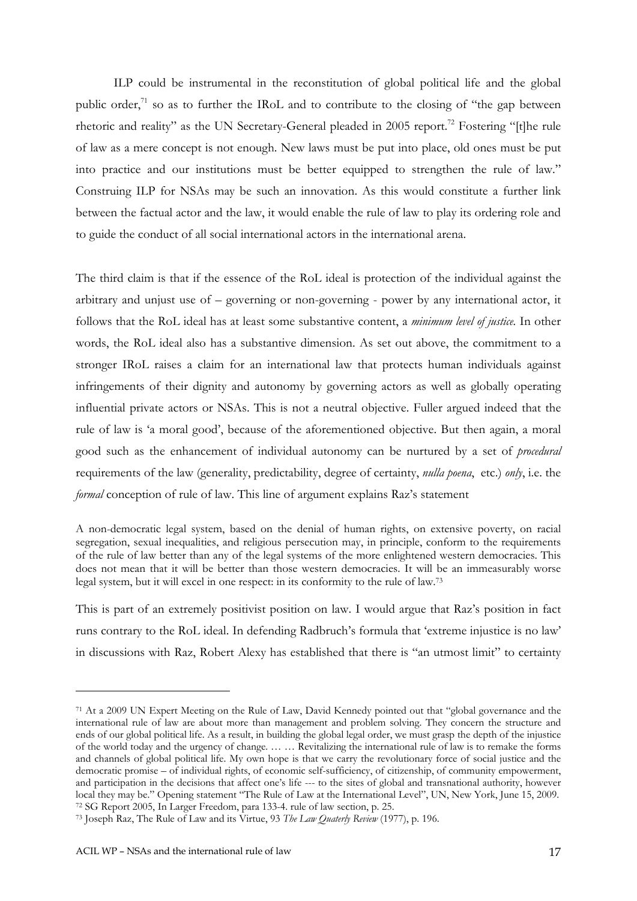ILP could be instrumental in the reconstitution of global political life and the global public order,[71] so as to further the IRoL and to contribute to the closing of "the gap between rhetoric and reality" as the UN Secretary-General pleaded in 2005 report.[72] Fostering "[t]he rule of law as a mere concept is not enough. New laws must be put into place, old ones must be put into practice and our institutions must be better equipped to strengthen the rule of law." Construing ILP for NSAs may be such an innovation. As this would constitute a further link between the factual actor and the law, it would enable the rule of law to play its ordering role and to guide the conduct of all social international actors in the international arena.

The third claim is that if the essence of the RoL ideal is protection of the individual against the arbitrary and unjust use of – governing or non-governing - power by any international actor, it follows that the RoL ideal has at least some substantive content, a *minimum level of justice*. In other words, the RoL ideal also has a substantive dimension. As set out above, the commitment to a stronger IRoL raises a claim for an international law that protects human individuals against infringements of their dignity and autonomy by governing actors as well as globally operating influential private actors or NSAs. This is not a neutral objective. Fuller argued indeed that the rule of law is 'a moral good', because of the aforementioned objective. But then again, a moral good such as the enhancement of individual autonomy can be nurtured by a set of *procedural* requirements of the law (generality, predictability, degree of certainty, *nulla poena*, etc.) *only*, i.e. the *formal* conception of rule of law. This line of argument explains Raz's statement

> A non-democratic legal system, based on the denial of human rights, on extensive poverty, on racial segregation, sexual inequalities, and religious persecution may, in principle, conform to the requirements of the rule of law better than any of the legal systems of the more enlightened western democracies. This does not mean that it will be better than those western democracies. It will be an immeasurably worse legal system, but it will excel in one respect: in its conformity to the rule of law.[73]

This is part of an extremely positivist position on law. I would argue that Raz's position in fact runs contrary to the RoL ideal. In defending Radbruch's formula that 'extreme injustice is no law' in discussions with Raz, Robert Alexy has established that there is "an utmost limit" to certainty

---

[71] At a 2009 UN Expert Meeting on the Rule of Law, David Kennedy pointed out that "global governance and the international rule of law are about more than management and problem solving. They concern the structure and ends of our global political life. As a result, in building the global legal order, we must grasp the depth of the injustice of the world today and the urgency of change. … … Revitalizing the international rule of law is to remake the forms and channels of global political life. My own hope is that we carry the revolutionary force of social justice and the democratic promise – of individual rights, of economic self-sufficiency, of citizenship, of community empowerment, and participation in the decisions that affect one's life --- to the sites of global and transnational authority, however local they may be." Opening statement "The Rule of Law at the International Level", UN, New York, June 15, 2009.

[72] SG Report 2005, In Larger Freedom, para 133-4. rule of law section, p. 25.

[73] Joseph Raz, The Rule of Law and its Virtue, 93 *The Law Quaterly Review* (1977), p. 196.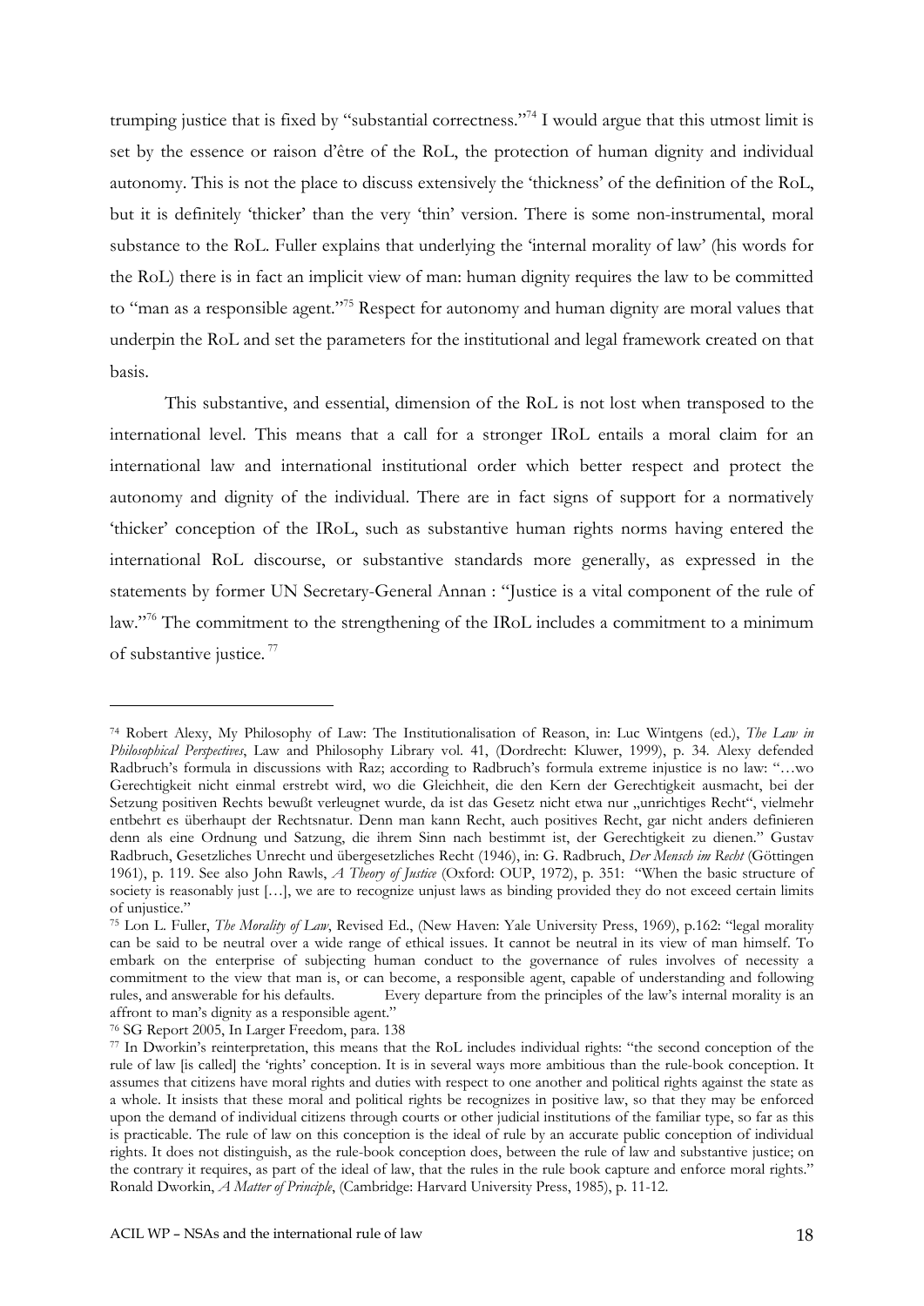trumping justice that is fixed by "substantial correctness."[74] I would argue that this utmost limit is set by the essence or raison d'être of the RoL, the protection of human dignity and individual autonomy. This is not the place to discuss extensively the 'thickness' of the definition of the RoL, but it is definitely 'thicker' than the very 'thin' version. There is some non-instrumental, moral substance to the RoL. Fuller explains that underlying the 'internal morality of law' (his words for the RoL) there is in fact an implicit view of man: human dignity requires the law to be committed to "man as a responsible agent."[75] Respect for autonomy and human dignity are moral values that underpin the RoL and set the parameters for the institutional and legal framework created on that basis.

This substantive, and essential, dimension of the RoL is not lost when transposed to the international level. This means that a call for a stronger IRoL entails a moral claim for an international law and international institutional order which better respect and protect the autonomy and dignity of the individual. There are in fact signs of support for a normatively 'thicker' conception of the IRoL, such as substantive human rights norms having entered the international RoL discourse, or substantive standards more generally, as expressed in the statements by former UN Secretary-General Annan : "Justice is a vital component of the rule of law."[76] The commitment to the strengthening of the IRoL includes a commitment to a minimum of substantive justice. [77]

---

[74] Robert Alexy, My Philosophy of Law: The Institutionalisation of Reason, in: Luc Wintgens (ed.), *The Law in Philosophical Perspectives*, Law and Philosophy Library vol. 41, (Dordrecht: Kluwer, 1999), p. 34. Alexy defended Radbruch's formula in discussions with Raz; according to Radbruch's formula extreme injustice is no law: "…wo Gerechtigkeit nicht einmal erstrebt wird, wo die Gleichheit, die den Kern der Gerechtigkeit ausmacht, bei der Setzung positiven Rechts bewußt verleugnet wurde, da ist das Gesetz nicht etwa nur „unrichtiges Recht", vielmehr entbehrt es überhaupt der Rechtsnatur. Denn man kann Recht, auch positives Recht, gar nicht anders definieren denn als eine Ordnung und Satzung, die ihrem Sinn nach bestimmt ist, der Gerechtigkeit zu dienen." Gustav Radbruch, Gesetzliches Unrecht und übergesetzliches Recht (1946), in: G. Radbruch, *Der Mensch im Recht* (Göttingen 1961), p. 119. See also John Rawls, *A Theory of Justice* (Oxford: OUP, 1972), p. 351: "When the basic structure of society is reasonably just […], we are to recognize unjust laws as binding provided they do not exceed certain limits of unjustice."

[75] Lon L. Fuller, *The Morality of Law*, Revised Ed., (New Haven: Yale University Press, 1969), p.162: "legal morality can be said to be neutral over a wide range of ethical issues. It cannot be neutral in its view of man himself. To embark on the enterprise of subjecting human conduct to the governance of rules involves of necessity a commitment to the view that man is, or can become, a responsible agent, capable of understanding and following rules, and answerable for his defaults. Every departure from the principles of the law's internal morality is an affront to man's dignity as a responsible agent."

[76] SG Report 2005, In Larger Freedom, para. 138

[77] In Dworkin's reinterpretation, this means that the RoL includes individual rights: "the second conception of the rule of law [is called] the 'rights' conception. It is in several ways more ambitious than the rule-book conception. It assumes that citizens have moral rights and duties with respect to one another and political rights against the state as a whole. It insists that these moral and political rights be recognizes in positive law, so that they may be enforced upon the demand of individual citizens through courts or other judicial institutions of the familiar type, so far as this is practicable. The rule of law on this conception is the ideal of rule by an accurate public conception of individual rights. It does not distinguish, as the rule-book conception does, between the rule of law and substantive justice; on the contrary it requires, as part of the ideal of law, that the rules in the rule book capture and enforce moral rights." Ronald Dworkin, *A Matter of Principle*, (Cambridge: Harvard University Press, 1985), p. 11-12.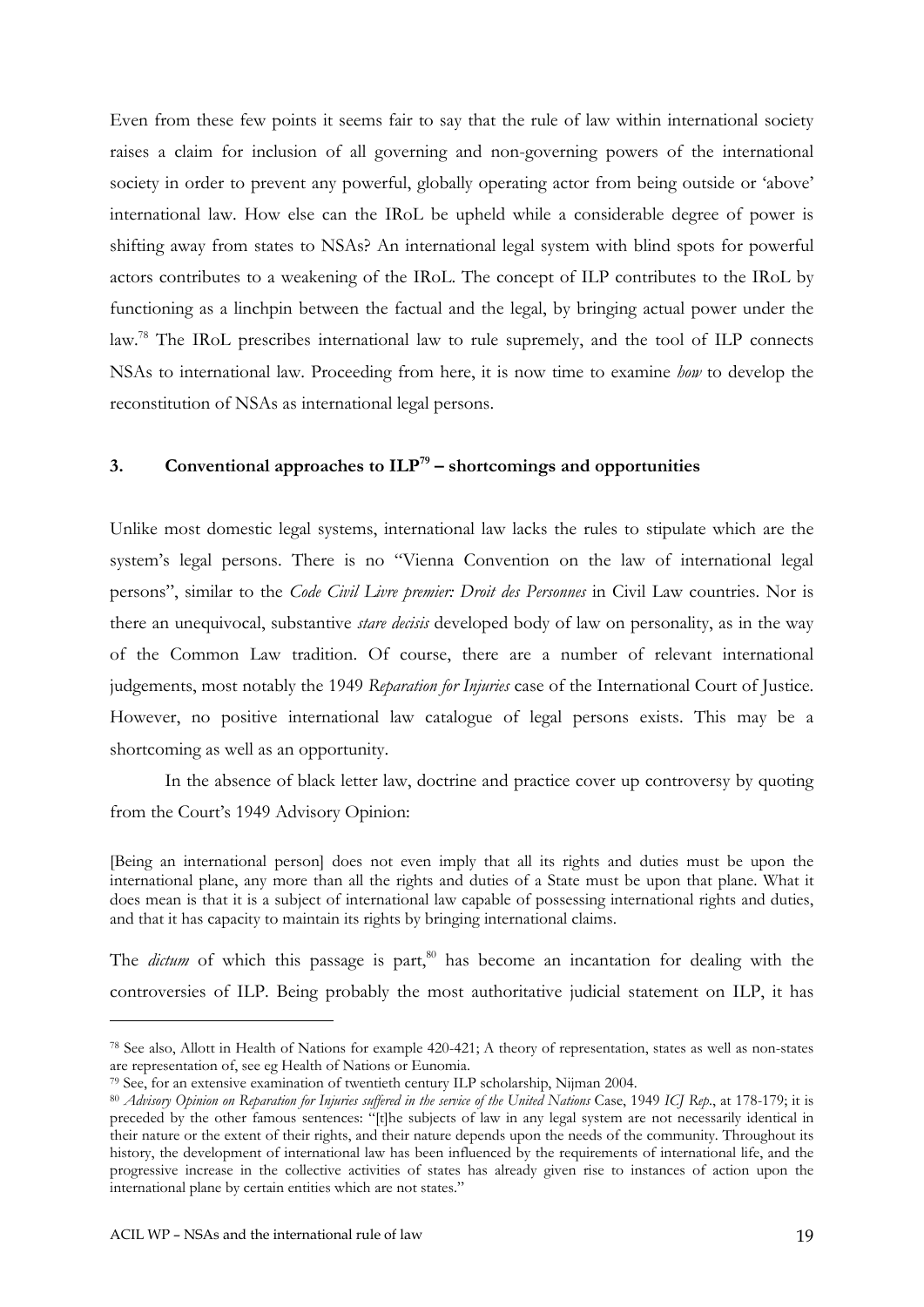Even from these few points it seems fair to say that the rule of law within international society raises a claim for inclusion of all governing and non-governing powers of the international society in order to prevent any powerful, globally operating actor from being outside or 'above' international law. How else can the IRoL be upheld while a considerable degree of power is shifting away from states to NSAs? An international legal system with blind spots for powerful actors contributes to a weakening of the IRoL. The concept of ILP contributes to the IRoL by functioning as a linchpin between the factual and the legal, by bringing actual power under the law.[78] The IRoL prescribes international law to rule supremely, and the tool of ILP connects NSAs to international law. Proceeding from here, it is now time to examine *how* to develop the reconstitution of NSAs as international legal persons.

## 3. Conventional approaches to ILP[79] – shortcomings and opportunities

Unlike most domestic legal systems, international law lacks the rules to stipulate which are the system's legal persons. There is no "Vienna Convention on the law of international legal persons", similar to the *Code Civil Livre premier: Droit des Personnes* in Civil Law countries. Nor is there an unequivocal, substantive *stare decisis* developed body of law on personality, as in the way of the Common Law tradition. Of course, there are a number of relevant international judgements, most notably the 1949 *Reparation for Injuries* case of the International Court of Justice. However, no positive international law catalogue of legal persons exists. This may be a shortcoming as well as an opportunity.

In the absence of black letter law, doctrine and practice cover up controversy by quoting from the Court's 1949 Advisory Opinion:

> [Being an international person] does not even imply that all its rights and duties must be upon the international plane, any more than all the rights and duties of a State must be upon that plane. What it does mean is that it is a subject of international law capable of possessing international rights and duties, and that it has capacity to maintain its rights by bringing international claims.

The *dictum* of which this passage is part,[80] has become an incantation for dealing with the controversies of ILP. Being probably the most authoritative judicial statement on ILP, it has

---

[78] See also, Allott in Health of Nations for example 420-421; A theory of representation, states as well as non-states are representation of, see eg Health of Nations or Eunomia.

[79] See, for an extensive examination of twentieth century ILP scholarship, Nijman 2004.

[80] *Advisory Opinion on Reparation for Injuries suffered in the service of the United Nations* Case, 1949 *ICJ Rep.*, at 178-179; it is preceded by the other famous sentences: "[t]he subjects of law in any legal system are not necessarily identical in their nature or the extent of their rights, and their nature depends upon the needs of the community. Throughout its history, the development of international law has been influenced by the requirements of international life, and the progressive increase in the collective activities of states has already given rise to instances of action upon the international plane by certain entities which are not states."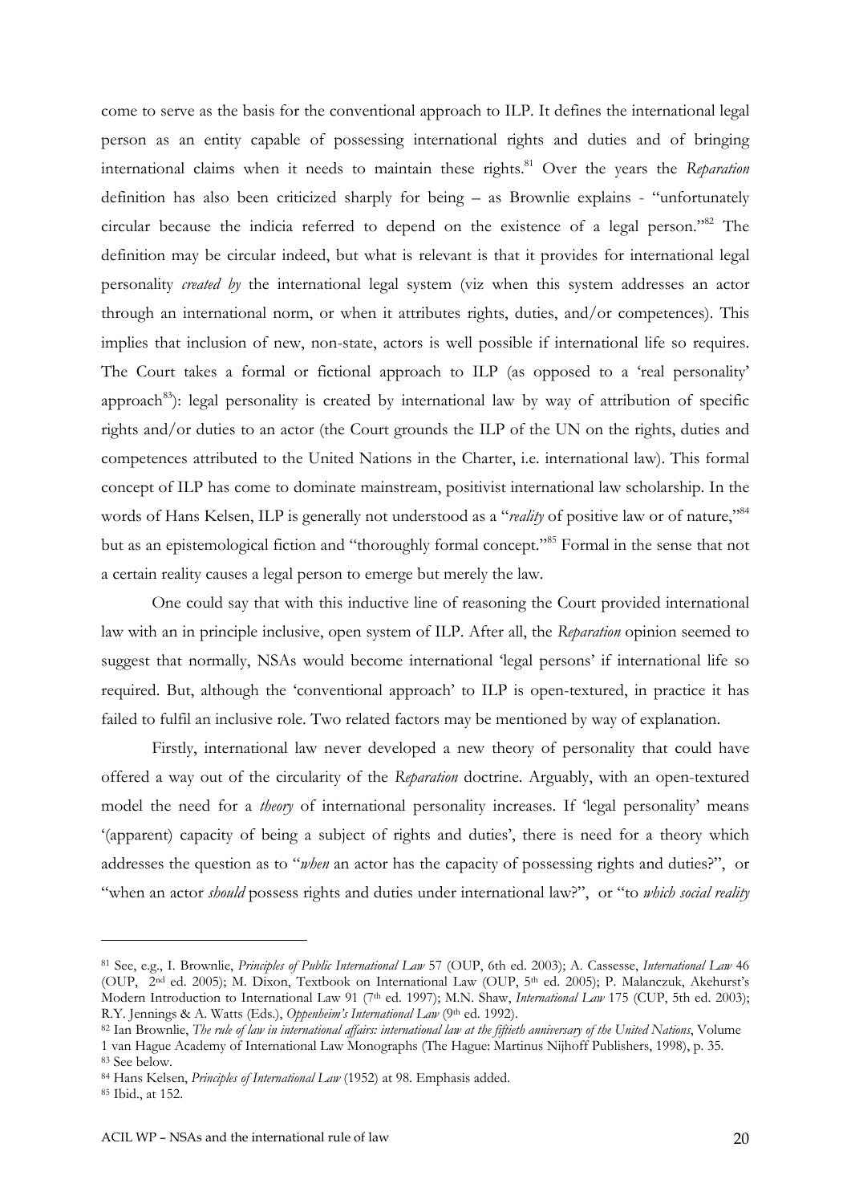come to serve as the basis for the conventional approach to ILP. It defines the international legal person as an entity capable of possessing international rights and duties and of bringing international claims when it needs to maintain these rights.[81] Over the years the *Reparation* definition has also been criticized sharply for being – as Brownlie explains - "unfortunately circular because the indicia referred to depend on the existence of a legal person."[82] The definition may be circular indeed, but what is relevant is that it provides for international legal personality *created by* the international legal system (viz when this system addresses an actor through an international norm, or when it attributes rights, duties, and/or competences). This implies that inclusion of new, non-state, actors is well possible if international life so requires. The Court takes a formal or fictional approach to ILP (as opposed to a 'real personality' approach[83]): legal personality is created by international law by way of attribution of specific rights and/or duties to an actor (the Court grounds the ILP of the UN on the rights, duties and competences attributed to the United Nations in the Charter, i.e. international law). This formal concept of ILP has come to dominate mainstream, positivist international law scholarship. In the words of Hans Kelsen, ILP is generally not understood as a "*reality* of positive law or of nature,"[84] but as an epistemological fiction and "thoroughly formal concept."[85] Formal in the sense that not a certain reality causes a legal person to emerge but merely the law.

One could say that with this inductive line of reasoning the Court provided international law with an in principle inclusive, open system of ILP. After all, the *Reparation* opinion seemed to suggest that normally, NSAs would become international 'legal persons' if international life so required. But, although the 'conventional approach' to ILP is open-textured, in practice it has failed to fulfil an inclusive role. Two related factors may be mentioned by way of explanation.

Firstly, international law never developed a new theory of personality that could have offered a way out of the circularity of the *Reparation* doctrine. Arguably, with an open-textured model the need for a *theory* of international personality increases. If 'legal personality' means '(apparent) capacity of being a subject of rights and duties', there is need for a theory which addresses the question as to "*when* an actor has the capacity of possessing rights and duties?", or "when an actor *should* possess rights and duties under international law?", or "to *which social reality*

---

[81] See, e.g., I. Brownlie, *Principles of Public International Law* 57 (OUP, 6th ed. 2003); A. Cassesse, *International Law* 46 (OUP, 2nd ed. 2005); M. Dixon, Textbook on International Law (OUP, 5th ed. 2005); P. Malanczuk, Akehurst's Modern Introduction to International Law 91 (7th ed. 1997); M.N. Shaw, *International Law* 175 (CUP, 5th ed. 2003); R.Y. Jennings & A. Watts (Eds.), *Oppenheim's International Law* (9th ed. 1992).

[82] Ian Brownlie, *The rule of law in international affairs: international law at the fiftieth anniversary of the United Nations*, Volume 1 van Hague Academy of International Law Monographs (The Hague: Martinus Nijhoff Publishers, 1998), p. 35.

[83] See below.

[84] Hans Kelsen, *Principles of International Law* (1952) at 98. Emphasis added.

[85] Ibid., at 152.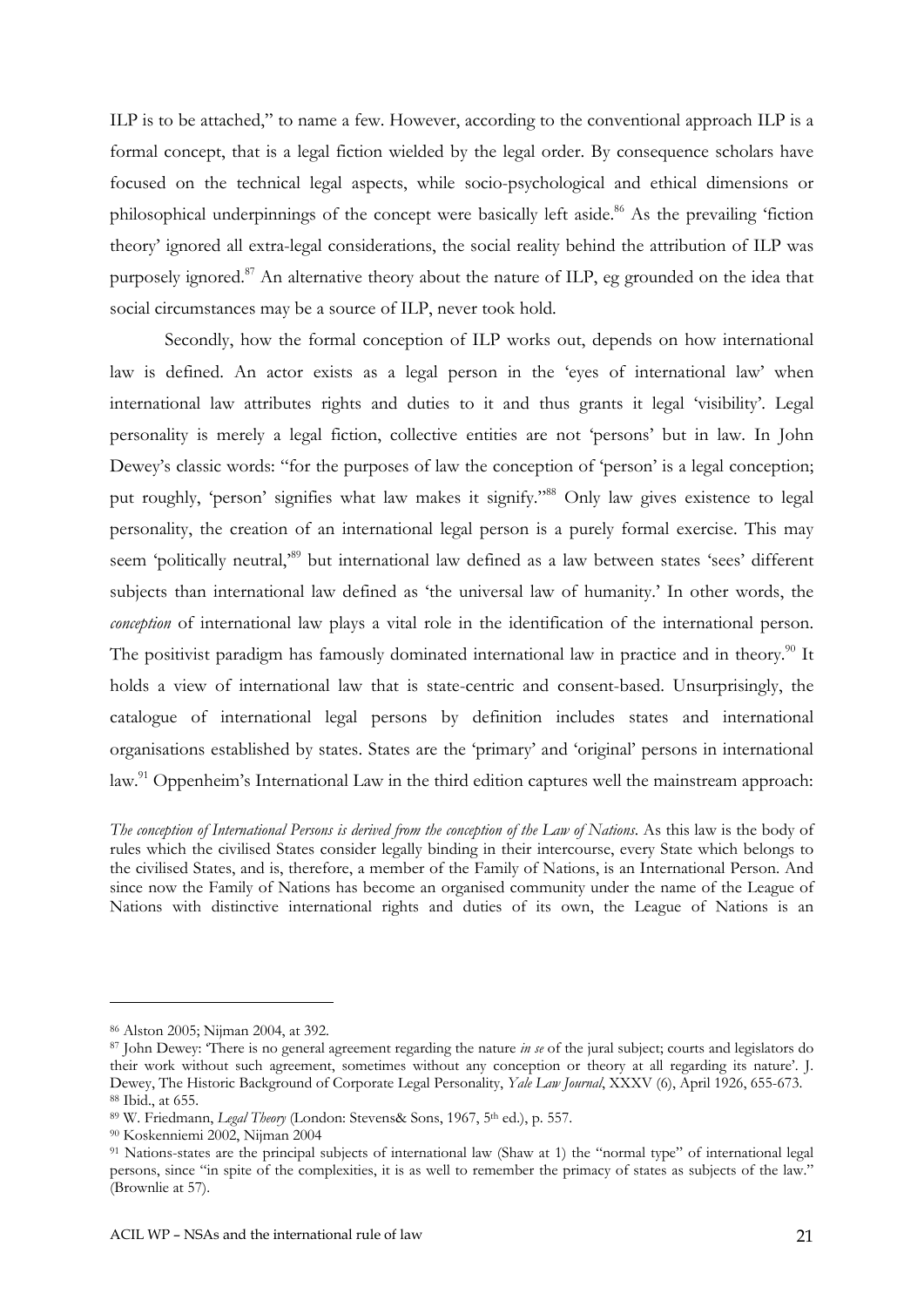ILP is to be attached," to name a few. However, according to the conventional approach ILP is a formal concept, that is a legal fiction wielded by the legal order. By consequence scholars have focused on the technical legal aspects, while socio-psychological and ethical dimensions or philosophical underpinnings of the concept were basically left aside.[86] As the prevailing 'fiction theory' ignored all extra-legal considerations, the social reality behind the attribution of ILP was purposely ignored.[87] An alternative theory about the nature of ILP, eg grounded on the idea that social circumstances may be a source of ILP, never took hold.

Secondly, how the formal conception of ILP works out, depends on how international law is defined. An actor exists as a legal person in the 'eyes of international law' when international law attributes rights and duties to it and thus grants it legal 'visibility'. Legal personality is merely a legal fiction, collective entities are not 'persons' but in law. In John Dewey's classic words: "for the purposes of law the conception of 'person' is a legal conception; put roughly, 'person' signifies what law makes it signify."[88] Only law gives existence to legal personality, the creation of an international legal person is a purely formal exercise. This may seem 'politically neutral,'[89] but international law defined as a law between states 'sees' different subjects than international law defined as 'the universal law of humanity.' In other words, the *conception* of international law plays a vital role in the identification of the international person. The positivist paradigm has famously dominated international law in practice and in theory.[90] It holds a view of international law that is state-centric and consent-based. Unsurprisingly, the catalogue of international legal persons by definition includes states and international organisations established by states. States are the 'primary' and 'original' persons in international law.[91] Oppenheim's International Law in the third edition captures well the mainstream approach:

> *The conception of International Persons is derived from the conception of the Law of Nations*. As this law is the body of rules which the civilised States consider legally binding in their intercourse, every State which belongs to the civilised States, and is, therefore, a member of the Family of Nations, is an International Person. And since now the Family of Nations has become an organised community under the name of the League of Nations with distinctive international rights and duties of its own, the League of Nations is an

---

[86] Alston 2005; Nijman 2004, at 392.

[87] John Dewey: 'There is no general agreement regarding the nature *in se* of the jural subject; courts and legislators do their work without such agreement, sometimes without any conception or theory at all regarding its nature'. J. Dewey, The Historic Background of Corporate Legal Personality, *Yale Law Journal*, XXXV (6), April 1926, 655-673.

[88] Ibid., at 655.

[89] W. Friedmann, *Legal Theory* (London: Stevens& Sons, 1967, 5th ed.), p. 557.

[90] Koskenniemi 2002, Nijman 2004

[91] Nations-states are the principal subjects of international law (Shaw at 1) the "normal type" of international legal persons, since "in spite of the complexities, it is as well to remember the primacy of states as subjects of the law." (Brownlie at 57).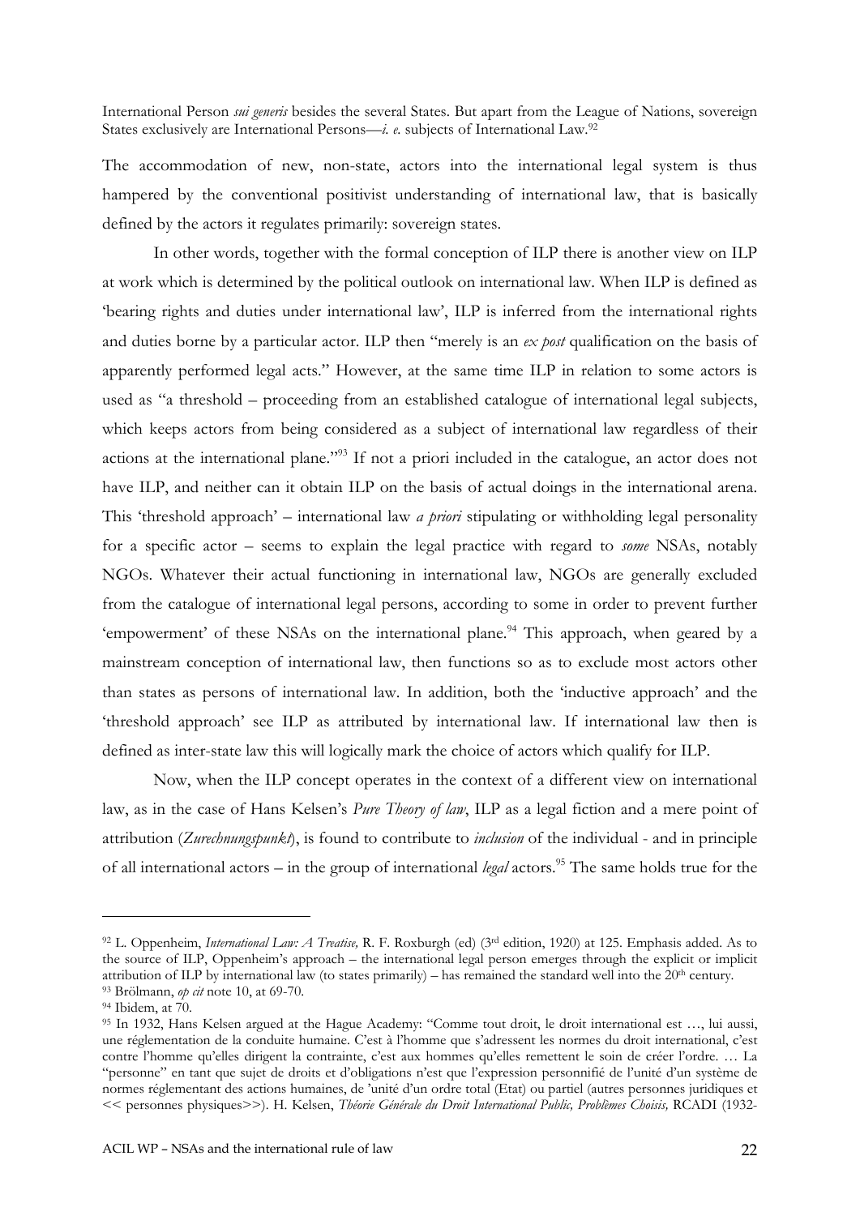International Person *sui generis* besides the several States. But apart from the League of Nations, sovereign States exclusively are International Persons—*i. e.* subjects of International Law.[92]

The accommodation of new, non-state, actors into the international legal system is thus hampered by the conventional positivist understanding of international law, that is basically defined by the actors it regulates primarily: sovereign states.

In other words, together with the formal conception of ILP there is another view on ILP at work which is determined by the political outlook on international law. When ILP is defined as 'bearing rights and duties under international law', ILP is inferred from the international rights and duties borne by a particular actor. ILP then "merely is an *ex post* qualification on the basis of apparently performed legal acts." However, at the same time ILP in relation to some actors is used as "a threshold – proceeding from an established catalogue of international legal subjects, which keeps actors from being considered as a subject of international law regardless of their actions at the international plane."[93] If not a priori included in the catalogue, an actor does not have ILP, and neither can it obtain ILP on the basis of actual doings in the international arena. This 'threshold approach' – international law *a priori* stipulating or withholding legal personality for a specific actor – seems to explain the legal practice with regard to *some* NSAs, notably NGOs. Whatever their actual functioning in international law, NGOs are generally excluded from the catalogue of international legal persons, according to some in order to prevent further 'empowerment' of these NSAs on the international plane.[94] This approach, when geared by a mainstream conception of international law, then functions so as to exclude most actors other than states as persons of international law. In addition, both the 'inductive approach' and the 'threshold approach' see ILP as attributed by international law. If international law then is defined as inter-state law this will logically mark the choice of actors which qualify for ILP.

Now, when the ILP concept operates in the context of a different view on international law, as in the case of Hans Kelsen's *Pure Theory of law*, ILP as a legal fiction and a mere point of attribution (*Zurechnungspunkt*), is found to contribute to *inclusion* of the individual - and in principle of all international actors – in the group of international *legal* actors.[95] The same holds true for the

---

[92] L. Oppenheim, *International Law: A Treatise,* R. F. Roxburgh (ed) (3rd edition, 1920) at 125. Emphasis added. As to the source of ILP, Oppenheim's approach – the international legal person emerges through the explicit or implicit attribution of ILP by international law (to states primarily) – has remained the standard well into the 20th century.

[93] Brölmann, *op cit* note 10, at 69-70.

[94] Ibidem, at 70.

[95] In 1932, Hans Kelsen argued at the Hague Academy: "Comme tout droit, le droit international est …, lui aussi, une réglementation de la conduite humaine. C'est à l'homme que s'adressent les normes du droit international, c'est contre l'homme qu'elles dirigent la contrainte, c'est aux hommes qu'elles remettent le soin de créer l'ordre. … La "personne" en tant que sujet de droits et d'obligations n'est que l'expression personnifié de l'unité d'un système de normes réglementant des actions humaines, de 'unité d'un ordre total (Etat) ou partiel (autres personnes juridiques et << personnes physiques>>). H. Kelsen, *Théorie Générale du Droit International Public, Problèmes Choisis,* RCADI (1932-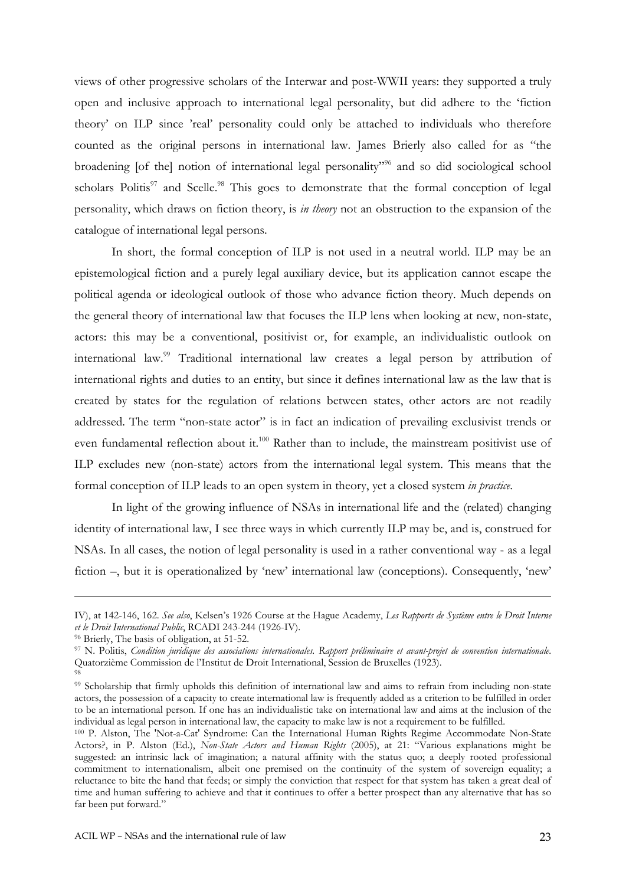views of other progressive scholars of the Interwar and post-WWII years: they supported a truly open and inclusive approach to international legal personality, but did adhere to the 'fiction theory' on ILP since 'real' personality could only be attached to individuals who therefore counted as the original persons in international law. James Brierly also called for as "the broadening [of the] notion of international legal personality"[96] and so did sociological school scholars Politis[97] and Scelle.[98] This goes to demonstrate that the formal conception of legal personality, which draws on fiction theory, is *in theory* not an obstruction to the expansion of the catalogue of international legal persons.

In short, the formal conception of ILP is not used in a neutral world. ILP may be an epistemological fiction and a purely legal auxiliary device, but its application cannot escape the political agenda or ideological outlook of those who advance fiction theory. Much depends on the general theory of international law that focuses the ILP lens when looking at new, non-state, actors: this may be a conventional, positivist or, for example, an individualistic outlook on international law.[99] Traditional international law creates a legal person by attribution of international rights and duties to an entity, but since it defines international law as the law that is created by states for the regulation of relations between states, other actors are not readily addressed. The term "non-state actor" is in fact an indication of prevailing exclusivist trends or even fundamental reflection about it.[100] Rather than to include, the mainstream positivist use of ILP excludes new (non-state) actors from the international legal system. This means that the formal conception of ILP leads to an open system in theory, yet a closed system *in practice*.

In light of the growing influence of NSAs in international life and the (related) changing identity of international law, I see three ways in which currently ILP may be, and is, construed for NSAs. In all cases, the notion of legal personality is used in a rather conventional way - as a legal fiction –, but it is operationalized by 'new' international law (conceptions). Consequently, 'new'

---

IV), at 142-146, 162. *See also*, Kelsen's 1926 Course at the Hague Academy, *Les Rapports de Système entre le Droit Interne et le Droit International Public*, RCADI 243-244 (1926-IV).

[96] Brierly, The basis of obligation, at 51-52.

[97] N. Politis, *Condition juridique des associations internationales. Rapport préliminaire et avant-projet de convention internationale*. Quatorzième Commission de l'Institut de Droit International, Session de Bruxelles (1923).

[98]

[99] Scholarship that firmly upholds this definition of international law and aims to refrain from including non-state actors, the possession of a capacity to create international law is frequently added as a criterion to be fulfilled in order to be an international person. If one has an individualistic take on international law and aims at the inclusion of the individual as legal person in international law, the capacity to make law is not a requirement to be fulfilled.

[100] P. Alston, The 'Not-a-Cat' Syndrome: Can the International Human Rights Regime Accommodate Non-State Actors?, in P. Alston (Ed.), *Non-State Actors and Human Rights* (2005), at 21: "Various explanations might be suggested: an intrinsic lack of imagination; a natural affinity with the status quo; a deeply rooted professional commitment to internationalism, albeit one premised on the continuity of the system of sovereign equality; a reluctance to bite the hand that feeds; or simply the conviction that respect for that system has taken a great deal of time and human suffering to achieve and that it continues to offer a better prospect than any alternative that has so far been put forward."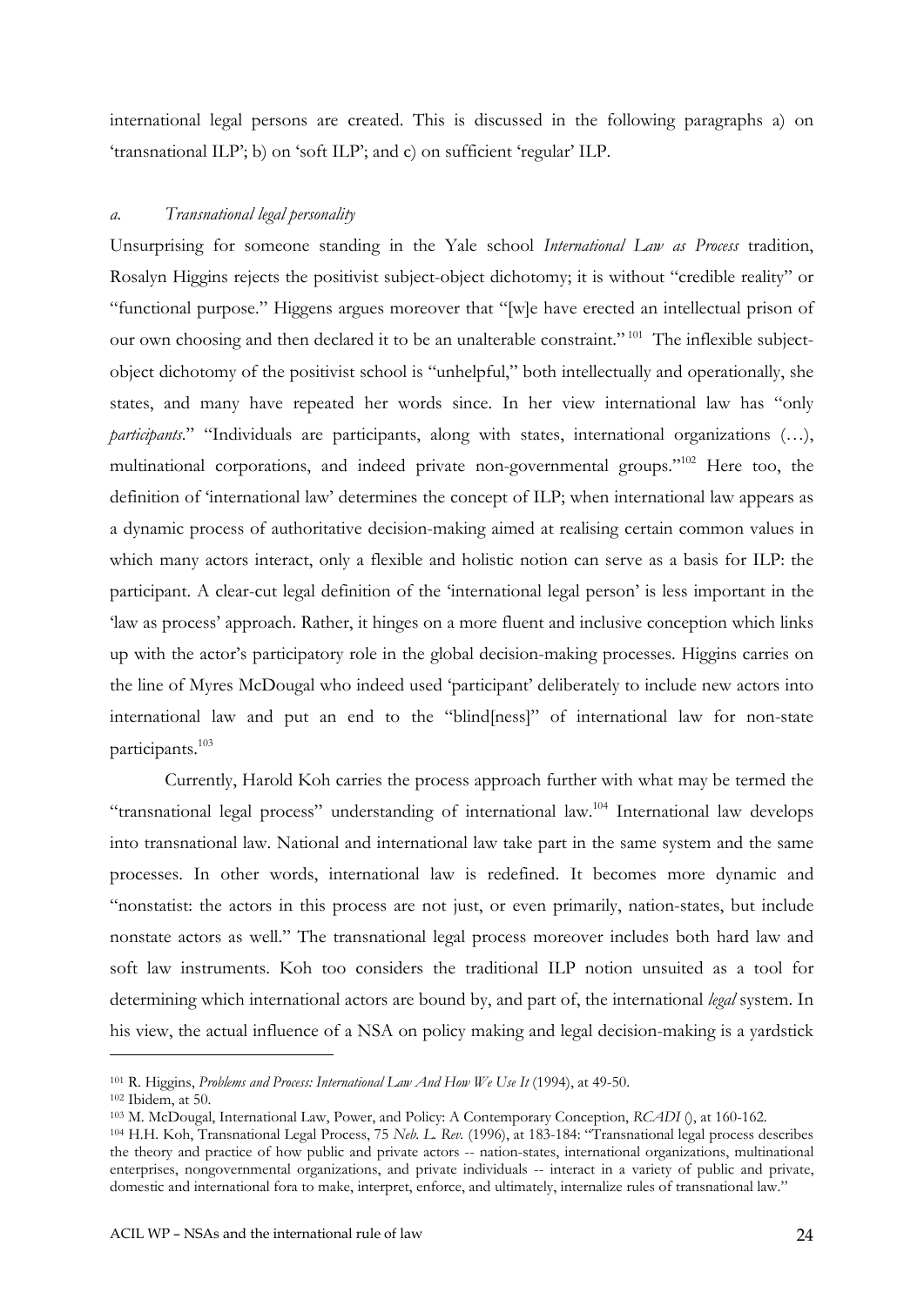international legal persons are created. This is discussed in the following paragraphs a) on 'transnational ILP'; b) on 'soft ILP'; and c) on sufficient 'regular' ILP.

### *a. Transnational legal personality*

Unsurprising for someone standing in the Yale school *International Law as Process* tradition, Rosalyn Higgins rejects the positivist subject-object dichotomy; it is without "credible reality" or "functional purpose." Higgens argues moreover that "[w]e have erected an intellectual prison of our own choosing and then declared it to be an unalterable constraint."[101] The inflexible subject-object dichotomy of the positivist school is "unhelpful," both intellectually and operationally, she states, and many have repeated her words since. In her view international law has "only *participants*." "Individuals are participants, along with states, international organizations (…), multinational corporations, and indeed private non-governmental groups."[102] Here too, the definition of 'international law' determines the concept of ILP; when international law appears as a dynamic process of authoritative decision-making aimed at realising certain common values in which many actors interact, only a flexible and holistic notion can serve as a basis for ILP: the participant. A clear-cut legal definition of the 'international legal person' is less important in the 'law as process' approach. Rather, it hinges on a more fluent and inclusive conception which links up with the actor's participatory role in the global decision-making processes. Higgins carries on the line of Myres McDougal who indeed used 'participant' deliberately to include new actors into international law and put an end to the "blind[ness]" of international law for non-state participants.[103]

Currently, Harold Koh carries the process approach further with what may be termed the "transnational legal process" understanding of international law.[104] International law develops into transnational law. National and international law take part in the same system and the same processes. In other words, international law is redefined. It becomes more dynamic and "nonstatist: the actors in this process are not just, or even primarily, nation-states, but include nonstate actors as well." The transnational legal process moreover includes both hard law and soft law instruments. Koh too considers the traditional ILP notion unsuited as a tool for determining which international actors are bound by, and part of, the international *legal* system. In his view, the actual influence of a NSA on policy making and legal decision-making is a yardstick

---

[101] R. Higgins, *Problems and Process: International Law And How We Use It* (1994), at 49-50.

[102] Ibidem, at 50.

[103] M. McDougal, International Law, Power, and Policy: A Contemporary Conception, *RCADI* (), at 160-162.

[104] H.H. Koh, Transnational Legal Process, 75 *Neb. L. Rev.* (1996), at 183-184: "Transnational legal process describes the theory and practice of how public and private actors -- nation-states, international organizations, multinational enterprises, nongovernmental organizations, and private individuals -- interact in a variety of public and private, domestic and international fora to make, interpret, enforce, and ultimately, internalize rules of transnational law."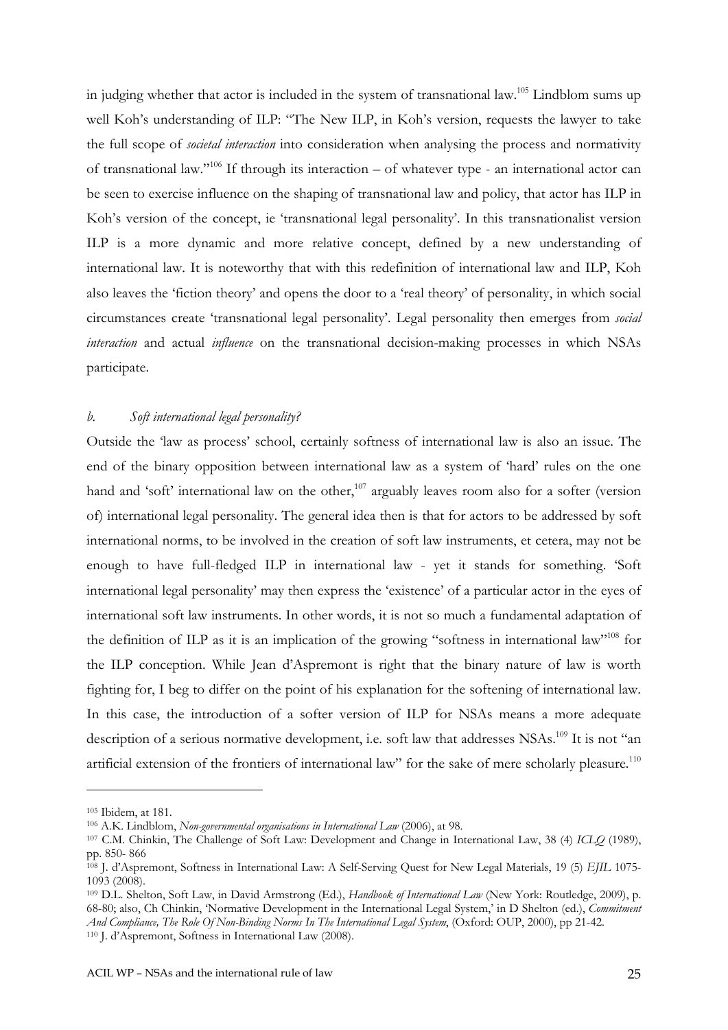in judging whether that actor is included in the system of transnational law.[105] Lindblom sums up well Koh's understanding of ILP: "The New ILP, in Koh's version, requests the lawyer to take the full scope of *societal interaction* into consideration when analysing the process and normativity of transnational law."[106] If through its interaction – of whatever type - an international actor can be seen to exercise influence on the shaping of transnational law and policy, that actor has ILP in Koh's version of the concept, ie 'transnational legal personality'. In this transnationalist version ILP is a more dynamic and more relative concept, defined by a new understanding of international law. It is noteworthy that with this redefinition of international law and ILP, Koh also leaves the 'fiction theory' and opens the door to a 'real theory' of personality, in which social circumstances create 'transnational legal personality'. Legal personality then emerges from *social interaction* and actual *influence* on the transnational decision-making processes in which NSAs participate.

### *b. Soft international legal personality?*

Outside the 'law as process' school, certainly softness of international law is also an issue. The end of the binary opposition between international law as a system of 'hard' rules on the one hand and 'soft' international law on the other,[107] arguably leaves room also for a softer (version of) international legal personality. The general idea then is that for actors to be addressed by soft international norms, to be involved in the creation of soft law instruments, et cetera, may not be enough to have full-fledged ILP in international law - yet it stands for something. 'Soft international legal personality' may then express the 'existence' of a particular actor in the eyes of international soft law instruments. In other words, it is not so much a fundamental adaptation of the definition of ILP as it is an implication of the growing "softness in international law"[108] for the ILP conception. While Jean d'Aspremont is right that the binary nature of law is worth fighting for, I beg to differ on the point of his explanation for the softening of international law. In this case, the introduction of a softer version of ILP for NSAs means a more adequate description of a serious normative development, i.e. soft law that addresses NSAs.[109] It is not "an artificial extension of the frontiers of international law" for the sake of mere scholarly pleasure.[110]

---

[105] Ibidem, at 181.

[106] A.K. Lindblom, *Non-governmental organisations in International Law* (2006), at 98.

[107] C.M. Chinkin, The Challenge of Soft Law: Development and Change in International Law, 38 (4) *ICLQ* (1989), pp. 850- 866

[108] J. d'Aspremont, Softness in International Law: A Self-Serving Quest for New Legal Materials, 19 (5) *EJIL* 1075-1093 (2008).

[109] D.L. Shelton, Soft Law, in David Armstrong (Ed.), *Handbook of International Law* (New York: Routledge, 2009), p. 68-80; also, Ch Chinkin, 'Normative Development in the International Legal System,' in D Shelton (ed.), *Commitment And Compliance, The Role Of Non-Binding Norms In The International Legal System*, (Oxford: OUP, 2000), pp 21-42.

[110] J. d'Aspremont, Softness in International Law (2008).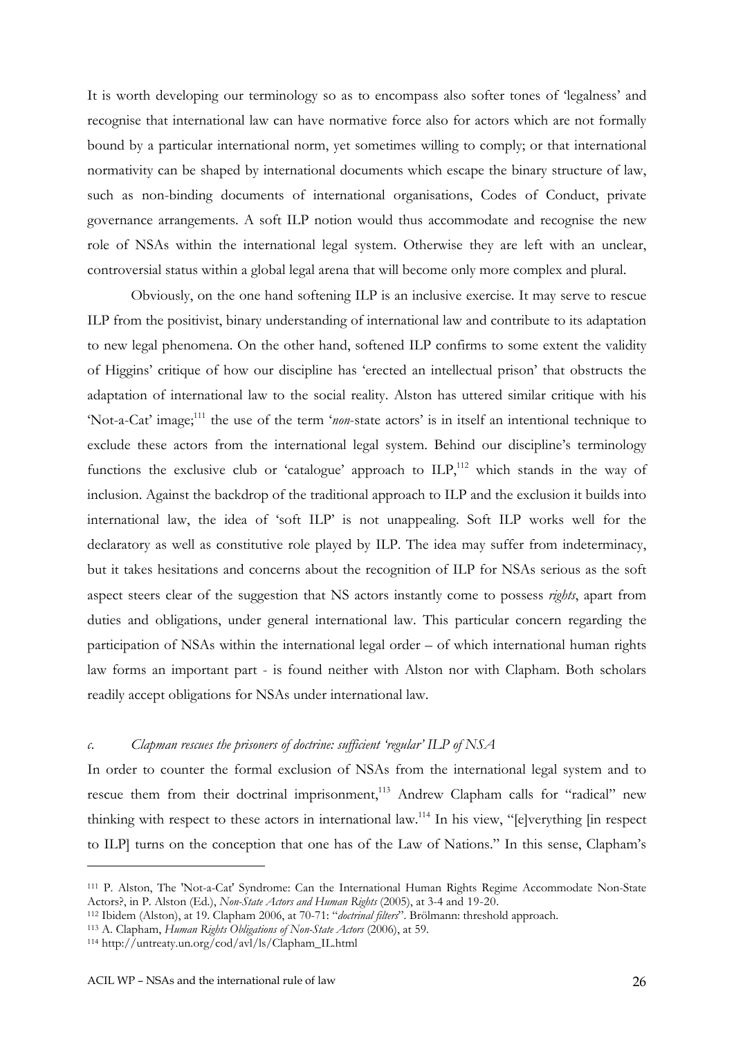It is worth developing our terminology so as to encompass also softer tones of 'legalness' and recognise that international law can have normative force also for actors which are not formally bound by a particular international norm, yet sometimes willing to comply; or that international normativity can be shaped by international documents which escape the binary structure of law, such as non-binding documents of international organisations, Codes of Conduct, private governance arrangements. A soft ILP notion would thus accommodate and recognise the new role of NSAs within the international legal system. Otherwise they are left with an unclear, controversial status within a global legal arena that will become only more complex and plural.

Obviously, on the one hand softening ILP is an inclusive exercise. It may serve to rescue ILP from the positivist, binary understanding of international law and contribute to its adaptation to new legal phenomena. On the other hand, softened ILP confirms to some extent the validity of Higgins' critique of how our discipline has 'erected an intellectual prison' that obstructs the adaptation of international law to the social reality. Alston has uttered similar critique with his 'Not-a-Cat' image;[111] the use of the term '*non*-state actors' is in itself an intentional technique to exclude these actors from the international legal system. Behind our discipline's terminology functions the exclusive club or 'catalogue' approach to ILP,[112] which stands in the way of inclusion. Against the backdrop of the traditional approach to ILP and the exclusion it builds into international law, the idea of 'soft ILP' is not unappealing. Soft ILP works well for the declaratory as well as constitutive role played by ILP. The idea may suffer from indeterminacy, but it takes hesitations and concerns about the recognition of ILP for NSAs serious as the soft aspect steers clear of the suggestion that NS actors instantly come to possess *rights*, apart from duties and obligations, under general international law. This particular concern regarding the participation of NSAs within the international legal order – of which international human rights law forms an important part - is found neither with Alston nor with Clapham. Both scholars readily accept obligations for NSAs under international law.

### *c. Clapman rescues the prisoners of doctrine: sufficient 'regular' ILP of NSA*

In order to counter the formal exclusion of NSAs from the international legal system and to rescue them from their doctrinal imprisonment,[113] Andrew Clapham calls for "radical" new thinking with respect to these actors in international law.[114] In his view, "[e]verything [in respect to ILP] turns on the conception that one has of the Law of Nations." In this sense, Clapham's

---

111 P. Alston, The 'Not-a-Cat' Syndrome: Can the International Human Rights Regime Accommodate Non-State Actors?, in P. Alston (Ed.), *Non-State Actors and Human Rights* (2005), at 3-4 and 19-20.

112 Ibidem (Alston), at 19. Clapham 2006, at 70-71: "*doctrinal filters*". Brölmann: threshold approach.

113 A. Clapham, *Human Rights Obligations of Non-State Actors* (2006), at 59.

114 http://untreaty.un.org/cod/avl/ls/Clapham_IL.html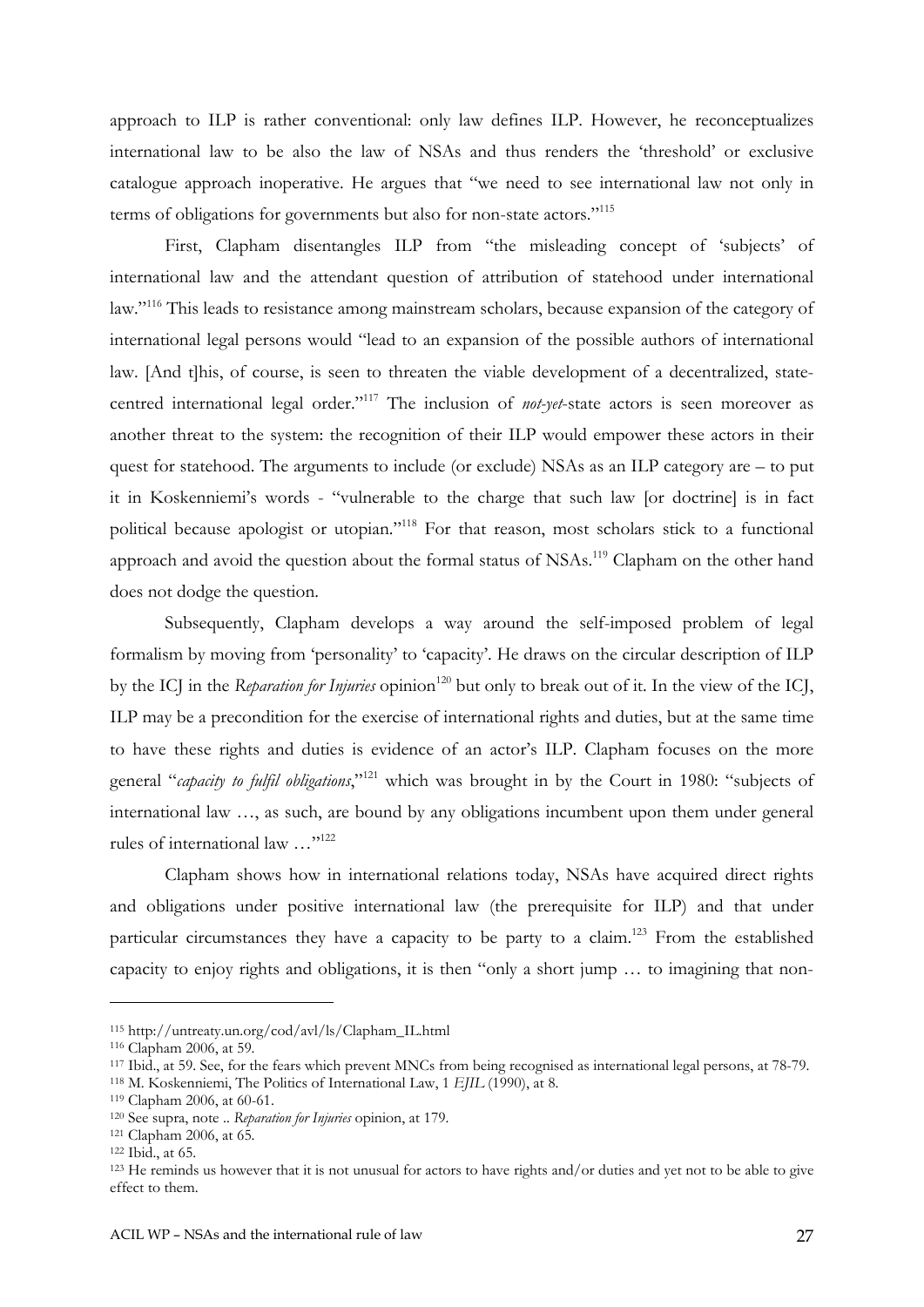approach to ILP is rather conventional: only law defines ILP. However, he reconceptualizes international law to be also the law of NSAs and thus renders the 'threshold' or exclusive catalogue approach inoperative. He argues that "we need to see international law not only in terms of obligations for governments but also for non-state actors."[115]

First, Clapham disentangles ILP from "the misleading concept of 'subjects' of international law and the attendant question of attribution of statehood under international law."[116] This leads to resistance among mainstream scholars, because expansion of the category of international legal persons would "lead to an expansion of the possible authors of international law. [And t]his, of course, is seen to threaten the viable development of a decentralized, state-centred international legal order."[117] The inclusion of *not-yet*-state actors is seen moreover as another threat to the system: the recognition of their ILP would empower these actors in their quest for statehood. The arguments to include (or exclude) NSAs as an ILP category are – to put it in Koskenniemi's words - "vulnerable to the charge that such law [or doctrine] is in fact political because apologist or utopian."[118] For that reason, most scholars stick to a functional approach and avoid the question about the formal status of NSAs.[119] Clapham on the other hand does not dodge the question.

Subsequently, Clapham develops a way around the self-imposed problem of legal formalism by moving from 'personality' to 'capacity'. He draws on the circular description of ILP by the ICJ in the *Reparation for Injuries* opinion[120] but only to break out of it. In the view of the ICJ, ILP may be a precondition for the exercise of international rights and duties, but at the same time to have these rights and duties is evidence of an actor's ILP. Clapham focuses on the more general "*capacity to fulfil obligations*,"[121] which was brought in by the Court in 1980: "subjects of international law …, as such, are bound by any obligations incumbent upon them under general rules of international law …"[122]

Clapham shows how in international relations today, NSAs have acquired direct rights and obligations under positive international law (the prerequisite for ILP) and that under particular circumstances they have a capacity to be party to a claim.[123] From the established capacity to enjoy rights and obligations, it is then "only a short jump … to imagining that non-

---

[115] http://untreaty.un.org/cod/avl/ls/Clapham_IL.html

[116] Clapham 2006, at 59.

[117] Ibid., at 59. See, for the fears which prevent MNCs from being recognised as international legal persons, at 78-79.

[118] M. Koskenniemi, The Politics of International Law, 1 *EJIL* (1990), at 8.

[119] Clapham 2006, at 60-61.

[120] See supra, note .. *Reparation for Injuries* opinion, at 179.

[121] Clapham 2006, at 65.

[122] Ibid., at 65.

[123] He reminds us however that it is not unusual for actors to have rights and/or duties and yet not to be able to give effect to them.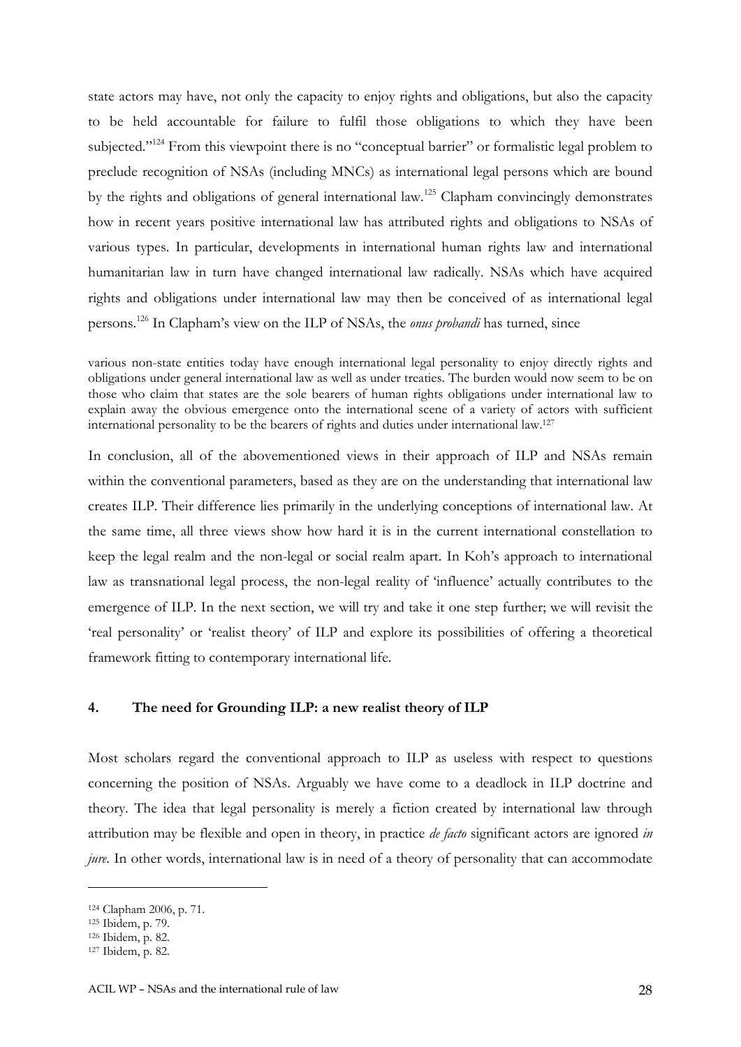state actors may have, not only the capacity to enjoy rights and obligations, but also the capacity to be held accountable for failure to fulfil those obligations to which they have been subjected."[124] From this viewpoint there is no "conceptual barrier" or formalistic legal problem to preclude recognition of NSAs (including MNCs) as international legal persons which are bound by the rights and obligations of general international law.[125] Clapham convincingly demonstrates how in recent years positive international law has attributed rights and obligations to NSAs of various types. In particular, developments in international human rights law and international humanitarian law in turn have changed international law radically. NSAs which have acquired rights and obligations under international law may then be conceived of as international legal persons.[126] In Clapham's view on the ILP of NSAs, the *onus probandi* has turned, since

> various non-state entities today have enough international legal personality to enjoy directly rights and obligations under general international law as well as under treaties. The burden would now seem to be on those who claim that states are the sole bearers of human rights obligations under international law to explain away the obvious emergence onto the international scene of a variety of actors with sufficient international personality to be the bearers of rights and duties under international law.[127]

In conclusion, all of the abovementioned views in their approach of ILP and NSAs remain within the conventional parameters, based as they are on the understanding that international law creates ILP. Their difference lies primarily in the underlying conceptions of international law. At the same time, all three views show how hard it is in the current international constellation to keep the legal realm and the non-legal or social realm apart. In Koh's approach to international law as transnational legal process, the non-legal reality of 'influence' actually contributes to the emergence of ILP. In the next section, we will try and take it one step further; we will revisit the 'real personality' or 'realist theory' of ILP and explore its possibilities of offering a theoretical framework fitting to contemporary international life.

## 4. The need for Grounding ILP: a new realist theory of ILP

Most scholars regard the conventional approach to ILP as useless with respect to questions concerning the position of NSAs. Arguably we have come to a deadlock in ILP doctrine and theory. The idea that legal personality is merely a fiction created by international law through attribution may be flexible and open in theory, in practice *de facto* significant actors are ignored *in jure*. In other words, international law is in need of a theory of personality that can accommodate

---

[124] Clapham 2006, p. 71.
[125] Ibidem, p. 79.
[126] Ibidem, p. 82.
[127] Ibidem, p. 82.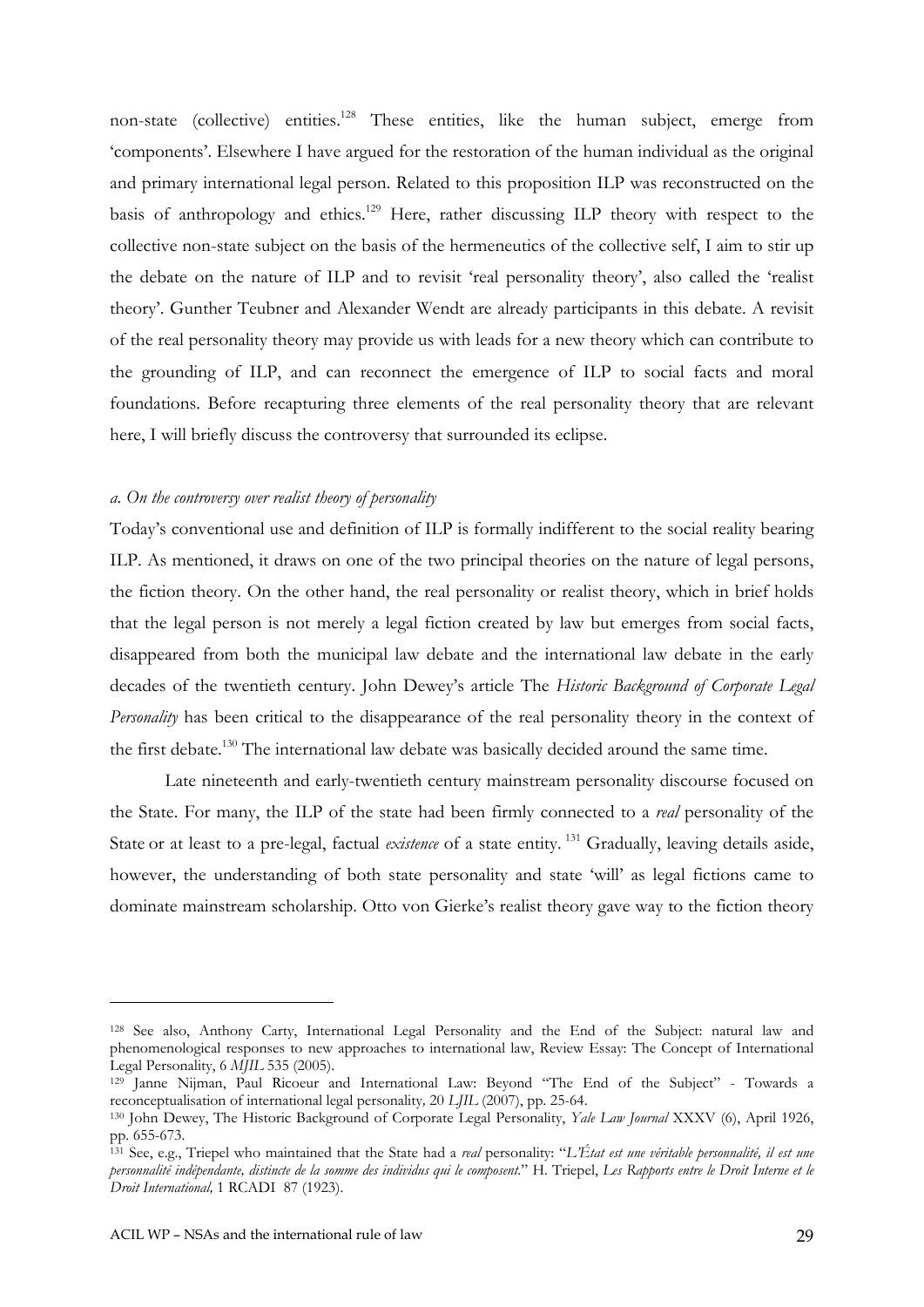non-state (collective) entities.[128] These entities, like the human subject, emerge from 'components'. Elsewhere I have argued for the restoration of the human individual as the original and primary international legal person. Related to this proposition ILP was reconstructed on the basis of anthropology and ethics.[129] Here, rather discussing ILP theory with respect to the collective non-state subject on the basis of the hermeneutics of the collective self, I aim to stir up the debate on the nature of ILP and to revisit 'real personality theory', also called the 'realist theory'. Gunther Teubner and Alexander Wendt are already participants in this debate. A revisit of the real personality theory may provide us with leads for a new theory which can contribute to the grounding of ILP, and can reconnect the emergence of ILP to social facts and moral foundations. Before recapturing three elements of the real personality theory that are relevant here, I will briefly discuss the controversy that surrounded its eclipse.

*a. On the controversy over realist theory of personality*

Today's conventional use and definition of ILP is formally indifferent to the social reality bearing ILP. As mentioned, it draws on one of the two principal theories on the nature of legal persons, the fiction theory. On the other hand, the real personality or realist theory, which in brief holds that the legal person is not merely a legal fiction created by law but emerges from social facts, disappeared from both the municipal law debate and the international law debate in the early decades of the twentieth century. John Dewey's article The *Historic Background of Corporate Legal Personality* has been critical to the disappearance of the real personality theory in the context of the first debate.[130] The international law debate was basically decided around the same time.

Late nineteenth and early-twentieth century mainstream personality discourse focused on the State. For many, the ILP of the state had been firmly connected to a *real* personality of the State or at least to a pre-legal, factual *existence* of a state entity.[131] Gradually, leaving details aside, however, the understanding of both state personality and state 'will' as legal fictions came to dominate mainstream scholarship. Otto von Gierke's realist theory gave way to the fiction theory

---

[128] See also, Anthony Carty, International Legal Personality and the End of the Subject: natural law and phenomenological responses to new approaches to international law, Review Essay: The Concept of International Legal Personality, 6 *MJIL* 535 (2005).

[129] Janne Nijman, Paul Ricoeur and International Law: Beyond "The End of the Subject" - Towards a reconceptualisation of international legal personality, 20 *LJIL* (2007), pp. 25-64.

[130] John Dewey, The Historic Background of Corporate Legal Personality, *Yale Law Journal* XXXV (6), April 1926, pp. 655-673.

[131] See, e.g., Triepel who maintained that the State had a *real* personality: "*L'État est une véritable personnalité, il est une personnalité indépendante, distincte de la somme des individus qui le composent*." H. Triepel, *Les Rapports entre le Droit Interne et le Droit International,* 1 RCADI 87 (1923).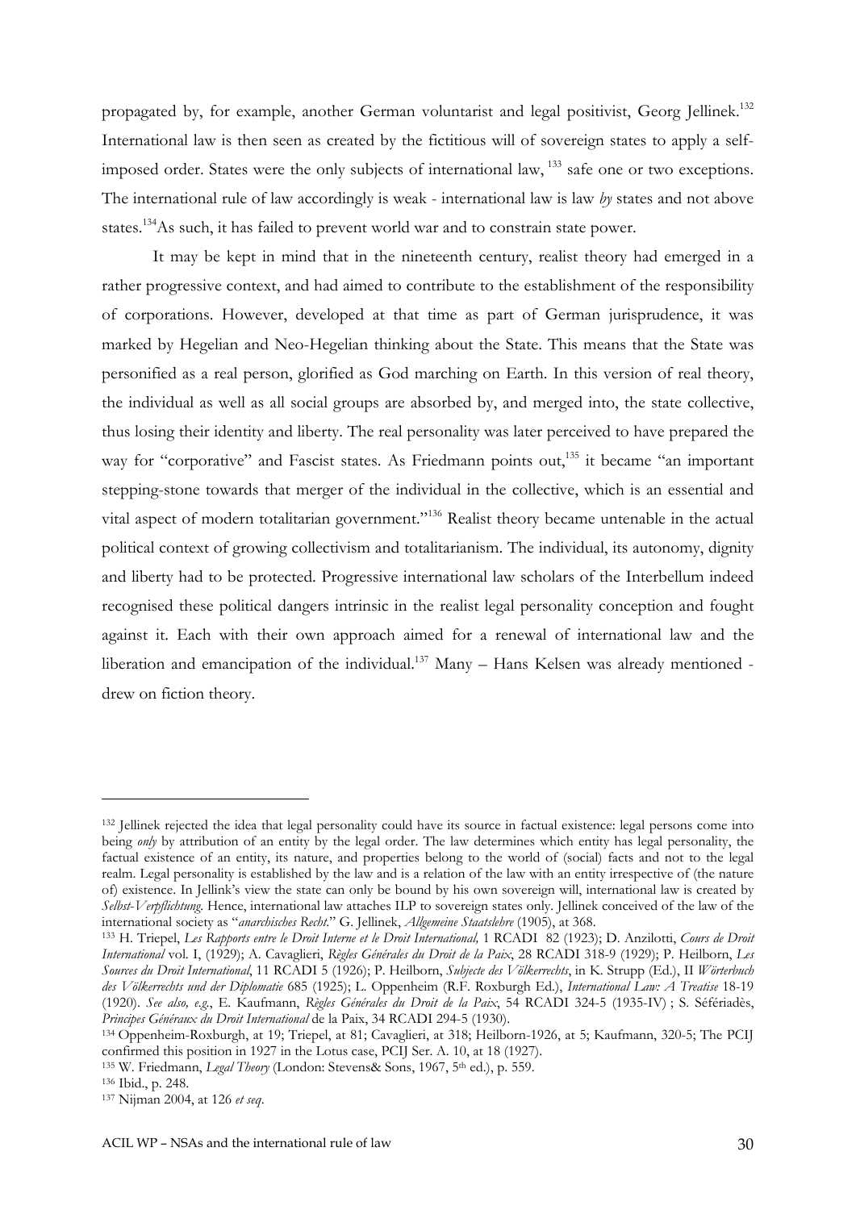propagated by, for example, another German voluntarist and legal positivist, Georg Jellinek.[132] International law is then seen as created by the fictitious will of sovereign states to apply a self-imposed order. States were the only subjects of international law, [133] safe one or two exceptions. The international rule of law accordingly is weak - international law is law *by* states and not above states.[134]As such, it has failed to prevent world war and to constrain state power.

It may be kept in mind that in the nineteenth century, realist theory had emerged in a rather progressive context, and had aimed to contribute to the establishment of the responsibility of corporations. However, developed at that time as part of German jurisprudence, it was marked by Hegelian and Neo-Hegelian thinking about the State. This means that the State was personified as a real person, glorified as God marching on Earth. In this version of real theory, the individual as well as all social groups are absorbed by, and merged into, the state collective, thus losing their identity and liberty. The real personality was later perceived to have prepared the way for "corporative" and Fascist states. As Friedmann points out,[135] it became "an important stepping-stone towards that merger of the individual in the collective, which is an essential and vital aspect of modern totalitarian government."[136] Realist theory became untenable in the actual political context of growing collectivism and totalitarianism. The individual, its autonomy, dignity and liberty had to be protected. Progressive international law scholars of the Interbellum indeed recognised these political dangers intrinsic in the realist legal personality conception and fought against it. Each with their own approach aimed for a renewal of international law and the liberation and emancipation of the individual.[137] Many – Hans Kelsen was already mentioned - drew on fiction theory.

---

[132] Jellinek rejected the idea that legal personality could have its source in factual existence: legal persons come into being *only* by attribution of an entity by the legal order. The law determines which entity has legal personality, the factual existence of an entity, its nature, and properties belong to the world of (social) facts and not to the legal realm. Legal personality is established by the law and is a relation of the law with an entity irrespective of (the nature of) existence. In Jellink's view the state can only be bound by his own sovereign will, international law is created by *Selbst-Verpflichtung*. Hence, international law attaches ILP to sovereign states only. Jellinek conceived of the law of the international society as "*anarchisches Recht*." G. Jellinek, *Allgemeine Staatslehre* (1905), at 368.

[133] H. Triepel, *Les Rapports entre le Droit Interne et le Droit International,* 1 RCADI 82 (1923); D. Anzilotti, *Cours de Droit International* vol. I, (1929); A. Cavaglieri, *Règles Générales du Droit de la Paix*, 28 RCADI 318-9 (1929); P. Heilborn, *Les Sources du Droit International*, 11 RCADI 5 (1926); P. Heilborn, *Subjecte des Völkerrechts*, in K. Strupp (Ed.), II *Wörterbuch des Völkerrechts und der Diplomatie* 685 (1925); L. Oppenheim (R.F. Roxburgh Ed.), *International Law: A Treatise* 18-19 (1920). *See also, e.g.*, E. Kaufmann, *Règles Générales du Droit de la Paix*, 54 RCADI 324-5 (1935-IV) ; S. Séfériadès, *Principes Généraux du Droit International* de la Paix, 34 RCADI 294-5 (1930).

[134] Oppenheim-Roxburgh, at 19; Triepel, at 81; Cavaglieri, at 318; Heilborn-1926, at 5; Kaufmann, 320-5; The PCIJ confirmed this position in 1927 in the Lotus case, PCIJ Ser. A. 10, at 18 (1927).

[135] W. Friedmann, *Legal Theory* (London: Stevens& Sons, 1967, 5th ed.), p. 559.

[136] Ibid., p. 248.

[137] Nijman 2004, at 126 *et seq*.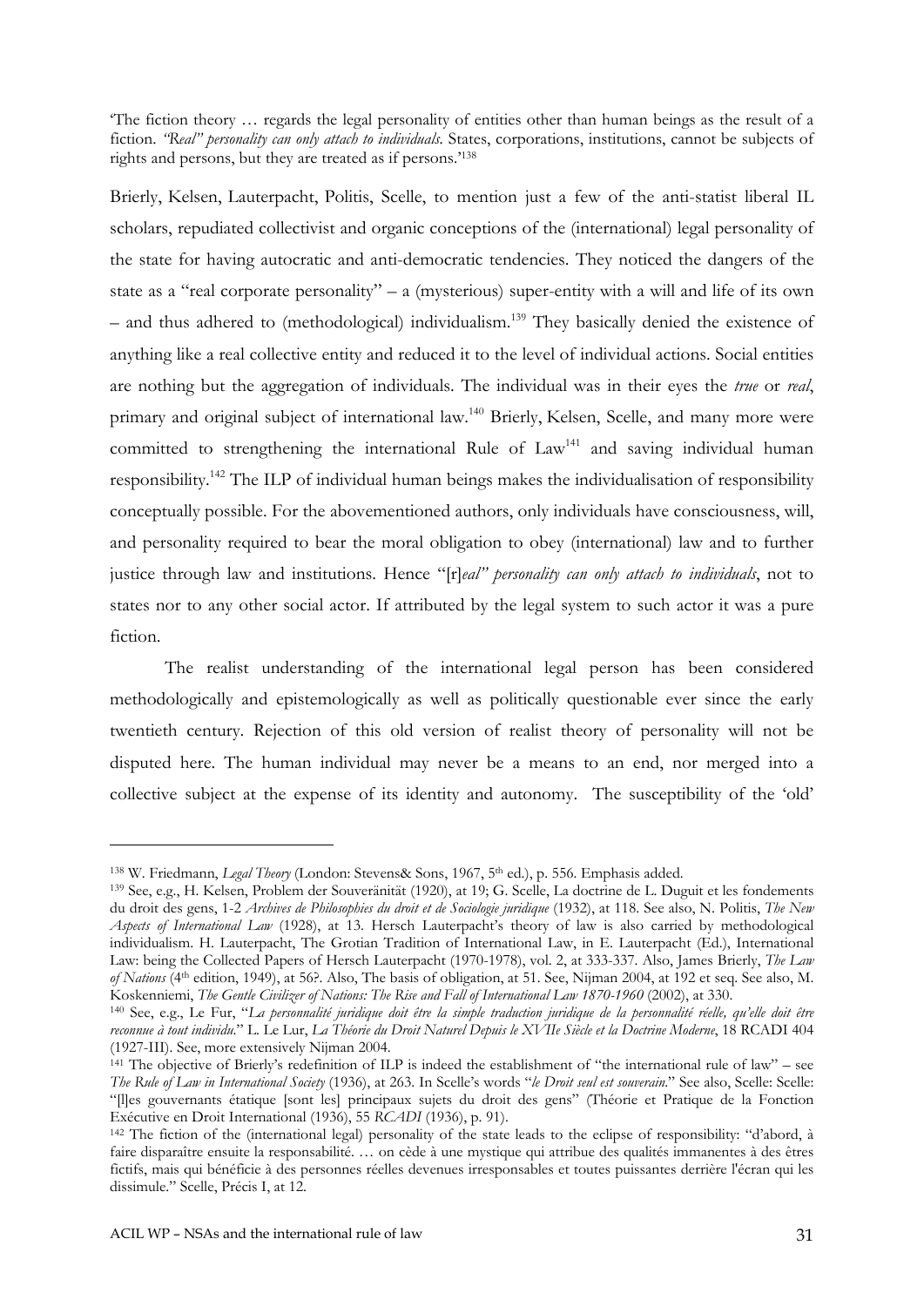'The fiction theory … regards the legal personality of entities other than human beings as the result of a fiction. *"Real" personality can only attach to individuals.* States, corporations, institutions, cannot be subjects of rights and persons, but they are treated as if persons.'[138]

Brierly, Kelsen, Lauterpacht, Politis, Scelle, to mention just a few of the anti-statist liberal IL scholars, repudiated collectivist and organic conceptions of the (international) legal personality of the state for having autocratic and anti-democratic tendencies. They noticed the dangers of the state as a "real corporate personality" – a (mysterious) super-entity with a will and life of its own – and thus adhered to (methodological) individualism.[139] They basically denied the existence of anything like a real collective entity and reduced it to the level of individual actions. Social entities are nothing but the aggregation of individuals. The individual was in their eyes the *true* or *real*, primary and original subject of international law.[140] Brierly, Kelsen, Scelle, and many more were committed to strengthening the international Rule of Law[141] and saving individual human responsibility.[142] The ILP of individual human beings makes the individualisation of responsibility conceptually possible. For the abovementioned authors, only individuals have consciousness, will, and personality required to bear the moral obligation to obey (international) law and to further justice through law and institutions. Hence "[r]*eal" personality can only attach to individuals*, not to states nor to any other social actor. If attributed by the legal system to such actor it was a pure fiction.

The realist understanding of the international legal person has been considered methodologically and epistemologically as well as politically questionable ever since the early twentieth century. Rejection of this old version of realist theory of personality will not be disputed here. The human individual may never be a means to an end, nor merged into a collective subject at the expense of its identity and autonomy. The susceptibility of the 'old'

---

[138] W. Friedmann, *Legal Theory* (London: Stevens& Sons, 1967, 5th ed.), p. 556. Emphasis added.

[139] See, e.g., H. Kelsen, Problem der Souveränität (1920), at 19; G. Scelle, La doctrine de L. Duguit et les fondements du droit des gens, 1-2 *Archives de Philosophies du droit et de Sociologie juridique* (1932), at 118. See also, N. Politis, *The New Aspects of International Law* (1928), at 13. Hersch Lauterpacht's theory of law is also carried by methodological individualism. H. Lauterpacht, The Grotian Tradition of International Law, in E. Lauterpacht (Ed.), International Law: being the Collected Papers of Hersch Lauterpacht (1970-1978), vol. 2, at 333-337. Also, James Brierly, *The Law of Nations* (4th edition, 1949), at 56?. Also, The basis of obligation, at 51. See, Nijman 2004, at 192 et seq. See also, M. Koskenniemi, *The Gentle Civilizer of Nations: The Rise and Fall of International Law 1870-1960* (2002), at 330.

[140] See, e.g., Le Fur, "*La personnalité juridique doit être la simple traduction juridique de la personnalité réelle, qu'elle doit être reconnue à tout individu.*" L. Le Lur, *La Théorie du Droit Naturel Depuis le XVIIe Siècle et la Doctrine Moderne*, 18 RCADI 404 (1927-III). See, more extensively Nijman 2004.

[141] The objective of Brierly's redefinition of ILP is indeed the establishment of "the international rule of law" – see *The Rule of Law in International Society* (1936), at 263. In Scelle's words "*le Droit seul est souverain.*" See also, Scelle: Scelle: "[l]es gouvernants étatique [sont les] principaux sujets du droit des gens" (Théorie et Pratique de la Fonction Exécutive en Droit International (1936), 55 *RCADI* (1936), p. 91).

[142] The fiction of the (international legal) personality of the state leads to the eclipse of responsibility: "d'abord, à faire disparaître ensuite la responsabilité. … on cède à une mystique qui attribue des qualités immanentes à des êtres fictifs, mais qui bénéficie à des personnes réelles devenues irresponsables et toutes puissantes derrière l'écran qui les dissimule." Scelle, Précis I, at 12.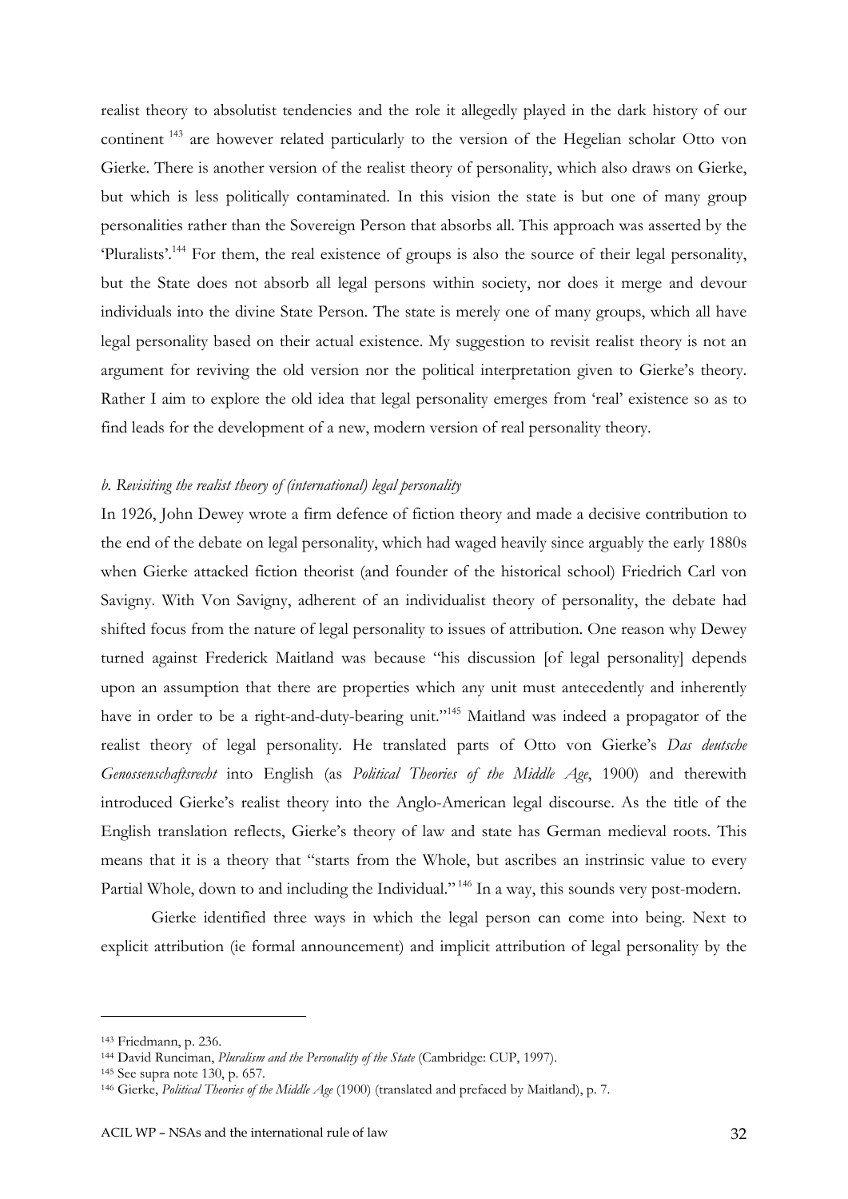realist theory to absolutist tendencies and the role it allegedly played in the dark history of our continent [143] are however related particularly to the version of the Hegelian scholar Otto von Gierke. There is another version of the realist theory of personality, which also draws on Gierke, but which is less politically contaminated. In this vision the state is but one of many group personalities rather than the Sovereign Person that absorbs all. This approach was asserted by the 'Pluralists'.[144] For them, the real existence of groups is also the source of their legal personality, but the State does not absorb all legal persons within society, nor does it merge and devour individuals into the divine State Person. The state is merely one of many groups, which all have legal personality based on their actual existence. My suggestion to revisit realist theory is not an argument for reviving the old version nor the political interpretation given to Gierke's theory. Rather I aim to explore the old idea that legal personality emerges from 'real' existence so as to find leads for the development of a new, modern version of real personality theory.

*b. Revisiting the realist theory of (international) legal personality*

In 1926, John Dewey wrote a firm defence of fiction theory and made a decisive contribution to the end of the debate on legal personality, which had waged heavily since arguably the early 1880s when Gierke attacked fiction theorist (and founder of the historical school) Friedrich Carl von Savigny. With Von Savigny, adherent of an individualist theory of personality, the debate had shifted focus from the nature of legal personality to issues of attribution. One reason why Dewey turned against Frederick Maitland was because "his discussion [of legal personality] depends upon an assumption that there are properties which any unit must antecedently and inherently have in order to be a right-and-duty-bearing unit."[145] Maitland was indeed a propagator of the realist theory of legal personality. He translated parts of Otto von Gierke's *Das deutsche Genossenschaftsrecht* into English (as *Political Theories of the Middle Age*, 1900) and therewith introduced Gierke's realist theory into the Anglo-American legal discourse. As the title of the English translation reflects, Gierke's theory of law and state has German medieval roots. This means that it is a theory that "starts from the Whole, but ascribes an instrinsic value to every Partial Whole, down to and including the Individual." [146] In a way, this sounds very post-modern.

Gierke identified three ways in which the legal person can come into being. Next to explicit attribution (ie formal announcement) and implicit attribution of legal personality by the

---

[143] Friedmann, p. 236.

[144] David Runciman, *Pluralism and the Personality of the State* (Cambridge: CUP, 1997).

[145] See supra note 130, p. 657.

[146] Gierke, *Political Theories of the Middle Age* (1900) (translated and prefaced by Maitland), p. 7.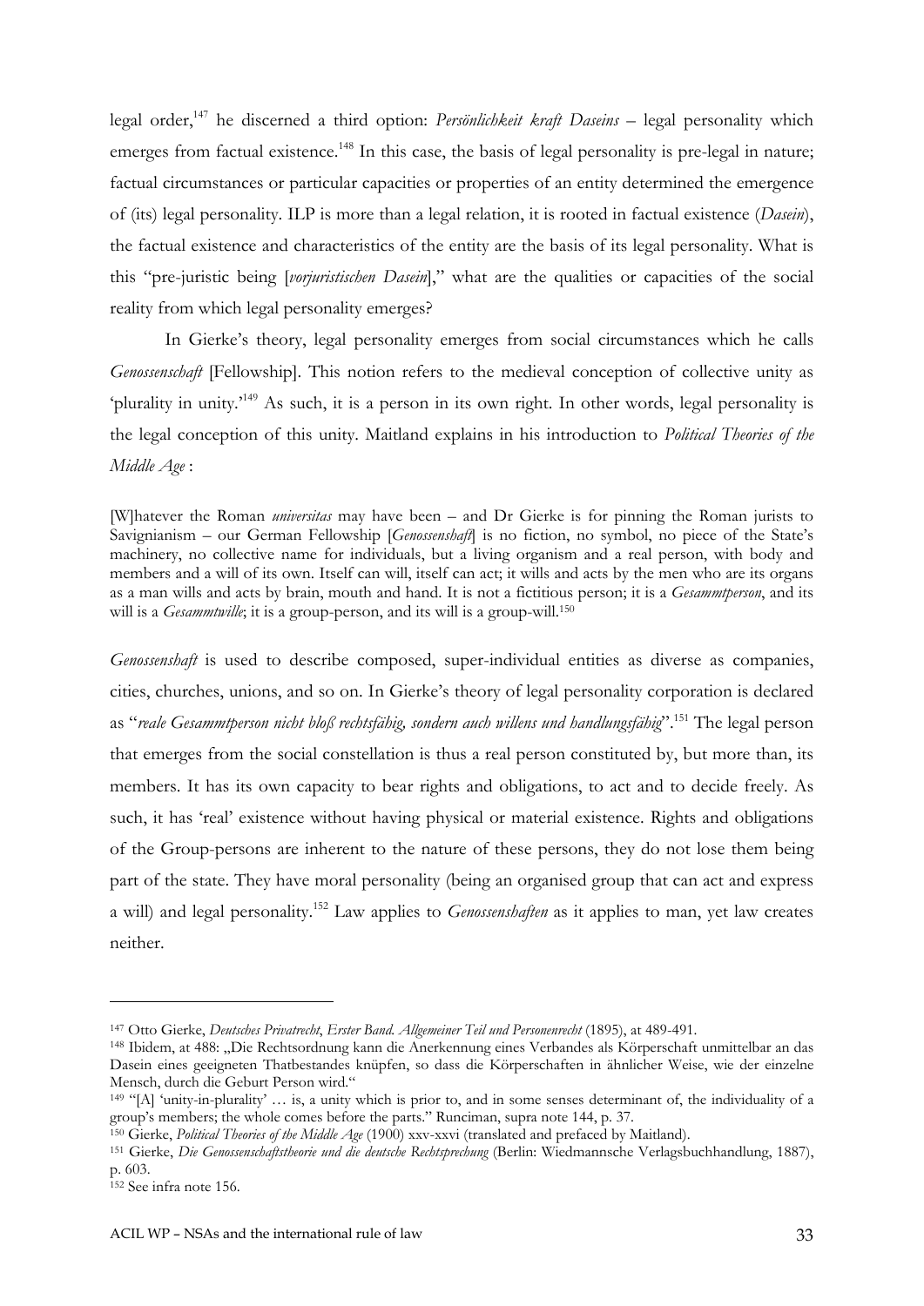legal order,[147] he discerned a third option: *Persönlichkeit kraft Daseins* – legal personality which emerges from factual existence.[148] In this case, the basis of legal personality is pre-legal in nature; factual circumstances or particular capacities or properties of an entity determined the emergence of (its) legal personality. ILP is more than a legal relation, it is rooted in factual existence (*Dasein*), the factual existence and characteristics of the entity are the basis of its legal personality. What is this "pre-juristic being [*vorjuristischen Dasein*]," what are the qualities or capacities of the social reality from which legal personality emerges?

In Gierke's theory, legal personality emerges from social circumstances which he calls *Genossenschaft* [Fellowship]. This notion refers to the medieval conception of collective unity as 'plurality in unity.'[149] As such, it is a person in its own right. In other words, legal personality is the legal conception of this unity. Maitland explains in his introduction to *Political Theories of the Middle Age* :

> [W]hatever the Roman *universitas* may have been – and Dr Gierke is for pinning the Roman jurists to Savignianism – our German Fellowship [*Genossenshaft*] is no fiction, no symbol, no piece of the State's machinery, no collective name for individuals, but a living organism and a real person, with body and members and a will of its own. Itself can will, itself can act; it wills and acts by the men who are its organs as a man wills and acts by brain, mouth and hand. It is not a fictitious person; it is a *Gesammtperson*, and its will is a *Gesammtwille*; it is a group-person, and its will is a group-will.[150]

*Genossenshaft* is used to describe composed, super-individual entities as diverse as companies, cities, churches, unions, and so on. In Gierke's theory of legal personality corporation is declared as "*reale Gesammtperson nicht bloß rechtsfähig, sondern auch willens und handlungsfähig*".[151] The legal person that emerges from the social constellation is thus a real person constituted by, but more than, its members. It has its own capacity to bear rights and obligations, to act and to decide freely. As such, it has 'real' existence without having physical or material existence. Rights and obligations of the Group-persons are inherent to the nature of these persons, they do not lose them being part of the state. They have moral personality (being an organised group that can act and express a will) and legal personality.[152] Law applies to *Genossenshaften* as it applies to man, yet law creates neither.

---

[147] Otto Gierke, *Deutsches Privatrecht, Erster Band. Allgemeiner Teil und Personenrecht* (1895), at 489-491.

[148] Ibidem, at 488: „Die Rechtsordnung kann die Anerkennung eines Verbandes als Körperschaft unmittelbar an das Dasein eines geeigneten Thatbestandes knüpfen, so dass die Körperschaften in ähnlicher Weise, wie der einzelne Mensch, durch die Geburt Person wird."

[149] "[A] 'unity-in-plurality' … is, a unity which is prior to, and in some senses determinant of, the individuality of a group's members; the whole comes before the parts." Runciman, supra note 144, p. 37.

[150] Gierke, *Political Theories of the Middle Age* (1900) xxv-xxvi (translated and prefaced by Maitland).

[151] Gierke, *Die Genossenschaftstheorie und die deutsche Rechtsprechung* (Berlin: Wiedmannsche Verlagsbuchhandlung, 1887), p. 603.

[152] See infra note 156.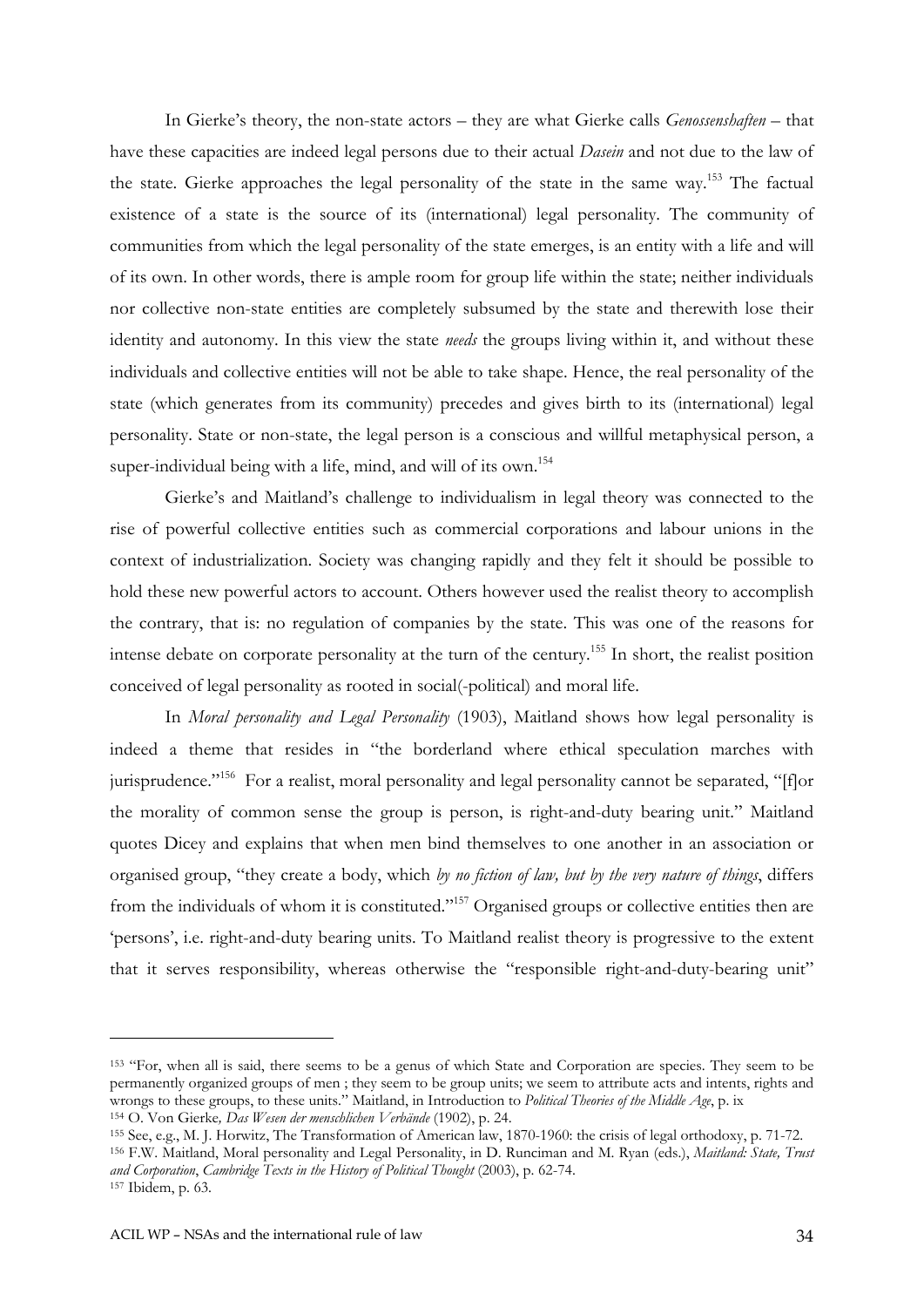In Gierke's theory, the non-state actors – they are what Gierke calls *Genossenshaften* – that have these capacities are indeed legal persons due to their actual *Dasein* and not due to the law of the state. Gierke approaches the legal personality of the state in the same way.[153] The factual existence of a state is the source of its (international) legal personality. The community of communities from which the legal personality of the state emerges, is an entity with a life and will of its own. In other words, there is ample room for group life within the state; neither individuals nor collective non-state entities are completely subsumed by the state and therewith lose their identity and autonomy. In this view the state *needs* the groups living within it, and without these individuals and collective entities will not be able to take shape. Hence, the real personality of the state (which generates from its community) precedes and gives birth to its (international) legal personality. State or non-state, the legal person is a conscious and willful metaphysical person, a super-individual being with a life, mind, and will of its own.[154]

Gierke's and Maitland's challenge to individualism in legal theory was connected to the rise of powerful collective entities such as commercial corporations and labour unions in the context of industrialization. Society was changing rapidly and they felt it should be possible to hold these new powerful actors to account. Others however used the realist theory to accomplish the contrary, that is: no regulation of companies by the state. This was one of the reasons for intense debate on corporate personality at the turn of the century.[155] In short, the realist position conceived of legal personality as rooted in social(-political) and moral life.

In *Moral personality and Legal Personality* (1903), Maitland shows how legal personality is indeed a theme that resides in "the borderland where ethical speculation marches with jurisprudence."[156] For a realist, moral personality and legal personality cannot be separated, "[f]or the morality of common sense the group is person, is right-and-duty bearing unit." Maitland quotes Dicey and explains that when men bind themselves to one another in an association or organised group, "they create a body, which *by no fiction of law, but by the very nature of things*, differs from the individuals of whom it is constituted."[157] Organised groups or collective entities then are 'persons', i.e. right-and-duty bearing units. To Maitland realist theory is progressive to the extent that it serves responsibility, whereas otherwise the "responsible right-and-duty-bearing unit"

---

[153] "For, when all is said, there seems to be a genus of which State and Corporation are species. They seem to be permanently organized groups of men ; they seem to be group units; we seem to attribute acts and intents, rights and wrongs to these groups, to these units." Maitland, in Introduction to *Political Theories of the Middle Age*, p. ix

[154] O. Von Gierke*, Das Wesen der menschlichen Verbände* (1902), p. 24.

[155] See, e.g., M. J. Horwitz, The Transformation of American law, 1870-1960: the crisis of legal orthodoxy, p. 71-72.

[156] F.W. Maitland, Moral personality and Legal Personality, in D. Runciman and M. Ryan (eds.), *Maitland: State, Trust and Corporation*, *Cambridge Texts in the History of Political Thought* (2003), p. 62-74.

[157] Ibidem, p. 63.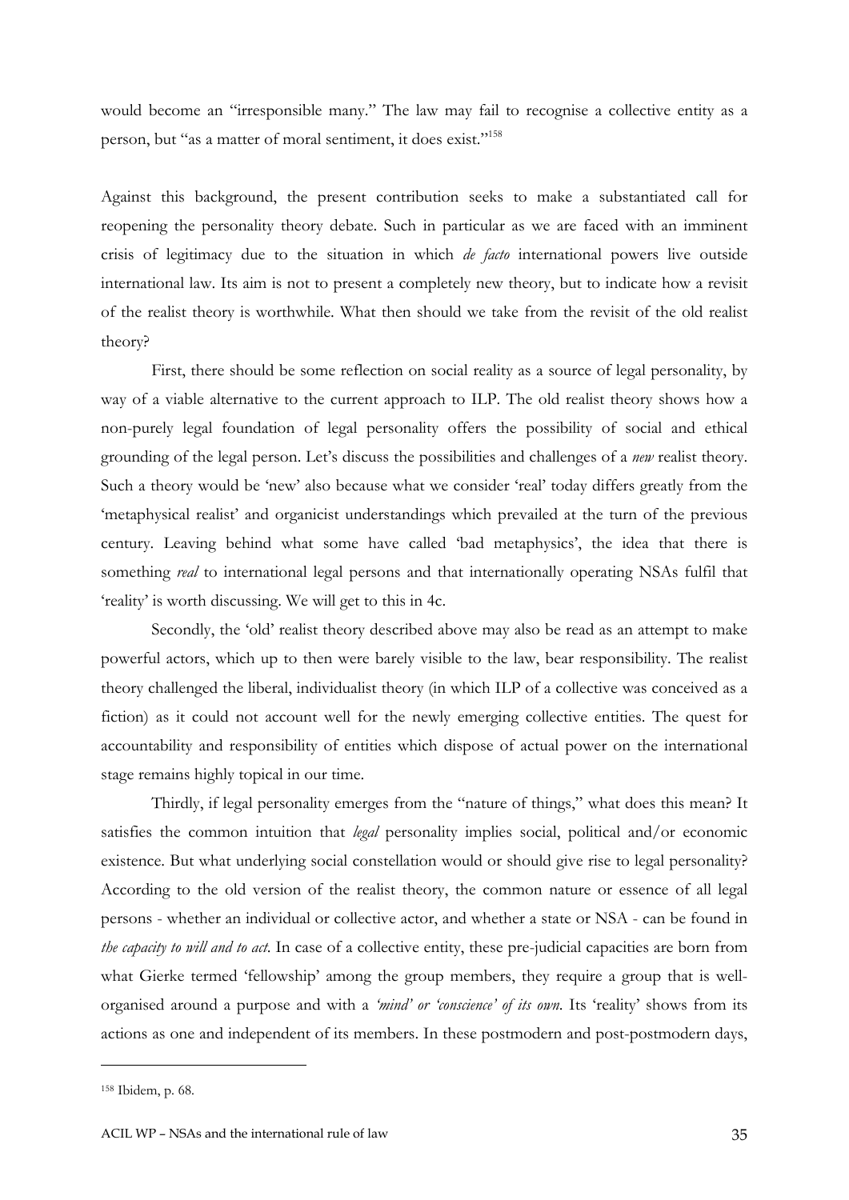would become an "irresponsible many." The law may fail to recognise a collective entity as a person, but "as a matter of moral sentiment, it does exist."[158]

Against this background, the present contribution seeks to make a substantiated call for reopening the personality theory debate. Such in particular as we are faced with an imminent crisis of legitimacy due to the situation in which *de facto* international powers live outside international law. Its aim is not to present a completely new theory, but to indicate how a revisit of the realist theory is worthwhile. What then should we take from the revisit of the old realist theory?

First, there should be some reflection on social reality as a source of legal personality, by way of a viable alternative to the current approach to ILP. The old realist theory shows how a non-purely legal foundation of legal personality offers the possibility of social and ethical grounding of the legal person. Let's discuss the possibilities and challenges of a *new* realist theory. Such a theory would be 'new' also because what we consider 'real' today differs greatly from the 'metaphysical realist' and organicist understandings which prevailed at the turn of the previous century. Leaving behind what some have called 'bad metaphysics', the idea that there is something *real* to international legal persons and that internationally operating NSAs fulfil that 'reality' is worth discussing. We will get to this in 4c.

Secondly, the 'old' realist theory described above may also be read as an attempt to make powerful actors, which up to then were barely visible to the law, bear responsibility. The realist theory challenged the liberal, individualist theory (in which ILP of a collective was conceived as a fiction) as it could not account well for the newly emerging collective entities. The quest for accountability and responsibility of entities which dispose of actual power on the international stage remains highly topical in our time.

Thirdly, if legal personality emerges from the "nature of things," what does this mean? It satisfies the common intuition that *legal* personality implies social, political and/or economic existence. But what underlying social constellation would or should give rise to legal personality? According to the old version of the realist theory, the common nature or essence of all legal persons - whether an individual or collective actor, and whether a state or NSA - can be found in *the capacity to will and to act*. In case of a collective entity, these pre-judicial capacities are born from what Gierke termed 'fellowship' among the group members, they require a group that is well-organised around a purpose and with a *'mind' or 'conscience' of its own*. Its 'reality' shows from its actions as one and independent of its members. In these postmodern and post-postmodern days,

[158] Ibidem, p. 68.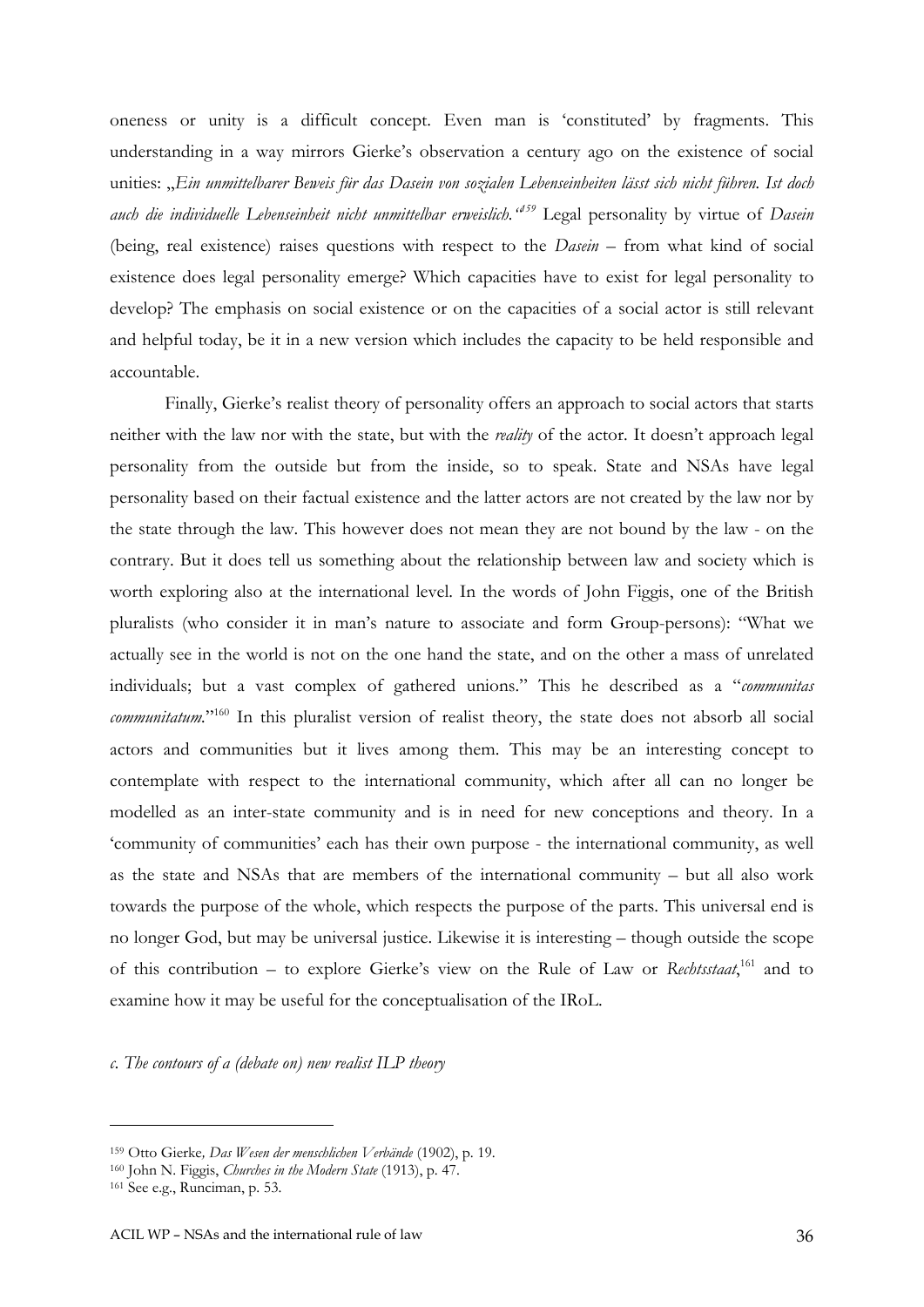oneness or unity is a difficult concept. Even man is 'constituted' by fragments. This understanding in a way mirrors Gierke's observation a century ago on the existence of social unities: „*Ein unmittelbarer Beweis für das Dasein von sozialen Lebenseinheiten lässt sich nicht führen. Ist doch auch die individuelle Lebenseinheit nicht unmittelbar erweislich."*[159] Legal personality by virtue of *Dasein* (being, real existence) raises questions with respect to the *Dasein* – from what kind of social existence does legal personality emerge? Which capacities have to exist for legal personality to develop? The emphasis on social existence or on the capacities of a social actor is still relevant and helpful today, be it in a new version which includes the capacity to be held responsible and accountable.

Finally, Gierke's realist theory of personality offers an approach to social actors that starts neither with the law nor with the state, but with the *reality* of the actor. It doesn't approach legal personality from the outside but from the inside, so to speak. State and NSAs have legal personality based on their factual existence and the latter actors are not created by the law nor by the state through the law. This however does not mean they are not bound by the law - on the contrary. But it does tell us something about the relationship between law and society which is worth exploring also at the international level. In the words of John Figgis, one of the British pluralists (who consider it in man's nature to associate and form Group-persons): "What we actually see in the world is not on the one hand the state, and on the other a mass of unrelated individuals; but a vast complex of gathered unions." This he described as a "*communitas communitatum*."[160] In this pluralist version of realist theory, the state does not absorb all social actors and communities but it lives among them. This may be an interesting concept to contemplate with respect to the international community, which after all can no longer be modelled as an inter-state community and is in need for new conceptions and theory. In a 'community of communities' each has their own purpose - the international community, as well as the state and NSAs that are members of the international community – but all also work towards the purpose of the whole, which respects the purpose of the parts. This universal end is no longer God, but may be universal justice. Likewise it is interesting – though outside the scope of this contribution – to explore Gierke's view on the Rule of Law or *Rechtsstaat*,[161] and to examine how it may be useful for the conceptualisation of the IRoL.

*c. The contours of a (debate on) new realist ILP theory*

---

[159] Otto Gierke, *Das Wesen der menschlichen Verbände* (1902), p. 19.

[160] John N. Figgis, *Churches in the Modern State* (1913), p. 47.

[161] See e.g., Runciman, p. 53.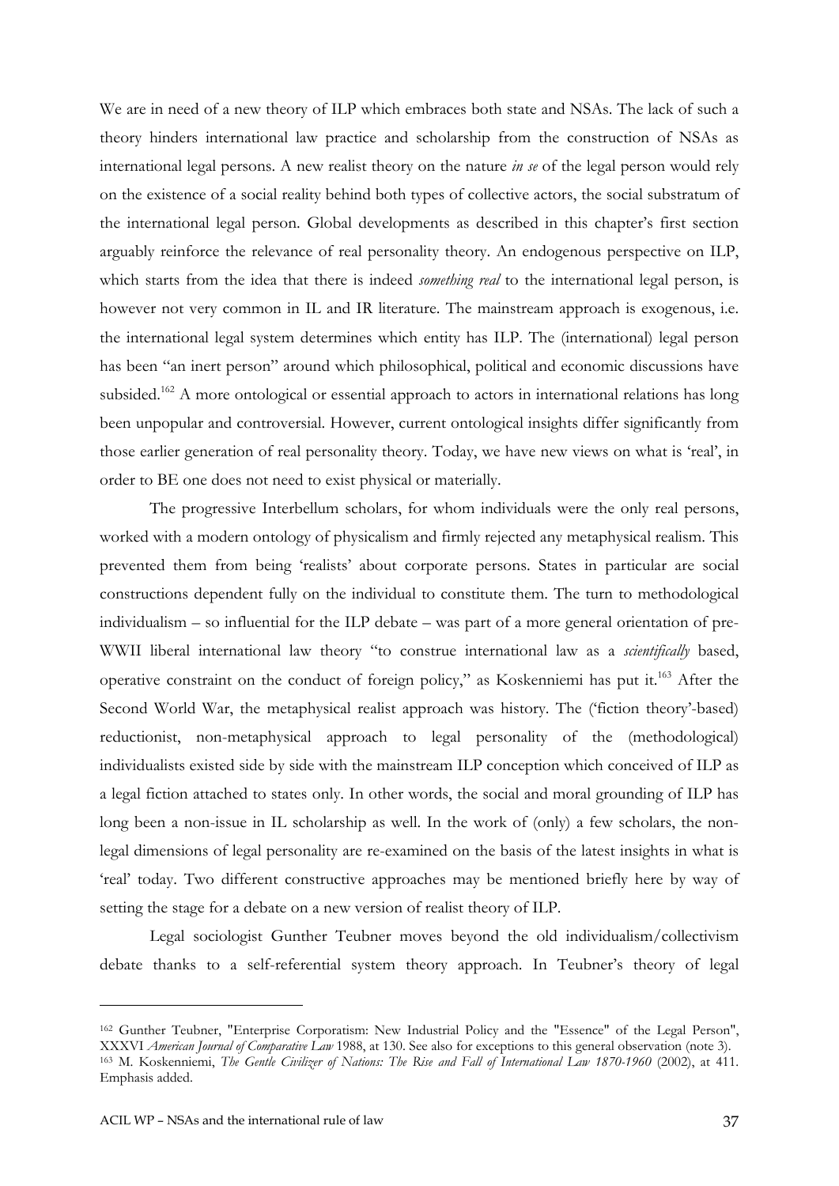We are in need of a new theory of ILP which embraces both state and NSAs. The lack of such a theory hinders international law practice and scholarship from the construction of NSAs as international legal persons. A new realist theory on the nature *in se* of the legal person would rely on the existence of a social reality behind both types of collective actors, the social substratum of the international legal person. Global developments as described in this chapter's first section arguably reinforce the relevance of real personality theory. An endogenous perspective on ILP, which starts from the idea that there is indeed *something real* to the international legal person, is however not very common in IL and IR literature. The mainstream approach is exogenous, i.e. the international legal system determines which entity has ILP. The (international) legal person has been "an inert person" around which philosophical, political and economic discussions have subsided.[162] A more ontological or essential approach to actors in international relations has long been unpopular and controversial. However, current ontological insights differ significantly from those earlier generation of real personality theory. Today, we have new views on what is 'real', in order to BE one does not need to exist physical or materially.

The progressive Interbellum scholars, for whom individuals were the only real persons, worked with a modern ontology of physicalism and firmly rejected any metaphysical realism. This prevented them from being 'realists' about corporate persons. States in particular are social constructions dependent fully on the individual to constitute them. The turn to methodological individualism – so influential for the ILP debate – was part of a more general orientation of pre-WWII liberal international law theory "to construe international law as a *scientifically* based, operative constraint on the conduct of foreign policy," as Koskenniemi has put it.[163] After the Second World War, the metaphysical realist approach was history. The ('fiction theory'-based) reductionist, non-metaphysical approach to legal personality of the (methodological) individualists existed side by side with the mainstream ILP conception which conceived of ILP as a legal fiction attached to states only. In other words, the social and moral grounding of ILP has long been a non-issue in IL scholarship as well. In the work of (only) a few scholars, the non-legal dimensions of legal personality are re-examined on the basis of the latest insights in what is 'real' today. Two different constructive approaches may be mentioned briefly here by way of setting the stage for a debate on a new version of realist theory of ILP.

Legal sociologist Gunther Teubner moves beyond the old individualism/collectivism debate thanks to a self-referential system theory approach. In Teubner's theory of legal

---

[162] Gunther Teubner, "Enterprise Corporatism: New Industrial Policy and the "Essence" of the Legal Person", XXXVI *American Journal of Comparative Law* 1988, at 130. See also for exceptions to this general observation (note 3).

[163] M. Koskenniemi, *The Gentle Civilizer of Nations: The Rise and Fall of International Law 1870-1960* (2002), at 411. Emphasis added.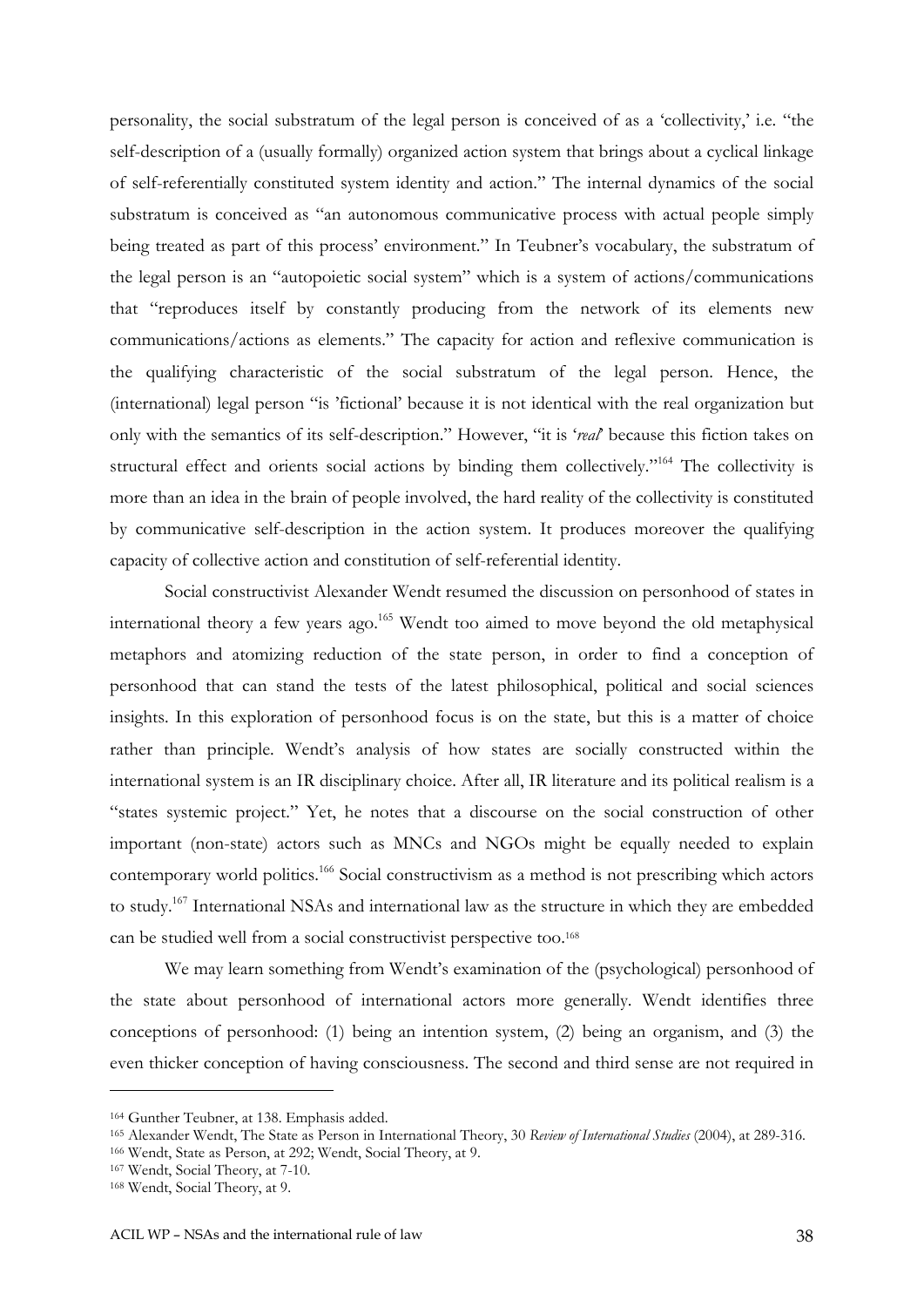personality, the social substratum of the legal person is conceived of as a 'collectivity,' i.e. "the self-description of a (usually formally) organized action system that brings about a cyclical linkage of self-referentially constituted system identity and action." The internal dynamics of the social substratum is conceived as "an autonomous communicative process with actual people simply being treated as part of this process' environment." In Teubner's vocabulary, the substratum of the legal person is an "autopoietic social system" which is a system of actions/communications that "reproduces itself by constantly producing from the network of its elements new communications/actions as elements." The capacity for action and reflexive communication is the qualifying characteristic of the social substratum of the legal person. Hence, the (international) legal person "is 'fictional' because it is not identical with the real organization but only with the semantics of its self-description." However, "it is '*real*' because this fiction takes on structural effect and orients social actions by binding them collectively."[164] The collectivity is more than an idea in the brain of people involved, the hard reality of the collectivity is constituted by communicative self-description in the action system. It produces moreover the qualifying capacity of collective action and constitution of self-referential identity.

Social constructivist Alexander Wendt resumed the discussion on personhood of states in international theory a few years ago.[165] Wendt too aimed to move beyond the old metaphysical metaphors and atomizing reduction of the state person, in order to find a conception of personhood that can stand the tests of the latest philosophical, political and social sciences insights. In this exploration of personhood focus is on the state, but this is a matter of choice rather than principle. Wendt's analysis of how states are socially constructed within the international system is an IR disciplinary choice. After all, IR literature and its political realism is a "states systemic project." Yet, he notes that a discourse on the social construction of other important (non-state) actors such as MNCs and NGOs might be equally needed to explain contemporary world politics.[166] Social constructivism as a method is not prescribing which actors to study.[167] International NSAs and international law as the structure in which they are embedded can be studied well from a social constructivist perspective too.[168]

We may learn something from Wendt's examination of the (psychological) personhood of the state about personhood of international actors more generally. Wendt identifies three conceptions of personhood: (1) being an intention system, (2) being an organism, and (3) the even thicker conception of having consciousness. The second and third sense are not required in

---

[164] Gunther Teubner, at 138. Emphasis added.

[165] Alexander Wendt, The State as Person in International Theory, 30 *Review of International Studies* (2004), at 289-316.

[166] Wendt, State as Person, at 292; Wendt, Social Theory, at 9.

[167] Wendt, Social Theory, at 7-10.

[168] Wendt, Social Theory, at 9.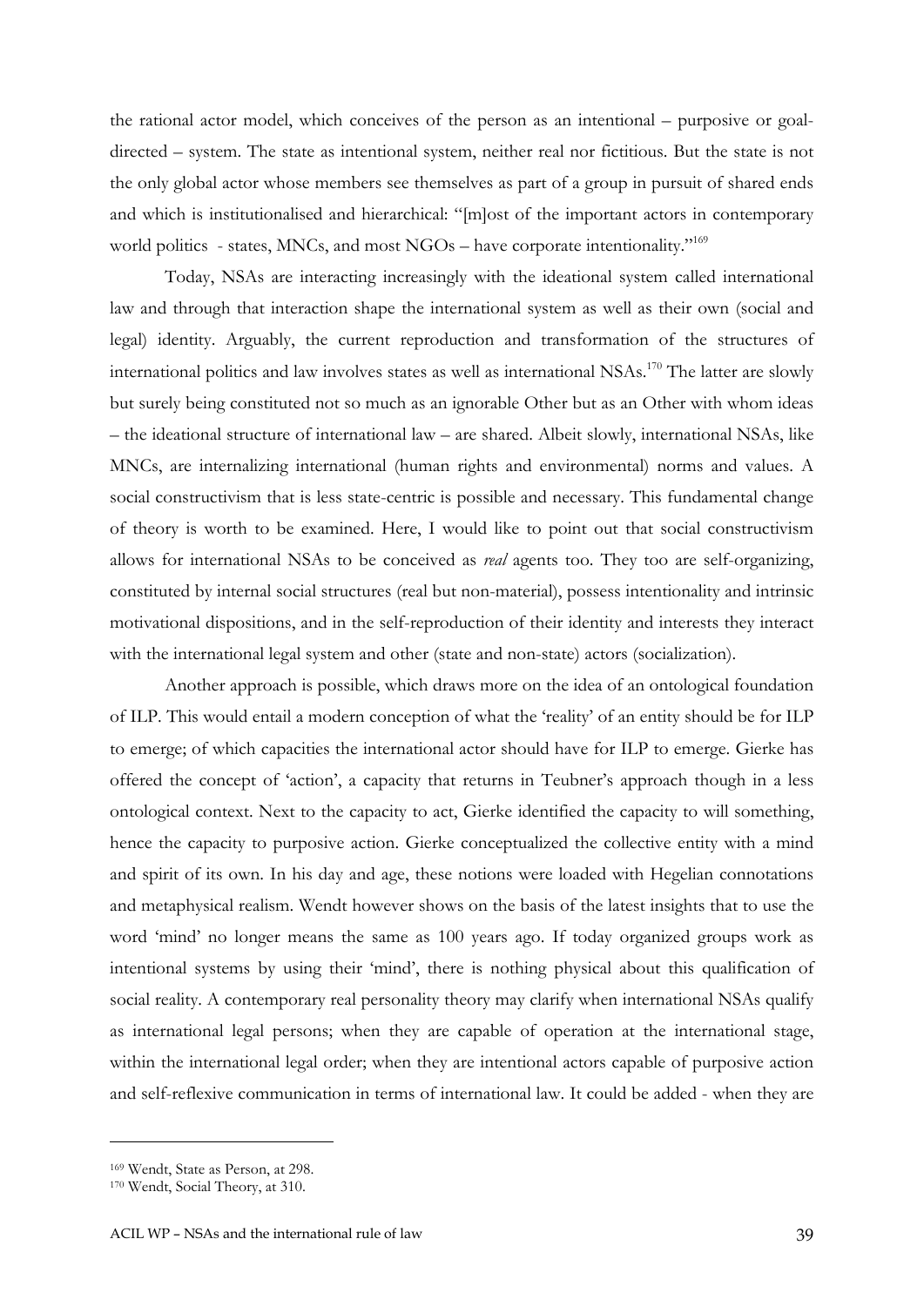the rational actor model, which conceives of the person as an intentional – purposive or goal-directed – system. The state as intentional system, neither real nor fictitious. But the state is not the only global actor whose members see themselves as part of a group in pursuit of shared ends and which is institutionalised and hierarchical: "[m]ost of the important actors in contemporary world politics - states, MNCs, and most NGOs – have corporate intentionality."[169]

Today, NSAs are interacting increasingly with the ideational system called international law and through that interaction shape the international system as well as their own (social and legal) identity. Arguably, the current reproduction and transformation of the structures of international politics and law involves states as well as international NSAs.[170] The latter are slowly but surely being constituted not so much as an ignorable Other but as an Other with whom ideas – the ideational structure of international law – are shared. Albeit slowly, international NSAs, like MNCs, are internalizing international (human rights and environmental) norms and values. A social constructivism that is less state-centric is possible and necessary. This fundamental change of theory is worth to be examined. Here, I would like to point out that social constructivism allows for international NSAs to be conceived as *real* agents too. They too are self-organizing, constituted by internal social structures (real but non-material), possess intentionality and intrinsic motivational dispositions, and in the self-reproduction of their identity and interests they interact with the international legal system and other (state and non-state) actors (socialization).

Another approach is possible, which draws more on the idea of an ontological foundation of ILP. This would entail a modern conception of what the 'reality' of an entity should be for ILP to emerge; of which capacities the international actor should have for ILP to emerge. Gierke has offered the concept of 'action', a capacity that returns in Teubner's approach though in a less ontological context. Next to the capacity to act, Gierke identified the capacity to will something, hence the capacity to purposive action. Gierke conceptualized the collective entity with a mind and spirit of its own. In his day and age, these notions were loaded with Hegelian connotations and metaphysical realism. Wendt however shows on the basis of the latest insights that to use the word 'mind' no longer means the same as 100 years ago. If today organized groups work as intentional systems by using their 'mind', there is nothing physical about this qualification of social reality. A contemporary real personality theory may clarify when international NSAs qualify as international legal persons; when they are capable of operation at the international stage, within the international legal order; when they are intentional actors capable of purposive action and self-reflexive communication in terms of international law. It could be added - when they are

[169] Wendt, State as Person, at 298.
[170] Wendt, Social Theory, at 310.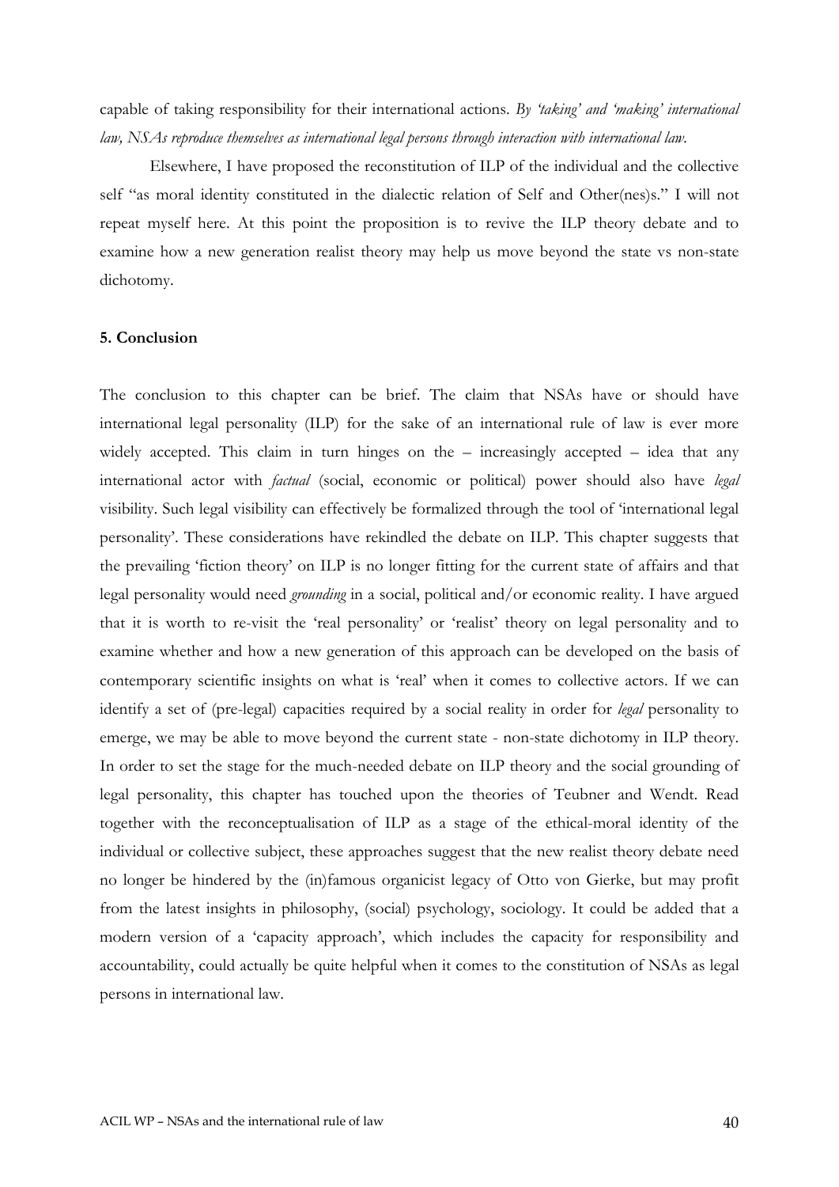capable of taking responsibility for their international actions. *By 'taking' and 'making' international law, NSAs reproduce themselves as international legal persons through interaction with international law.*

Elsewhere, I have proposed the reconstitution of ILP of the individual and the collective self "as moral identity constituted in the dialectic relation of Self and Other(nes)s." I will not repeat myself here. At this point the proposition is to revive the ILP theory debate and to examine how a new generation realist theory may help us move beyond the state vs non-state dichotomy.

**5. Conclusion**

The conclusion to this chapter can be brief. The claim that NSAs have or should have international legal personality (ILP) for the sake of an international rule of law is ever more widely accepted. This claim in turn hinges on the – increasingly accepted – idea that any international actor with *factual* (social, economic or political) power should also have *legal* visibility. Such legal visibility can effectively be formalized through the tool of 'international legal personality'. These considerations have rekindled the debate on ILP. This chapter suggests that the prevailing 'fiction theory' on ILP is no longer fitting for the current state of affairs and that legal personality would need *grounding* in a social, political and/or economic reality. I have argued that it is worth to re-visit the 'real personality' or 'realist' theory on legal personality and to examine whether and how a new generation of this approach can be developed on the basis of contemporary scientific insights on what is 'real' when it comes to collective actors. If we can identify a set of (pre-legal) capacities required by a social reality in order for *legal* personality to emerge, we may be able to move beyond the current state - non-state dichotomy in ILP theory. In order to set the stage for the much-needed debate on ILP theory and the social grounding of legal personality, this chapter has touched upon the theories of Teubner and Wendt. Read together with the reconceptualisation of ILP as a stage of the ethical-moral identity of the individual or collective subject, these approaches suggest that the new realist theory debate need no longer be hindered by the (in)famous organicist legacy of Otto von Gierke, but may profit from the latest insights in philosophy, (social) psychology, sociology. It could be added that a modern version of a 'capacity approach', which includes the capacity for responsibility and accountability, could actually be quite helpful when it comes to the constitution of NSAs as legal persons in international law.